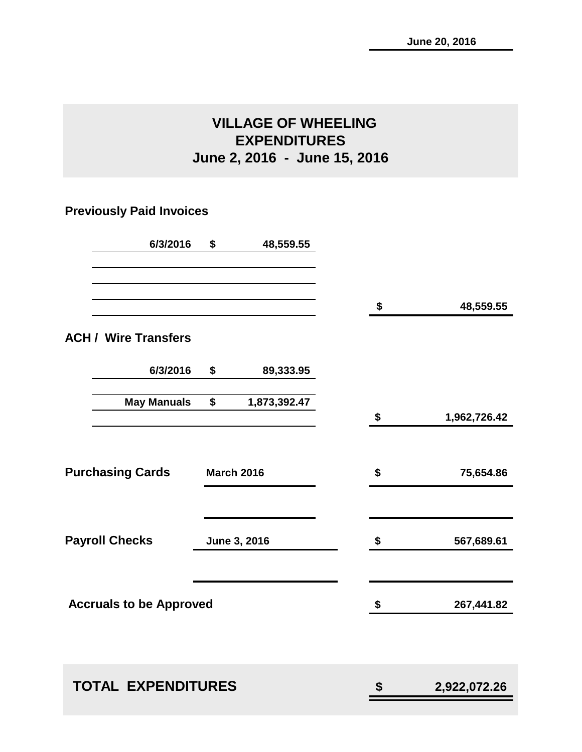June 20, 2016

# VILLAGE OF WHEELING
## EXPENDITURES
## June 2, 2016 - June 15, 2016

### Previously Paid Invoices

| | | |
|---|---|---|
| 6/3/2016 | $ 48,559.55 | |
| | | $ 48,559.55 |

### ACH / Wire Transfers

| | | |
|---|---|---|
| 6/3/2016 | $ 89,333.95 | |
| May Manuals | $ 1,873,392.47 | |
| | | $ 1,962,726.42 |

| | | |
|---|---|---|
| **Purchasing Cards** | March 2016 | $ 75,654.86 |
| **Payroll Checks** | June 3, 2016 | $ 567,689.61 |
| **Accruals to be Approved** | | $ 267,441.82 |

| | |
|---|---|
| **TOTAL EXPENDITURES** | **$ 2,922,072.26** |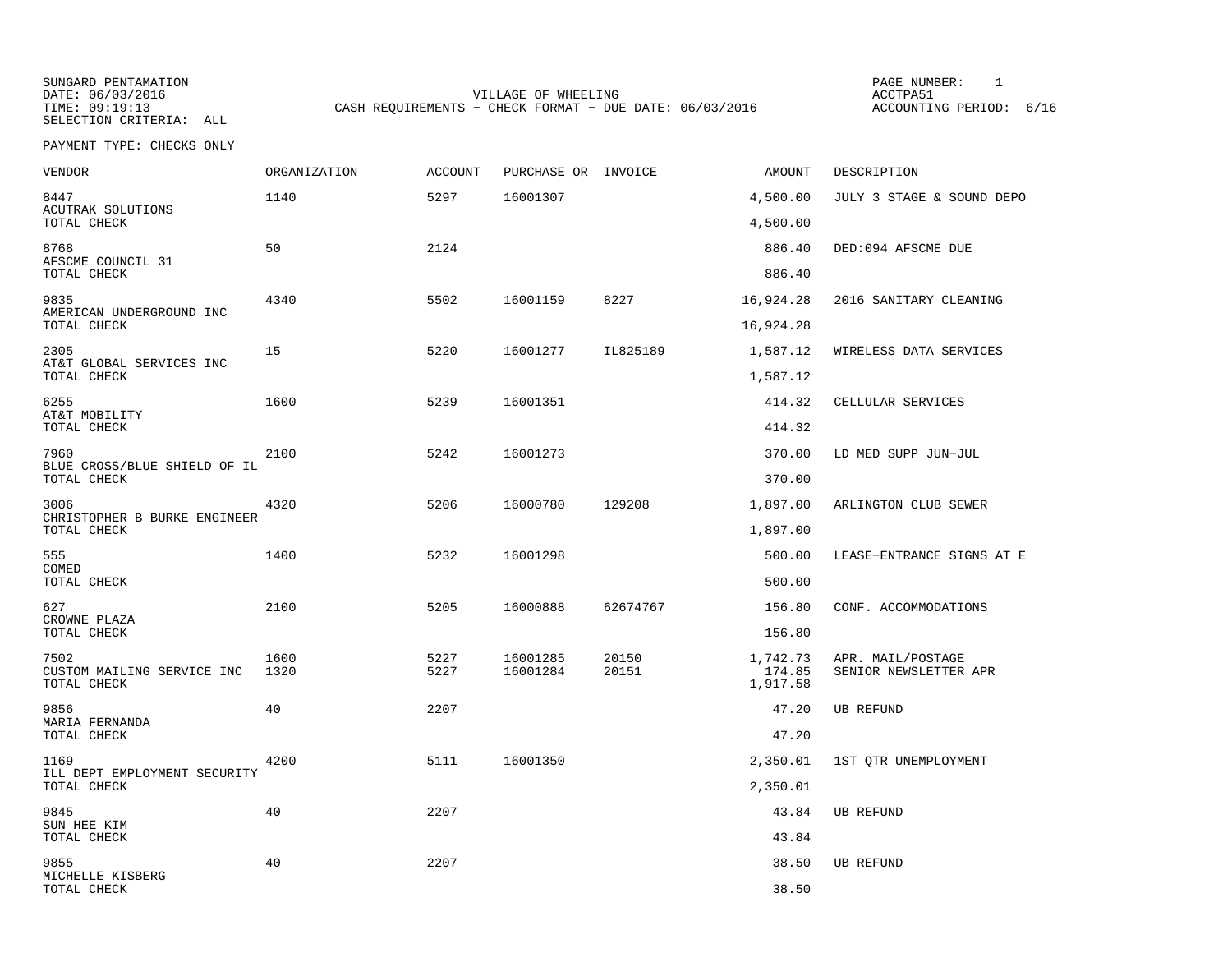SUNGARD PENTAMATION
DATE: 06/03/2016
TIME: 09:19:13
SELECTION CRITERIA: ALL

VILLAGE OF WHEELING
CASH REQUIREMENTS - CHECK FORMAT - DUE DATE: 06/03/2016

PAGE NUMBER: 1
ACCTPA51
ACCOUNTING PERIOD: 6/16

PAYMENT TYPE: CHECKS ONLY

| VENDOR | ORGANIZATION | ACCOUNT | PURCHASE OR | INVOICE | AMOUNT | DESCRIPTION |
|---|---|---|---|---|---|---|
| 8447 | 1140 | 5297 | 16001307 | | 4,500.00 | JULY 3 STAGE & SOUND DEPO |
| ACUTRAK SOLUTIONS | | | | | | |
| TOTAL CHECK | | | | | 4,500.00 | |
| 8768 | 50 | 2124 | | | 886.40 | DED:094 AFSCME DUE |
| AFSCME COUNCIL 31 | | | | | | |
| TOTAL CHECK | | | | | 886.40 | |
| 9835 | 4340 | 5502 | 16001159 | 8227 | 16,924.28 | 2016 SANITARY CLEANING |
| AMERICAN UNDERGROUND INC | | | | | | |
| TOTAL CHECK | | | | | 16,924.28 | |
| 2305 | 15 | 5220 | 16001277 | IL825189 | 1,587.12 | WIRELESS DATA SERVICES |
| AT&T GLOBAL SERVICES INC | | | | | | |
| TOTAL CHECK | | | | | 1,587.12 | |
| 6255 | 1600 | 5239 | 16001351 | | 414.32 | CELLULAR SERVICES |
| AT&T MOBILITY | | | | | | |
| TOTAL CHECK | | | | | 414.32 | |
| 7960 | 2100 | 5242 | 16001273 | | 370.00 | LD MED SUPP JUN-JUL |
| BLUE CROSS/BLUE SHIELD OF IL | | | | | | |
| TOTAL CHECK | | | | | 370.00 | |
| 3006 | 4320 | 5206 | 16000780 | 129208 | 1,897.00 | ARLINGTON CLUB SEWER |
| CHRISTOPHER B BURKE ENGINEER | | | | | | |
| TOTAL CHECK | | | | | 1,897.00 | |
| 555 | 1400 | 5232 | 16001298 | | 500.00 | LEASE-ENTRANCE SIGNS AT E |
| COMED | | | | | | |
| TOTAL CHECK | | | | | 500.00 | |
| 627 | 2100 | 5205 | 16000888 | 62674767 | 156.80 | CONF. ACCOMMODATIONS |
| CROWNE PLAZA | | | | | | |
| TOTAL CHECK | | | | | 156.80 | |
| 7502 | 1600 | 5227 | 16001285 | 20150 | 1,742.73 | APR. MAIL/POSTAGE |
| CUSTOM MAILING SERVICE INC | 1320 | 5227 | 16001284 | 20151 | 174.85 | SENIOR NEWSLETTER APR |
| TOTAL CHECK | | | | | 1,917.58 | |
| 9856 | 40 | 2207 | | | 47.20 | UB REFUND |
| MARIA FERNANDA | | | | | | |
| TOTAL CHECK | | | | | 47.20 | |
| 1169 | 4200 | 5111 | 16001350 | | 2,350.01 | 1ST QTR UNEMPLOYMENT |
| ILL DEPT EMPLOYMENT SECURITY | | | | | | |
| TOTAL CHECK | | | | | 2,350.01 | |
| 9845 | 40 | 2207 | | | 43.84 | UB REFUND |
| SUN HEE KIM | | | | | | |
| TOTAL CHECK | | | | | 43.84 | |
| 9855 | 40 | 2207 | | | 38.50 | UB REFUND |
| MICHELLE KISBERG | | | | | | |
| TOTAL CHECK | | | | | 38.50 | |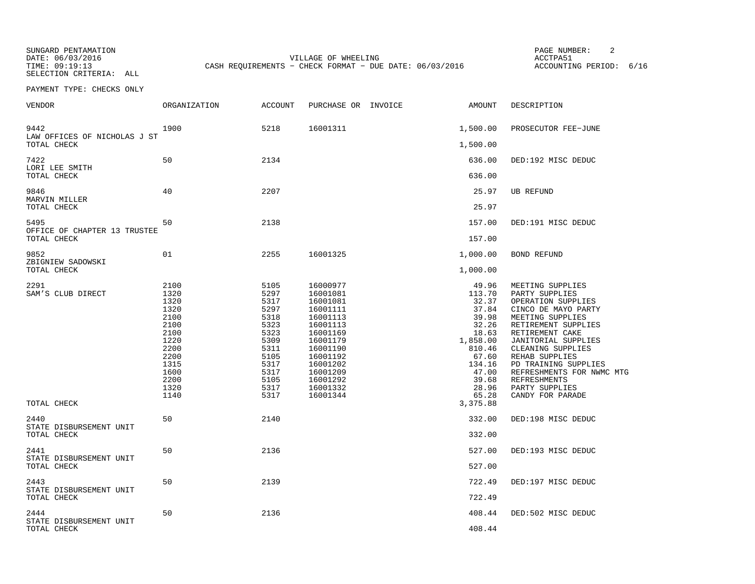SUNGARD PENTAMATION
DATE: 06/03/2016
TIME: 09:19:13
SELECTION CRITERIA: ALL

VILLAGE OF WHEELING
CASH REQUIREMENTS - CHECK FORMAT - DUE DATE: 06/03/2016

ACCTPA51
ACCOUNTING PERIOD: 6/16

PAYMENT TYPE: CHECKS ONLY

| VENDOR | ORGANIZATION | ACCOUNT | PURCHASE OR | INVOICE | AMOUNT | DESCRIPTION |
|---|---|---|---|---|---|---|
| 9442 | 1900 | 5218 | 16001311 | | 1,500.00 | PROSECUTOR FEE-JUNE |
| LAW OFFICES OF NICHOLAS J ST | | | | | | |
| TOTAL CHECK | | | | | 1,500.00 | |
| 7422 | 50 | 2134 | | | 636.00 | DED:192 MISC DEDUC |
| LORI LEE SMITH | | | | | | |
| TOTAL CHECK | | | | | 636.00 | |
| 9846 | 40 | 2207 | | | 25.97 | UB REFUND |
| MARVIN MILLER | | | | | | |
| TOTAL CHECK | | | | | 25.97 | |
| 5495 | 50 | 2138 | | | 157.00 | DED:191 MISC DEDUC |
| OFFICE OF CHAPTER 13 TRUSTEE | | | | | | |
| TOTAL CHECK | | | | | 157.00 | |
| 9852 | 01 | 2255 | 16001325 | | 1,000.00 | BOND REFUND |
| ZBIGNIEW SADOWSKI | | | | | | |
| TOTAL CHECK | | | | | 1,000.00 | |
| 2291 | 2100 | 5105 | 16000977 | | 49.96 | MEETING SUPPLIES |
| SAM'S CLUB DIRECT | 1320 | 5297 | 16001081 | | 113.70 | PARTY SUPPLIES |
| | 1320 | 5317 | 16001081 | | 32.37 | OPERATION SUPPLIES |
| | 1320 | 5297 | 16001111 | | 37.84 | CINCO DE MAYO PARTY |
| | 2100 | 5318 | 16001113 | | 39.98 | MEETING SUPPLIES |
| | 2100 | 5323 | 16001113 | | 32.26 | RETIREMENT SUPPLIES |
| | 2100 | 5323 | 16001169 | | 18.63 | RETIREMENT CAKE |
| | 1220 | 5309 | 16001179 | | 1,858.00 | JANITORIAL SUPPLIES |
| | 2200 | 5311 | 16001190 | | 810.46 | CLEANING SUPPLIES |
| | 2200 | 5105 | 16001192 | | 67.60 | REHAB SUPPLIES |
| | 1315 | 5317 | 16001202 | | 134.16 | PD TRAINING SUPPLIES |
| | 1600 | 5317 | 16001209 | | 47.00 | REFRESHMENTS FOR NWMC MTG |
| | 2200 | 5105 | 16001292 | | 39.68 | REFRESHMENTS |
| | 1320 | 5317 | 16001332 | | 28.96 | PARTY SUPPLIES |
| | 1140 | 5317 | 16001344 | | 65.28 | CANDY FOR PARADE |
| TOTAL CHECK | | | | | 3,375.88 | |
| 2440 | 50 | 2140 | | | 332.00 | DED:198 MISC DEDUC |
| STATE DISBURSEMENT UNIT | | | | | | |
| TOTAL CHECK | | | | | 332.00 | |
| 2441 | 50 | 2136 | | | 527.00 | DED:193 MISC DEDUC |
| STATE DISBURSEMENT UNIT | | | | | | |
| TOTAL CHECK | | | | | 527.00 | |
| 2443 | 50 | 2139 | | | 722.49 | DED:197 MISC DEDUC |
| STATE DISBURSEMENT UNIT | | | | | | |
| TOTAL CHECK | | | | | 722.49 | |
| 2444 | 50 | 2136 | | | 408.44 | DED:502 MISC DEDUC |
| STATE DISBURSEMENT UNIT | | | | | | |
| TOTAL CHECK | | | | | 408.44 | |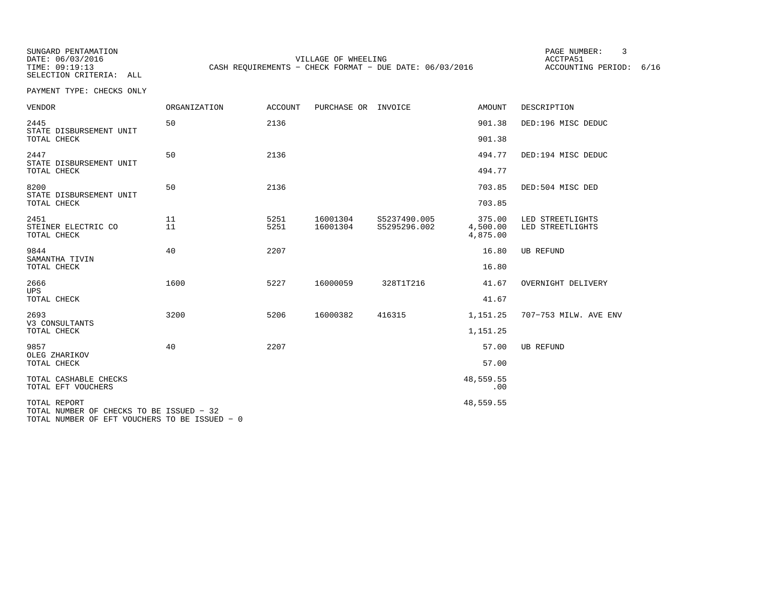SUNGARD PENTAMATION
DATE: 06/03/2016
TIME: 09:19:13
SELECTION CRITERIA: ALL

VILLAGE OF WHEELING
CASH REQUIREMENTS - CHECK FORMAT - DUE DATE: 06/03/2016

PAGE NUMBER: 3
ACCTPA51
ACCOUNTING PERIOD: 6/16

PAYMENT TYPE: CHECKS ONLY

| VENDOR | ORGANIZATION | ACCOUNT | PURCHASE OR | INVOICE | AMOUNT | DESCRIPTION |
|---|---|---|---|---|---|---|
| 2445 | 50 | 2136 | | | 901.38 | DED:196 MISC DEDUC |
| STATE DISBURSEMENT UNIT | | | | | | |
| TOTAL CHECK | | | | | 901.38 | |
| 2447 | 50 | 2136 | | | 494.77 | DED:194 MISC DEDUC |
| STATE DISBURSEMENT UNIT | | | | | | |
| TOTAL CHECK | | | | | 494.77 | |
| 8200 | 50 | 2136 | | | 703.85 | DED:504 MISC DED |
| STATE DISBURSEMENT UNIT | | | | | | |
| TOTAL CHECK | | | | | 703.85 | |
| 2451 | 11 | 5251 | 16001304 | S5237490.005 | 375.00 | LED STREETLIGHTS |
| STEINER ELECTRIC CO | 11 | 5251 | 16001304 | S5295296.002 | 4,500.00 | LED STREETLIGHTS |
| TOTAL CHECK | | | | | 4,875.00 | |
| 9844 | 40 | 2207 | | | 16.80 | UB REFUND |
| SAMANTHA TIVIN | | | | | | |
| TOTAL CHECK | | | | | 16.80 | |
| 2666 | 1600 | 5227 | 16000059 | 328T1T216 | 41.67 | OVERNIGHT DELIVERY |
| UPS | | | | | | |
| TOTAL CHECK | | | | | 41.67 | |
| 2693 | 3200 | 5206 | 16000382 | 416315 | 1,151.25 | 707-753 MILW. AVE ENV |
| V3 CONSULTANTS | | | | | | |
| TOTAL CHECK | | | | | 1,151.25 | |
| 9857 | 40 | 2207 | | | 57.00 | UB REFUND |
| OLEG ZHARIKOV | | | | | | |
| TOTAL CHECK | | | | | 57.00 | |
| TOTAL CASHABLE CHECKS | | | | | 48,559.55 | |
| TOTAL EFT VOUCHERS | | | | | .00 | |
| TOTAL REPORT | | | | | 48,559.55 | |

TOTAL NUMBER OF CHECKS TO BE ISSUED - 32
TOTAL NUMBER OF EFT VOUCHERS TO BE ISSUED - 0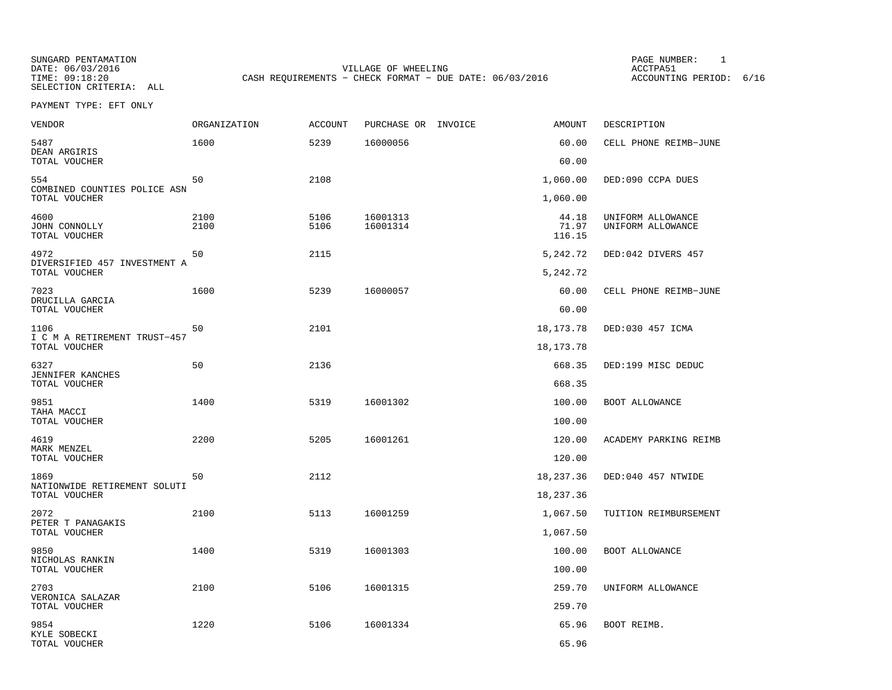SUNGARD PENTAMATION
DATE: 06/03/2016
TIME: 09:18:20
SELECTION CRITERIA: ALL

VILLAGE OF WHEELING
CASH REQUIREMENTS - CHECK FORMAT - DUE DATE: 06/03/2016

PAGE NUMBER: 1
ACCTPA51
ACCOUNTING PERIOD: 6/16

PAYMENT TYPE: EFT ONLY

| VENDOR | ORGANIZATION | ACCOUNT | PURCHASE OR | INVOICE | AMOUNT | DESCRIPTION |
|---|---|---|---|---|---|---|
| 5487 | 1600 | 5239 | 16000056 | | 60.00 | CELL PHONE REIMB-JUNE |
| DEAN ARGIRIS | | | | | | |
| TOTAL VOUCHER | | | | | 60.00 | |
| 554 | 50 | 2108 | | | 1,060.00 | DED:090 CCPA DUES |
| COMBINED COUNTIES POLICE ASN | | | | | | |
| TOTAL VOUCHER | | | | | 1,060.00 | |
| 4600 | 2100 | 5106 | 16001313 | | 44.18 | UNIFORM ALLOWANCE |
| JOHN CONNOLLY | 2100 | 5106 | 16001314 | | 71.97 | UNIFORM ALLOWANCE |
| TOTAL VOUCHER | | | | | 116.15 | |
| 4972 | 50 | 2115 | | | 5,242.72 | DED:042 DIVERS 457 |
| DIVERSIFIED 457 INVESTMENT A | | | | | | |
| TOTAL VOUCHER | | | | | 5,242.72 | |
| 7023 | 1600 | 5239 | 16000057 | | 60.00 | CELL PHONE REIMB-JUNE |
| DRUCILLA GARCIA | | | | | | |
| TOTAL VOUCHER | | | | | 60.00 | |
| 1106 | 50 | 2101 | | | 18,173.78 | DED:030 457 ICMA |
| I C M A RETIREMENT TRUST-457 | | | | | | |
| TOTAL VOUCHER | | | | | 18,173.78 | |
| 6327 | 50 | 2136 | | | 668.35 | DED:199 MISC DEDUC |
| JENNIFER KANCHES | | | | | | |
| TOTAL VOUCHER | | | | | 668.35 | |
| 9851 | 1400 | 5319 | 16001302 | | 100.00 | BOOT ALLOWANCE |
| TAHA MACCI | | | | | | |
| TOTAL VOUCHER | | | | | 100.00 | |
| 4619 | 2200 | 5205 | 16001261 | | 120.00 | ACADEMY PARKING REIMB |
| MARK MENZEL | | | | | | |
| TOTAL VOUCHER | | | | | 120.00 | |
| 1869 | 50 | 2112 | | | 18,237.36 | DED:040 457 NTWIDE |
| NATIONWIDE RETIREMENT SOLUTI | | | | | | |
| TOTAL VOUCHER | | | | | 18,237.36 | |
| 2072 | 2100 | 5113 | 16001259 | | 1,067.50 | TUITION REIMBURSEMENT |
| PETER T PANAGAKIS | | | | | | |
| TOTAL VOUCHER | | | | | 1,067.50 | |
| 9850 | 1400 | 5319 | 16001303 | | 100.00 | BOOT ALLOWANCE |
| NICHOLAS RANKIN | | | | | | |
| TOTAL VOUCHER | | | | | 100.00 | |
| 2703 | 2100 | 5106 | 16001315 | | 259.70 | UNIFORM ALLOWANCE |
| VERONICA SALAZAR | | | | | | |
| TOTAL VOUCHER | | | | | 259.70 | |
| 9854 | 1220 | 5106 | 16001334 | | 65.96 | BOOT REIMB. |
| KYLE SOBECKI | | | | | | |
| TOTAL VOUCHER | | | | | 65.96 | |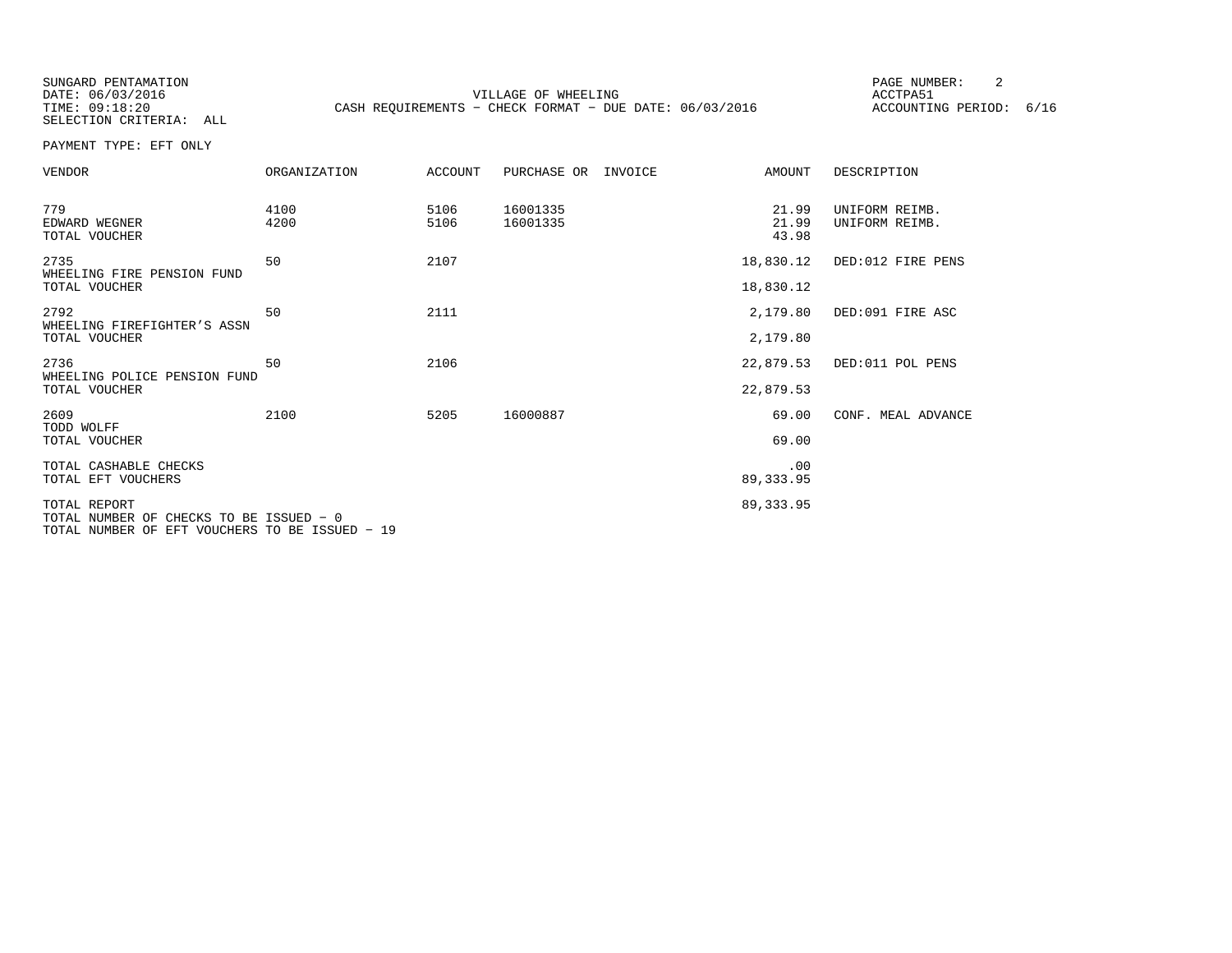SUNGARD PENTAMATION
DATE: 06/03/2016
TIME: 09:18:20
SELECTION CRITERIA: ALL

VILLAGE OF WHEELING
CASH REQUIREMENTS - CHECK FORMAT - DUE DATE: 06/03/2016

ACCTPA51
ACCOUNTING PERIOD: 6/16

PAYMENT TYPE: EFT ONLY

| VENDOR | ORGANIZATION | ACCOUNT | PURCHASE OR | INVOICE | AMOUNT | DESCRIPTION |
|---|---|---|---|---|---|---|
| 779 | 4100 | 5106 | 16001335 | | 21.99 | UNIFORM REIMB. |
| EDWARD WEGNER | 4200 | 5106 | 16001335 | | 21.99 | UNIFORM REIMB. |
| TOTAL VOUCHER | | | | | 43.98 | |
| 2735 | 50 | 2107 | | | 18,830.12 | DED:012 FIRE PENS |
| WHEELING FIRE PENSION FUND | | | | | | |
| TOTAL VOUCHER | | | | | 18,830.12 | |
| 2792 | 50 | 2111 | | | 2,179.80 | DED:091 FIRE ASC |
| WHEELING FIREFIGHTER'S ASSN | | | | | | |
| TOTAL VOUCHER | | | | | 2,179.80 | |
| 2736 | 50 | 2106 | | | 22,879.53 | DED:011 POL PENS |
| WHEELING POLICE PENSION FUND | | | | | | |
| TOTAL VOUCHER | | | | | 22,879.53 | |
| 2609 | 2100 | 5205 | 16000887 | | 69.00 | CONF. MEAL ADVANCE |
| TODD WOLFF | | | | | | |
| TOTAL VOUCHER | | | | | 69.00 | |
| TOTAL CASHABLE CHECKS | | | | | .00 | |
| TOTAL EFT VOUCHERS | | | | | 89,333.95 | |
| TOTAL REPORT | | | | | 89,333.95 | |

TOTAL NUMBER OF CHECKS TO BE ISSUED - 0
TOTAL NUMBER OF EFT VOUCHERS TO BE ISSUED - 19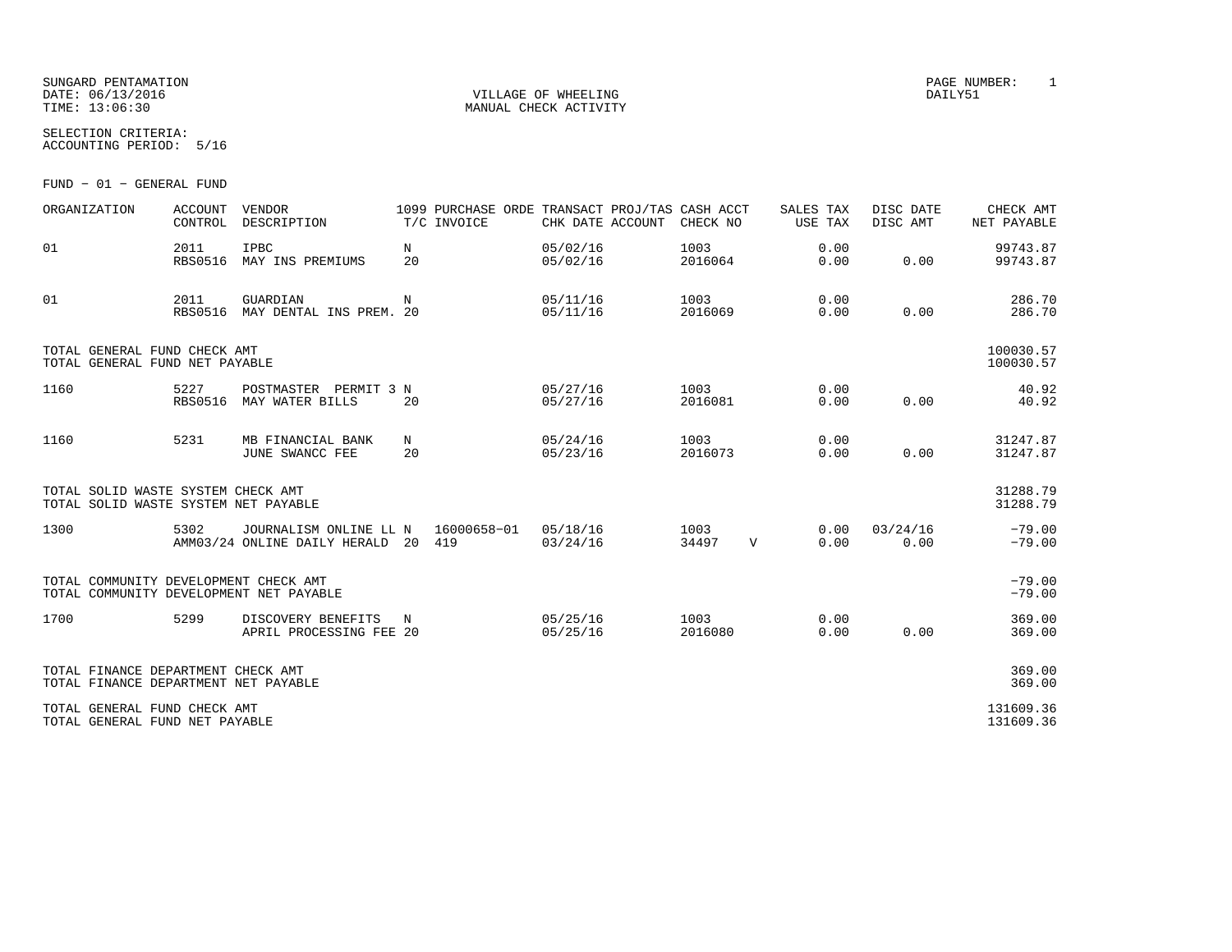SUNGARD PENTAMATION
DATE: 06/13/2016
TIME: 13:06:30

VILLAGE OF WHEELING
MANUAL CHECK ACTIVITY

PAGE NUMBER: 1
DAILY51

SELECTION CRITERIA:
ACCOUNTING PERIOD: 5/16

FUND - 01 - GENERAL FUND

| ORGANIZATION | ACCOUNT CONTROL | VENDOR DESCRIPTION | 1099 T/C | PURCHASE ORDE INVOICE | TRANSACT CHK DATE | PROJ/TAS ACCOUNT | CASH ACCT CHECK NO | | SALES TAX USE TAX | DISC DATE DISC AMT | CHECK AMT NET PAYABLE |
|---|---|---|---|---|---|---|---|---|---|---|---|
| 01 | 2011 RBS0516 | IPBC MAY INS PREMIUMS | N 20 | | 05/02/16 05/02/16 | | 1003 2016064 | | 0.00 0.00 | 0.00 | 99743.87 99743.87 |
| 01 | 2011 RBS0516 | GUARDIAN MAY DENTAL INS PREM. | N 20 | | 05/11/16 05/11/16 | | 1003 2016069 | | 0.00 0.00 | 0.00 | 286.70 286.70 |
| TOTAL GENERAL FUND CHECK AMT TOTAL GENERAL FUND NET PAYABLE | | | | | | | | | | | 100030.57 100030.57 |
| 1160 | 5227 RBS0516 | POSTMASTER PERMIT 3 MAY WATER BILLS | N 20 | | 05/27/16 05/27/16 | | 1003 2016081 | | 0.00 0.00 | 0.00 | 40.92 40.92 |
| 1160 | 5231 | MB FINANCIAL BANK JUNE SWANCC FEE | N 20 | | 05/24/16 05/23/16 | | 1003 2016073 | | 0.00 0.00 | 0.00 | 31247.87 31247.87 |
| TOTAL SOLID WASTE SYSTEM CHECK AMT TOTAL SOLID WASTE SYSTEM NET PAYABLE | | | | | | | | | | | 31288.79 31288.79 |
| 1300 | 5302 AMM03/24 | JOURNALISM ONLINE LL ONLINE DAILY HERALD | N 20 | 16000658-01 419 | 05/18/16 03/24/16 | | 1003 34497 | V | 0.00 0.00 | 03/24/16 0.00 | -79.00 -79.00 |
| TOTAL COMMUNITY DEVELOPMENT CHECK AMT TOTAL COMMUNITY DEVELOPMENT NET PAYABLE | | | | | | | | | | | -79.00 -79.00 |
| 1700 | 5299 | DISCOVERY BENEFITS APRIL PROCESSING FEE | N 20 | | 05/25/16 05/25/16 | | 1003 2016080 | | 0.00 0.00 | 0.00 | 369.00 369.00 |
| TOTAL FINANCE DEPARTMENT CHECK AMT TOTAL FINANCE DEPARTMENT NET PAYABLE | | | | | | | | | | | 369.00 369.00 |
| TOTAL GENERAL FUND CHECK AMT TOTAL GENERAL FUND NET PAYABLE | | | | | | | | | | | 131609.36 131609.36 |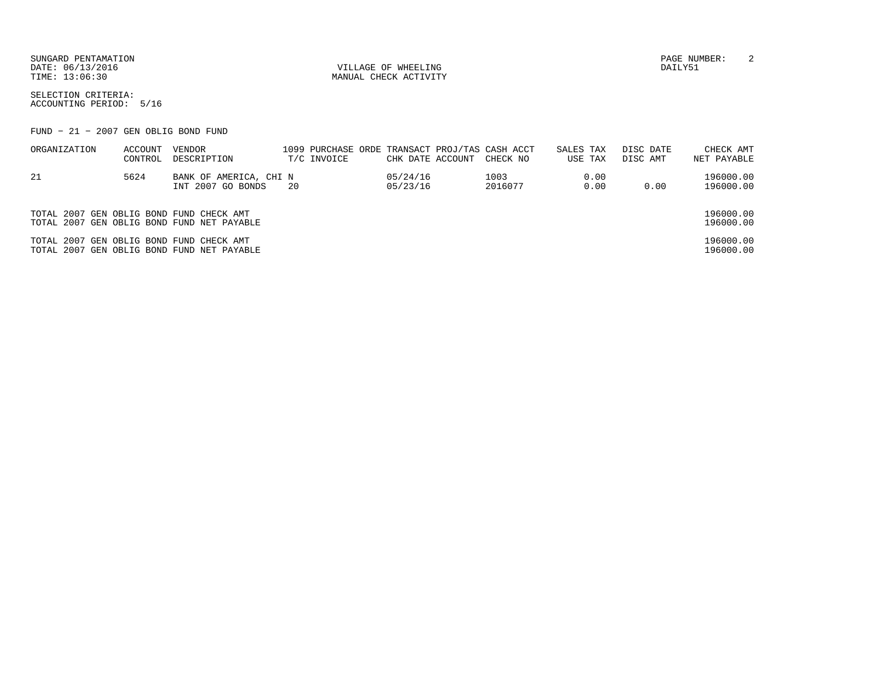SUNGARD PENTAMATION
DATE: 06/13/2016
TIME: 13:06:30

VILLAGE OF WHEELING
MANUAL CHECK ACTIVITY

PAGE NUMBER: 2
DAILY51

SELECTION CRITERIA:
ACCOUNTING PERIOD: 5/16

FUND - 21 - 2007 GEN OBLIG BOND FUND

| ORGANIZATION | ACCOUNT CONTROL | VENDOR DESCRIPTION | 1099 T/C | PURCHASE ORDE INVOICE | TRANSACT CHK DATE | PROJ/TAS ACCOUNT | CASH ACCT CHECK NO | SALES TAX USE TAX | DISC DATE DISC AMT | CHECK AMT NET PAYABLE |
|---|---|---|---|---|---|---|---|---|---|---|
| 21 | 5624 | BANK OF AMERICA, CHI | N | | 05/24/16 | | 1003 | 0.00 | | 196000.00 |
| | | INT 2007 GO BONDS | 20 | | 05/23/16 | | 2016077 | 0.00 | 0.00 | 196000.00 |

TOTAL 2007 GEN OBLIG BOND FUND CHECK AMT 196000.00
TOTAL 2007 GEN OBLIG BOND FUND NET PAYABLE 196000.00

TOTAL 2007 GEN OBLIG BOND FUND CHECK AMT 196000.00
TOTAL 2007 GEN OBLIG BOND FUND NET PAYABLE 196000.00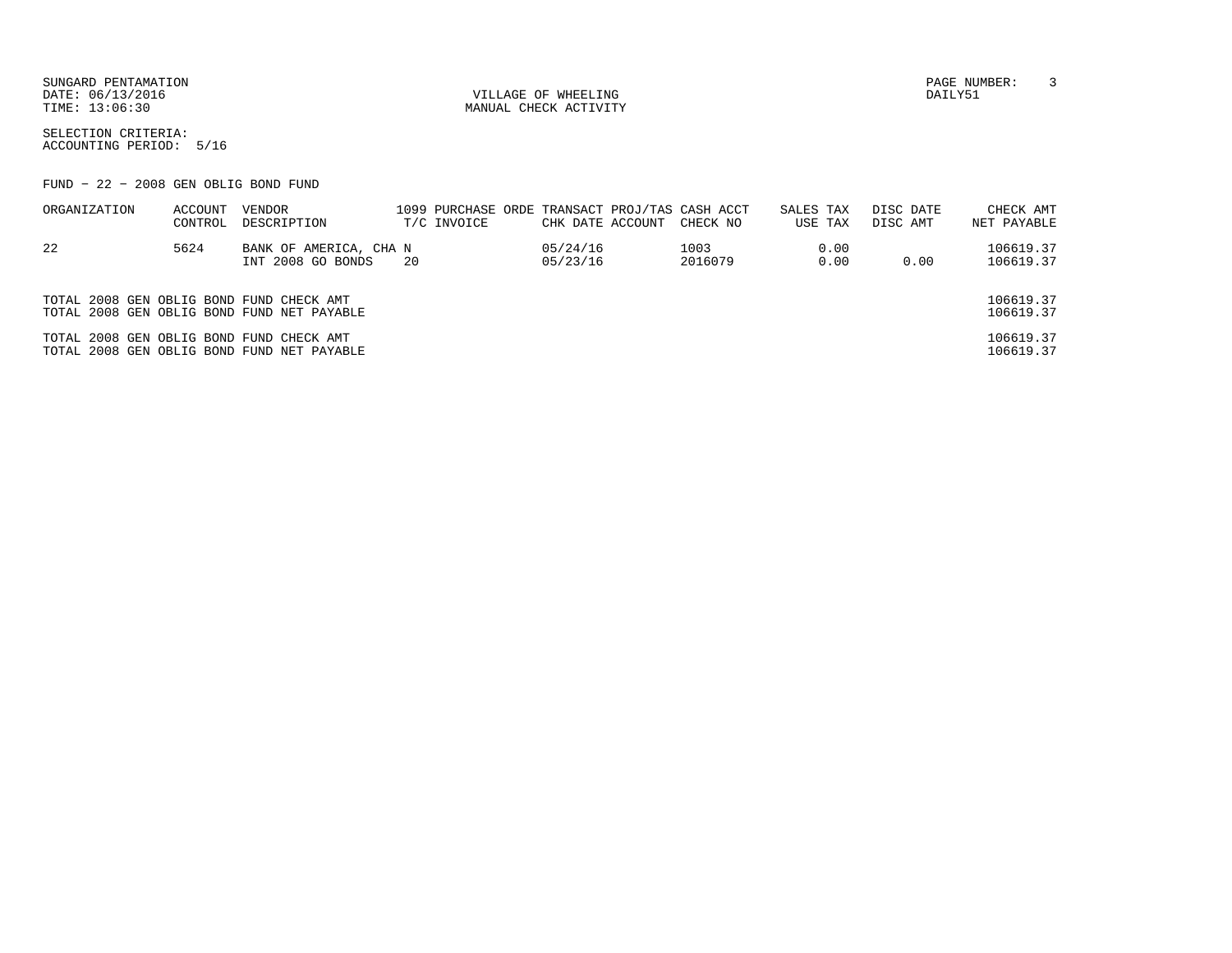SUNGARD PENTAMATION
DATE: 06/13/2016
TIME: 13:06:30

VILLAGE OF WHEELING
MANUAL CHECK ACTIVITY

DAILY51

SELECTION CRITERIA:
ACCOUNTING PERIOD: 5/16

FUND - 22 - 2008 GEN OBLIG BOND FUND

| ORGANIZATION | ACCOUNT CONTROL | VENDOR DESCRIPTION | 1099 T/C | PURCHASE ORDE INVOICE | TRANSACT CHK DATE | PROJ/TAS ACCOUNT | CASH ACCT CHECK NO | SALES TAX USE TAX | DISC DATE DISC AMT | CHECK AMT NET PAYABLE |
|---|---|---|---|---|---|---|---|---|---|---|
| 22 | 5624 | BANK OF AMERICA, CHA INT 2008 GO BONDS | N 20 | | 05/24/16 05/23/16 | | 1003 2016079 | 0.00 0.00 | 0.00 | 106619.37 106619.37 |

TOTAL 2008 GEN OBLIG BOND FUND CHECK AMT 106619.37
TOTAL 2008 GEN OBLIG BOND FUND NET PAYABLE 106619.37

TOTAL 2008 GEN OBLIG BOND FUND CHECK AMT 106619.37
TOTAL 2008 GEN OBLIG BOND FUND NET PAYABLE 106619.37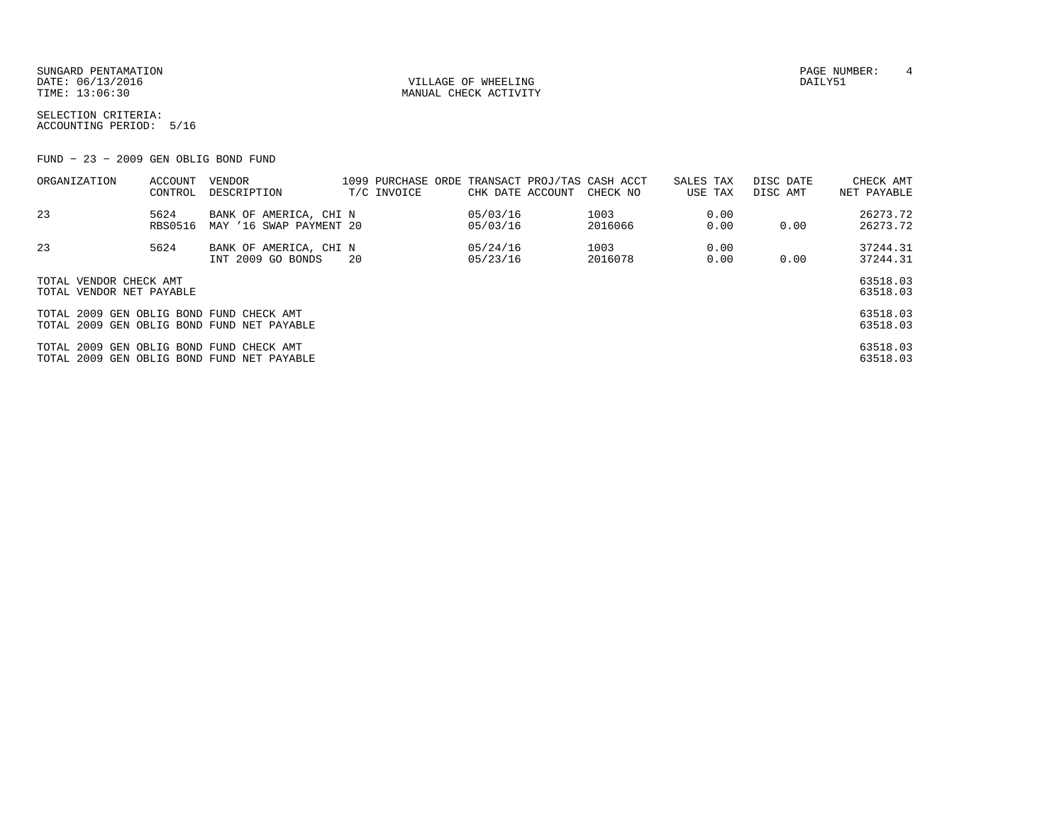SUNGARD PENTAMATION
DATE: 06/13/2016
TIME: 13:06:30

VILLAGE OF WHEELING
MANUAL CHECK ACTIVITY

PAGE NUMBER: 4
DAILY51

SELECTION CRITERIA:
ACCOUNTING PERIOD: 5/16

FUND - 23 - 2009 GEN OBLIG BOND FUND

| ORGANIZATION | ACCOUNT CONTROL | VENDOR DESCRIPTION | 1099 T/C | PURCHASE ORDE INVOICE | TRANSACT CHK DATE | PROJ/TAS ACCOUNT | CASH ACCT CHECK NO | SALES TAX USE TAX | DISC DATE DISC AMT | CHECK AMT NET PAYABLE |
|---|---|---|---|---|---|---|---|---|---|---|
| 23 | 5624 | BANK OF AMERICA, CHI | N | | 05/03/16 | | 1003 | 0.00 | | 26273.72 |
| | RBS0516 | MAY '16 SWAP PAYMENT | 20 | | 05/03/16 | | 2016066 | 0.00 | 0.00 | 26273.72 |
| 23 | 5624 | BANK OF AMERICA, CHI | N | | 05/24/16 | | 1003 | 0.00 | | 37244.31 |
| | | INT 2009 GO BONDS | 20 | | 05/23/16 | | 2016078 | 0.00 | 0.00 | 37244.31 |

| | |
|---|---|
| TOTAL VENDOR CHECK AMT | 63518.03 |
| TOTAL VENDOR NET PAYABLE | 63518.03 |
| TOTAL 2009 GEN OBLIG BOND FUND CHECK AMT | 63518.03 |
| TOTAL 2009 GEN OBLIG BOND FUND NET PAYABLE | 63518.03 |
| TOTAL 2009 GEN OBLIG BOND FUND CHECK AMT | 63518.03 |
| TOTAL 2009 GEN OBLIG BOND FUND NET PAYABLE | 63518.03 |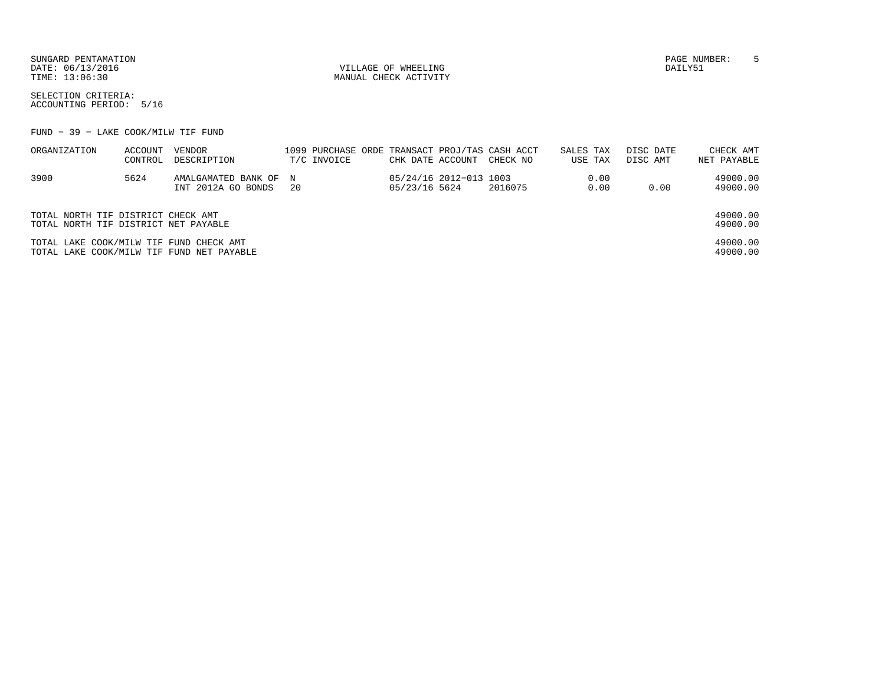SUNGARD PENTAMATION
DATE: 06/13/2016
TIME: 13:06:30

VILLAGE OF WHEELING
MANUAL CHECK ACTIVITY

DAILY51

SELECTION CRITERIA:
ACCOUNTING PERIOD: 5/16

FUND - 39 - LAKE COOK/MILW TIF FUND

| ORGANIZATION | ACCOUNT CONTROL | VENDOR DESCRIPTION | 1099 T/C | PURCHASE ORDE INVOICE | TRANSACT CHK DATE | PROJ/TAS ACCOUNT | CASH ACCT CHECK NO | SALES TAX USE TAX | DISC DATE DISC AMT | CHECK AMT NET PAYABLE |
|---|---|---|---|---|---|---|---|---|---|---|
| 3900 | 5624 | AMALGAMATED BANK OF | N | | 05/24/16 | 2012-013 | 1003 | 0.00 | | 49000.00 |
| | | INT 2012A GO BONDS | 20 | | 05/23/16 | 5624 | 2016075 | 0.00 | 0.00 | 49000.00 |

| | |
|---|---|
| TOTAL NORTH TIF DISTRICT CHECK AMT | 49000.00 |
| TOTAL NORTH TIF DISTRICT NET PAYABLE | 49000.00 |
| TOTAL LAKE COOK/MILW TIF FUND CHECK AMT | 49000.00 |
| TOTAL LAKE COOK/MILW TIF FUND NET PAYABLE | 49000.00 |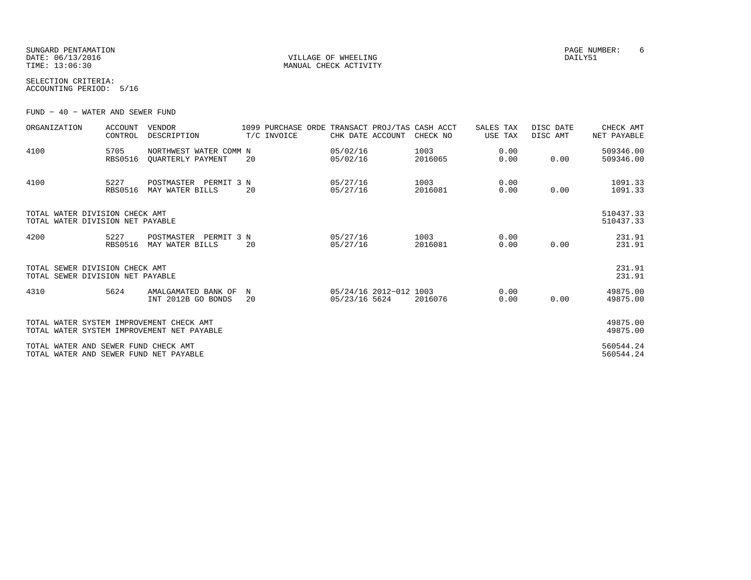SUNGARD PENTAMATION
DATE: 06/13/2016
TIME: 13:06:30

VILLAGE OF WHEELING
MANUAL CHECK ACTIVITY

PAGE NUMBER: 6
DAILY51

SELECTION CRITERIA:
ACCOUNTING PERIOD: 5/16

FUND - 40 - WATER AND SEWER FUND

| ORGANIZATION | ACCOUNT CONTROL | VENDOR DESCRIPTION | 1099 T/C | PURCHASE ORDE INVOICE | TRANSACT CHK DATE | PROJ/TAS ACCOUNT | CASH ACCT CHECK NO | SALES TAX USE TAX | DISC DATE DISC AMT | CHECK AMT NET PAYABLE |
|---|---|---|---|---|---|---|---|---|---|---|
| 4100 | 5705 RBS0516 | NORTHWEST WATER COMM QUARTERLY PAYMENT | N 20 | | 05/02/16 05/02/16 | | 1003 2016065 | 0.00 0.00 | 0.00 | 509346.00 509346.00 |
| 4100 | 5227 RBS0516 | POSTMASTER PERMIT 3 MAY WATER BILLS | N 20 | | 05/27/16 05/27/16 | | 1003 2016081 | 0.00 0.00 | 0.00 | 1091.33 1091.33 |
| TOTAL WATER DIVISION CHECK AMT | | | | | | | | | | 510437.33 |
| TOTAL WATER DIVISION NET PAYABLE | | | | | | | | | | 510437.33 |
| 4200 | 5227 RBS0516 | POSTMASTER PERMIT 3 MAY WATER BILLS | N 20 | | 05/27/16 05/27/16 | | 1003 2016081 | 0.00 0.00 | 0.00 | 231.91 231.91 |
| TOTAL SEWER DIVISION CHECK AMT | | | | | | | | | | 231.91 |
| TOTAL SEWER DIVISION NET PAYABLE | | | | | | | | | | 231.91 |
| 4310 | 5624 | AMALGAMATED BANK OF INT 2012B GO BONDS | N 20 | | 05/24/16 05/23/16 | 2012-012 5624 | 1003 2016076 | 0.00 0.00 | 0.00 | 49875.00 49875.00 |
| TOTAL WATER SYSTEM IMPROVEMENT CHECK AMT | | | | | | | | | | 49875.00 |
| TOTAL WATER SYSTEM IMPROVEMENT NET PAYABLE | | | | | | | | | | 49875.00 |
| TOTAL WATER AND SEWER FUND CHECK AMT | | | | | | | | | | 560544.24 |
| TOTAL WATER AND SEWER FUND NET PAYABLE | | | | | | | | | | 560544.24 |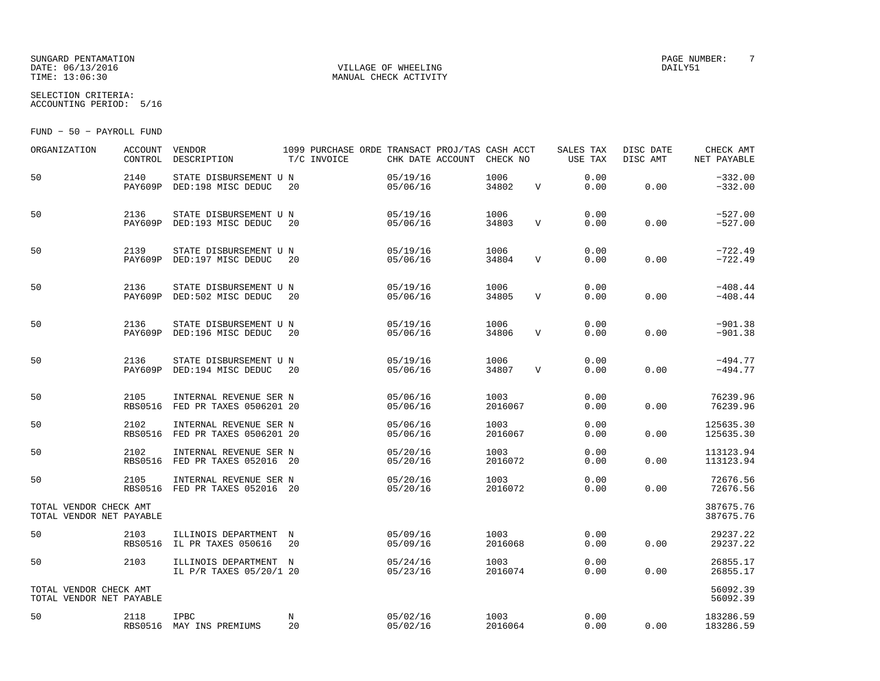SUNGARD PENTAMATION
DATE: 06/13/2016
TIME: 13:06:30

VILLAGE OF WHEELING
MANUAL CHECK ACTIVITY

DAILY51

SELECTION CRITERIA:
ACCOUNTING PERIOD: 5/16

FUND - 50 - PAYROLL FUND

| ORGANIZATION | ACCOUNT CONTROL | VENDOR DESCRIPTION | 1099 T/C | PURCHASE ORDE INVOICE | TRANSACT CHK DATE | PROJ/TAS ACCOUNT | CASH ACCT CHECK NO | | SALES TAX USE TAX | DISC DATE DISC AMT | CHECK AMT NET PAYABLE |
|---|---|---|---|---|---|---|---|---|---|---|---|
| 50 | 2140<br>PAY609P | STATE DISBURSEMENT U<br>DED:198 MISC DEDUC | N<br>20 | | 05/19/16<br>05/06/16 | | 1006<br>34802 | V | 0.00<br>0.00 | 0.00 | -332.00<br>-332.00 |
| 50 | 2136<br>PAY609P | STATE DISBURSEMENT U<br>DED:193 MISC DEDUC | N<br>20 | | 05/19/16<br>05/06/16 | | 1006<br>34803 | V | 0.00<br>0.00 | 0.00 | -527.00<br>-527.00 |
| 50 | 2139<br>PAY609P | STATE DISBURSEMENT U<br>DED:197 MISC DEDUC | N<br>20 | | 05/19/16<br>05/06/16 | | 1006<br>34804 | V | 0.00<br>0.00 | 0.00 | -722.49<br>-722.49 |
| 50 | 2136<br>PAY609P | STATE DISBURSEMENT U<br>DED:502 MISC DEDUC | N<br>20 | | 05/19/16<br>05/06/16 | | 1006<br>34805 | V | 0.00<br>0.00 | 0.00 | -408.44<br>-408.44 |
| 50 | 2136<br>PAY609P | STATE DISBURSEMENT U<br>DED:196 MISC DEDUC | N<br>20 | | 05/19/16<br>05/06/16 | | 1006<br>34806 | V | 0.00<br>0.00 | 0.00 | -901.38<br>-901.38 |
| 50 | 2136<br>PAY609P | STATE DISBURSEMENT U<br>DED:194 MISC DEDUC | N<br>20 | | 05/19/16<br>05/06/16 | | 1006<br>34807 | V | 0.00<br>0.00 | 0.00 | -494.77<br>-494.77 |
| 50 | 2105<br>RBS0516 | INTERNAL REVENUE SER<br>FED PR TAXES 0506201 | N<br>20 | | 05/06/16<br>05/06/16 | | 1003<br>2016067 | | 0.00<br>0.00 | 0.00 | 76239.96<br>76239.96 |
| 50 | 2102<br>RBS0516 | INTERNAL REVENUE SER<br>FED PR TAXES 0506201 | N<br>20 | | 05/06/16<br>05/06/16 | | 1003<br>2016067 | | 0.00<br>0.00 | 0.00 | 125635.30<br>125635.30 |
| 50 | 2102<br>RBS0516 | INTERNAL REVENUE SER<br>FED PR TAXES 052016 | N<br>20 | | 05/20/16<br>05/20/16 | | 1003<br>2016072 | | 0.00<br>0.00 | 0.00 | 113123.94<br>113123.94 |
| 50 | 2105<br>RBS0516 | INTERNAL REVENUE SER<br>FED PR TAXES 052016 | N<br>20 | | 05/20/16<br>05/20/16 | | 1003<br>2016072 | | 0.00<br>0.00 | 0.00 | 72676.56<br>72676.56 |
| TOTAL VENDOR CHECK AMT<br>TOTAL VENDOR NET PAYABLE | | | | | | | | | | | 387675.76<br>387675.76 |
| 50 | 2103<br>RBS0516 | ILLINOIS DEPARTMENT<br>IL PR TAXES 050616 | N<br>20 | | 05/09/16<br>05/09/16 | | 1003<br>2016068 | | 0.00<br>0.00 | 0.00 | 29237.22<br>29237.22 |
| 50 | 2103 | ILLINOIS DEPARTMENT<br>IL P/R TAXES 05/20/1 | N<br>20 | | 05/24/16<br>05/23/16 | | 1003<br>2016074 | | 0.00<br>0.00 | 0.00 | 26855.17<br>26855.17 |
| TOTAL VENDOR CHECK AMT<br>TOTAL VENDOR NET PAYABLE | | | | | | | | | | | 56092.39<br>56092.39 |
| 50 | 2118<br>RBS0516 | IPBC<br>MAY INS PREMIUMS | N<br>20 | | 05/02/16<br>05/02/16 | | 1003<br>2016064 | | 0.00<br>0.00 | 0.00 | 183286.59<br>183286.59 |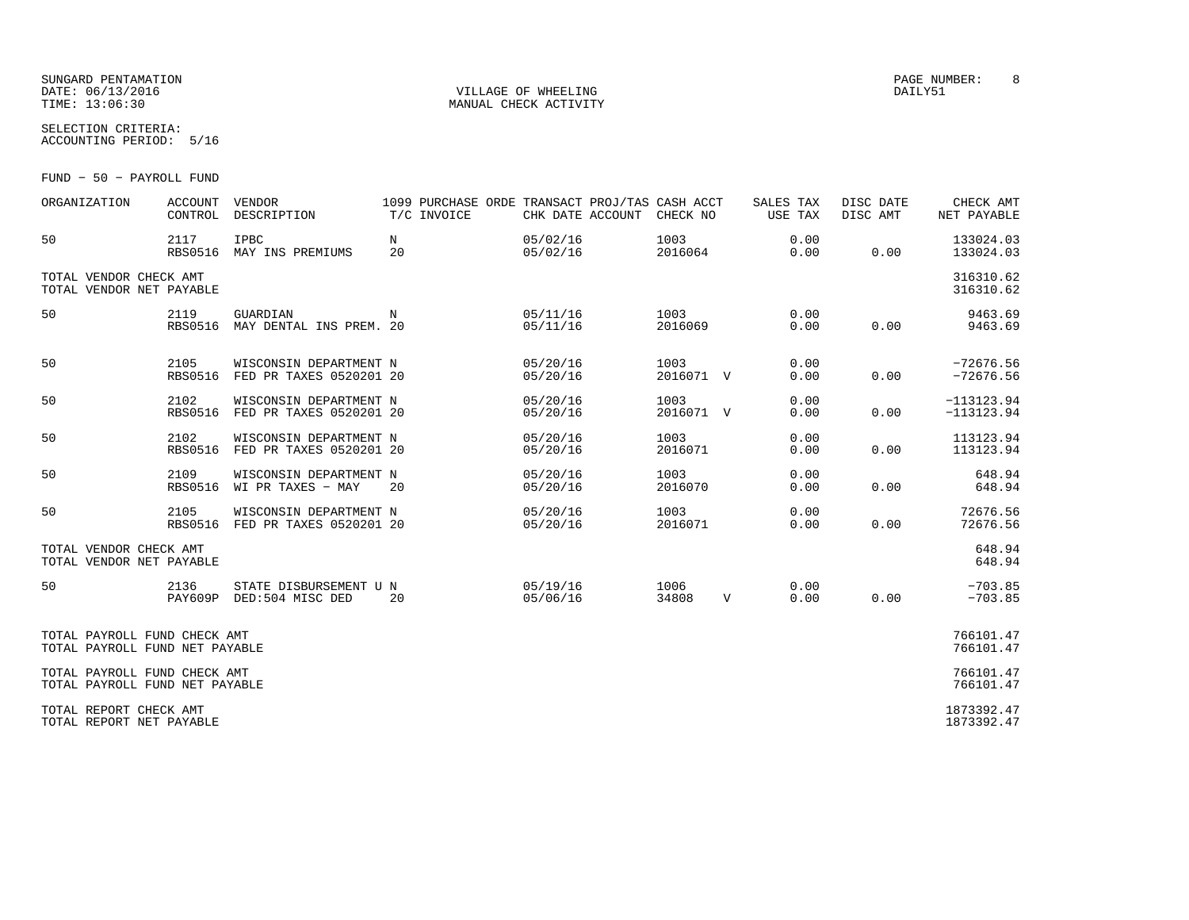SUNGARD PENTAMATION
DATE: 06/13/2016
TIME: 13:06:30

VILLAGE OF WHEELING
MANUAL CHECK ACTIVITY

PAGE NUMBER: 8
DAILY51

SELECTION CRITERIA:
ACCOUNTING PERIOD: 5/16

FUND - 50 - PAYROLL FUND

| ORGANIZATION | ACCOUNT CONTROL | VENDOR DESCRIPTION | 1099 T/C | PURCHASE ORDE INVOICE | TRANSACT CHK DATE | PROJ/TAS ACCOUNT | CASH ACCT CHECK NO | | SALES TAX USE TAX | DISC DATE DISC AMT | CHECK AMT NET PAYABLE |
|---|---|---|---|---|---|---|---|---|---|---|---|
| 50 | 2117<br>RBS0516 | IPBC<br>MAY INS PREMIUMS | N<br>20 | | 05/02/16<br>05/02/16 | | 1003<br>2016064 | | 0.00<br>0.00 | 0.00 | 133024.03<br>133024.03 |
| TOTAL VENDOR CHECK AMT<br>TOTAL VENDOR NET PAYABLE | | | | | | | | | | | 316310.62<br>316310.62 |
| 50 | 2119<br>RBS0516 | GUARDIAN<br>MAY DENTAL INS PREM. | N<br>20 | | 05/11/16<br>05/11/16 | | 1003<br>2016069 | | 0.00<br>0.00 | 0.00 | 9463.69<br>9463.69 |
| 50 | 2105<br>RBS0516 | WISCONSIN DEPARTMENT<br>FED PR TAXES 0520201 | N<br>20 | | 05/20/16<br>05/20/16 | | 1003<br>2016071 | V | 0.00<br>0.00 | 0.00 | -72676.56<br>-72676.56 |
| 50 | 2102<br>RBS0516 | WISCONSIN DEPARTMENT<br>FED PR TAXES 0520201 | N<br>20 | | 05/20/16<br>05/20/16 | | 1003<br>2016071 | V | 0.00<br>0.00 | 0.00 | -113123.94<br>-113123.94 |
| 50 | 2102<br>RBS0516 | WISCONSIN DEPARTMENT<br>FED PR TAXES 0520201 | N<br>20 | | 05/20/16<br>05/20/16 | | 1003<br>2016071 | | 0.00<br>0.00 | 0.00 | 113123.94<br>113123.94 |
| 50 | 2109<br>RBS0516 | WISCONSIN DEPARTMENT<br>WI PR TAXES - MAY | N<br>20 | | 05/20/16<br>05/20/16 | | 1003<br>2016070 | | 0.00<br>0.00 | 0.00 | 648.94<br>648.94 |
| 50 | 2105<br>RBS0516 | WISCONSIN DEPARTMENT<br>FED PR TAXES 0520201 | N<br>20 | | 05/20/16<br>05/20/16 | | 1003<br>2016071 | | 0.00<br>0.00 | 0.00 | 72676.56<br>72676.56 |
| TOTAL VENDOR CHECK AMT<br>TOTAL VENDOR NET PAYABLE | | | | | | | | | | | 648.94<br>648.94 |
| 50 | 2136<br>PAY609P | STATE DISBURSEMENT U<br>DED:504 MISC DED | N<br>20 | | 05/19/16<br>05/06/16 | | 1006<br>34808 | V | 0.00<br>0.00 | 0.00 | -703.85<br>-703.85 |
| TOTAL PAYROLL FUND CHECK AMT<br>TOTAL PAYROLL FUND NET PAYABLE | | | | | | | | | | | 766101.47<br>766101.47 |
| TOTAL PAYROLL FUND CHECK AMT<br>TOTAL PAYROLL FUND NET PAYABLE | | | | | | | | | | | 766101.47<br>766101.47 |
| TOTAL REPORT CHECK AMT<br>TOTAL REPORT NET PAYABLE | | | | | | | | | | | 1873392.47<br>1873392.47 |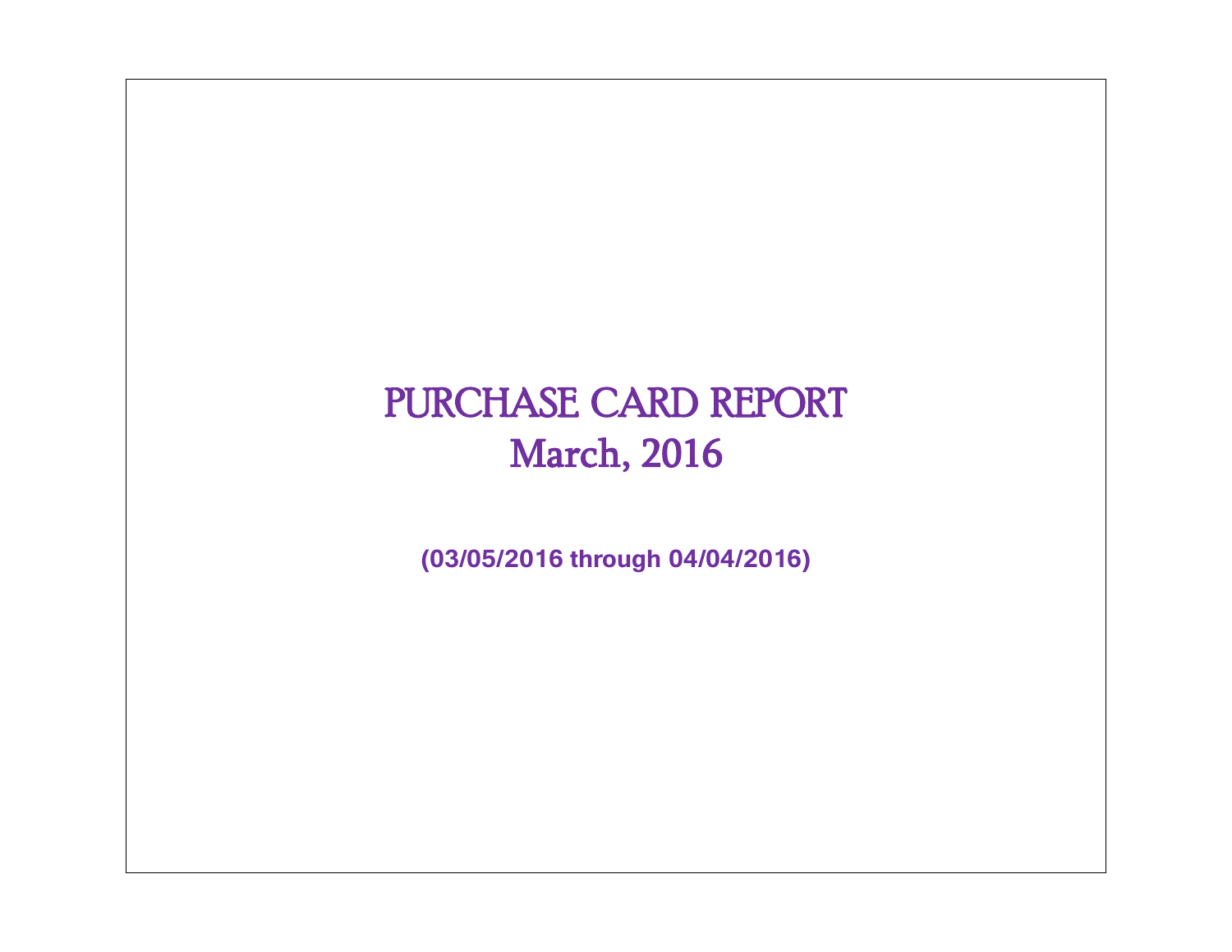# PURCHASE CARD REPORT
# March, 2016

**(03/05/2016 through 04/04/2016)**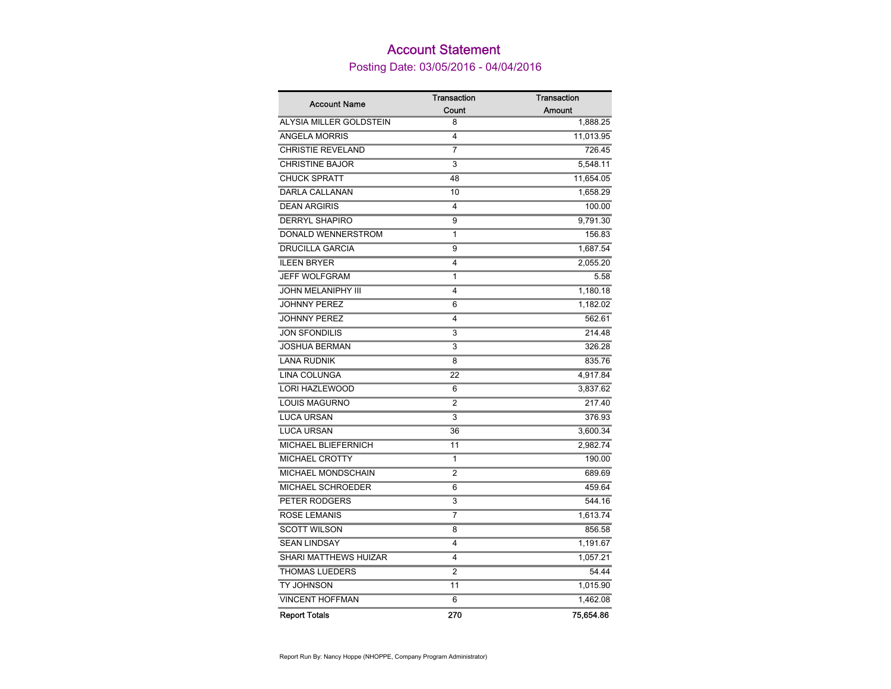# Account Statement

## Posting Date: 03/05/2016 - 04/04/2016

| Account Name | Transaction Count | Transaction Amount |
|---|---|---|
| ALYSIA MILLER GOLDSTEIN | 8 | 1,888.25 |
| ANGELA MORRIS | 4 | 11,013.95 |
| CHRISTIE REVELAND | 7 | 726.45 |
| CHRISTINE BAJOR | 3 | 5,548.11 |
| CHUCK SPRATT | 48 | 11,654.05 |
| DARLA CALLANAN | 10 | 1,658.29 |
| DEAN ARGIRIS | 4 | 100.00 |
| DERRYL SHAPIRO | 9 | 9,791.30 |
| DONALD WENNERSTROM | 1 | 156.83 |
| DRUCILLA GARCIA | 9 | 1,687.54 |
| ILEEN BRYER | 4 | 2,055.20 |
| JEFF WOLFGRAM | 1 | 5.58 |
| JOHN MELANIPHY III | 4 | 1,180.18 |
| JOHNNY PEREZ | 6 | 1,182.02 |
| JOHNNY PEREZ | 4 | 562.61 |
| JON SFONDILIS | 3 | 214.48 |
| JOSHUA BERMAN | 3 | 326.28 |
| LANA RUDNIK | 8 | 835.76 |
| LINA COLUNGA | 22 | 4,917.84 |
| LORI HAZLEWOOD | 6 | 3,837.62 |
| LOUIS MAGURNO | 2 | 217.40 |
| LUCA URSAN | 3 | 376.93 |
| LUCA URSAN | 36 | 3,600.34 |
| MICHAEL BLIEFERNICH | 11 | 2,982.74 |
| MICHAEL CROTTY | 1 | 190.00 |
| MICHAEL MONDSCHAIN | 2 | 689.69 |
| MICHAEL SCHROEDER | 6 | 459.64 |
| PETER RODGERS | 3 | 544.16 |
| ROSE LEMANIS | 7 | 1,613.74 |
| SCOTT WILSON | 8 | 856.58 |
| SEAN LINDSAY | 4 | 1,191.67 |
| SHARI MATTHEWS HUIZAR | 4 | 1,057.21 |
| THOMAS LUEDERS | 2 | 54.44 |
| TY JOHNSON | 11 | 1,015.90 |
| VINCENT HOFFMAN | 6 | 1,462.08 |
| **Report Totals** | **270** | **75,654.86** |

Report Run By: Nancy Hoppe (NHOPPE, Company Program Administrator)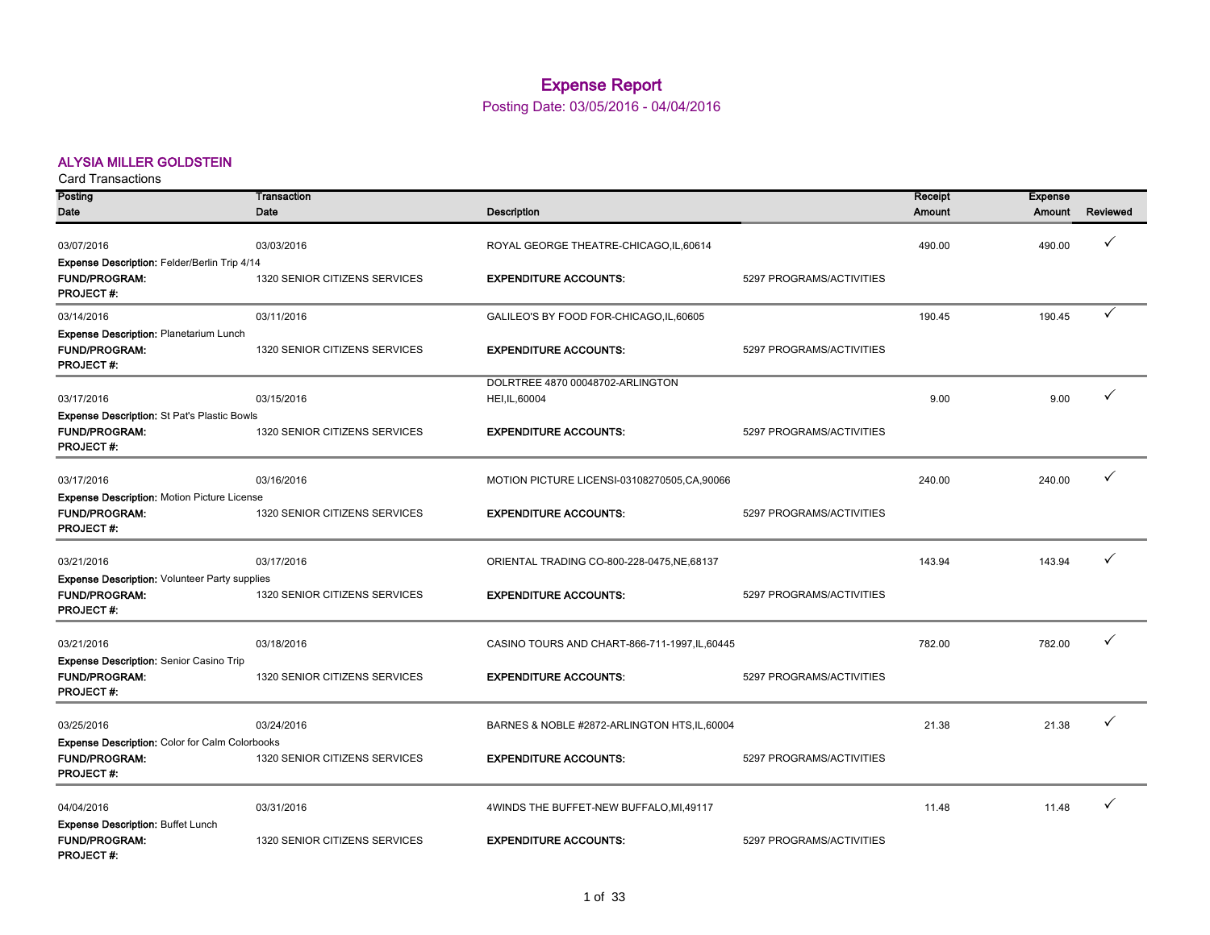# Expense Report

Posting Date: 03/05/2016 - 04/04/2016

## ALYSIA MILLER GOLDSTEIN

Card Transactions

| Posting Date | Transaction Date | Description | | Receipt Amount | Expense Amount | Reviewed |
|---|---|---|---|---|---|---|
| 03/07/2016 | 03/03/2016 | ROYAL GEORGE THEATRE-CHICAGO,IL,60614 | | 490.00 | 490.00 | ✓ |
| **Expense Description:** Felder/Berlin Trip 4/14 | | | | | | |
| **FUND/PROGRAM:** | 1320 SENIOR CITIZENS SERVICES | **EXPENDITURE ACCOUNTS:** | 5297 PROGRAMS/ACTIVITIES | | | |
| **PROJECT #:** | | | | | | |
| 03/14/2016 | 03/11/2016 | GALILEO'S BY FOOD FOR-CHICAGO,IL,60605 | | 190.45 | 190.45 | ✓ |
| **Expense Description:** Planetarium Lunch | | | | | | |
| **FUND/PROGRAM:** | 1320 SENIOR CITIZENS SERVICES | **EXPENDITURE ACCOUNTS:** | 5297 PROGRAMS/ACTIVITIES | | | |
| **PROJECT #:** | | | | | | |
| 03/17/2016 | 03/15/2016 | DOLRTREE 4870 00048702-ARLINGTON HEI,IL,60004 | | 9.00 | 9.00 | ✓ |
| **Expense Description:** St Pat's Plastic Bowls | | | | | | |
| **FUND/PROGRAM:** | 1320 SENIOR CITIZENS SERVICES | **EXPENDITURE ACCOUNTS:** | 5297 PROGRAMS/ACTIVITIES | | | |
| **PROJECT #:** | | | | | | |
| 03/17/2016 | 03/16/2016 | MOTION PICTURE LICENSI-03108270505,CA,90066 | | 240.00 | 240.00 | ✓ |
| **Expense Description:** Motion Picture License | | | | | | |
| **FUND/PROGRAM:** | 1320 SENIOR CITIZENS SERVICES | **EXPENDITURE ACCOUNTS:** | 5297 PROGRAMS/ACTIVITIES | | | |
| **PROJECT #:** | | | | | | |
| 03/21/2016 | 03/17/2016 | ORIENTAL TRADING CO-800-228-0475,NE,68137 | | 143.94 | 143.94 | ✓ |
| **Expense Description:** Volunteer Party supplies | | | | | | |
| **FUND/PROGRAM:** | 1320 SENIOR CITIZENS SERVICES | **EXPENDITURE ACCOUNTS:** | 5297 PROGRAMS/ACTIVITIES | | | |
| **PROJECT #:** | | | | | | |
| 03/21/2016 | 03/18/2016 | CASINO TOURS AND CHART-866-711-1997,IL,60445 | | 782.00 | 782.00 | ✓ |
| **Expense Description:** Senior Casino Trip | | | | | | |
| **FUND/PROGRAM:** | 1320 SENIOR CITIZENS SERVICES | **EXPENDITURE ACCOUNTS:** | 5297 PROGRAMS/ACTIVITIES | | | |
| **PROJECT #:** | | | | | | |
| 03/25/2016 | 03/24/2016 | BARNES & NOBLE #2872-ARLINGTON HTS,IL,60004 | | 21.38 | 21.38 | ✓ |
| **Expense Description:** Color for Calm Colorbooks | | | | | | |
| **FUND/PROGRAM:** | 1320 SENIOR CITIZENS SERVICES | **EXPENDITURE ACCOUNTS:** | 5297 PROGRAMS/ACTIVITIES | | | |
| **PROJECT #:** | | | | | | |
| 04/04/2016 | 03/31/2016 | 4WINDS THE BUFFET-NEW BUFFALO,MI,49117 | | 11.48 | 11.48 | ✓ |
| **Expense Description:** Buffet Lunch | | | | | | |
| **FUND/PROGRAM:** | 1320 SENIOR CITIZENS SERVICES | **EXPENDITURE ACCOUNTS:** | 5297 PROGRAMS/ACTIVITIES | | | |
| **PROJECT #:** | | | | | | |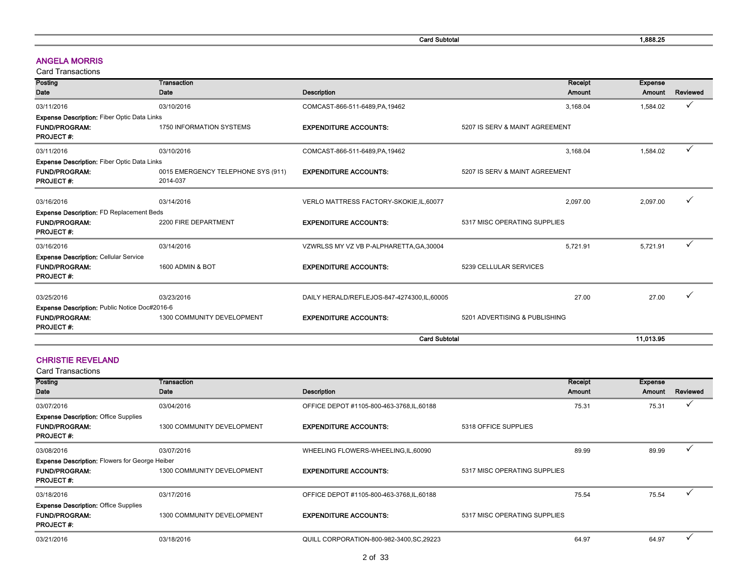| | | Card Subtotal | | 1,888.25 | |
|---|---|---|---|---|---|

## ANGELA MORRIS

Card Transactions

| Posting Date | Transaction Date | Description | | Receipt Amount | Expense Amount | Reviewed |
|---|---|---|---|---|---|---|
| 03/11/2016 | 03/10/2016 | COMCAST-866-511-6489,PA,19462 | | 3,168.04 | 1,584.02 | ✓ |
| **Expense Description:** Fiber Optic Data Links | | | | | | |
| **FUND/PROGRAM:** | 1750 INFORMATION SYSTEMS | **EXPENDITURE ACCOUNTS:** | 5207 IS SERV & MAINT AGREEMENT | | | |
| **PROJECT #:** | | | | | | |
| 03/11/2016 | 03/10/2016 | COMCAST-866-511-6489,PA,19462 | | 3,168.04 | 1,584.02 | ✓ |
| **Expense Description:** Fiber Optic Data Links | | | | | | |
| **FUND/PROGRAM:** | 0015 EMERGENCY TELEPHONE SYS (911) | **EXPENDITURE ACCOUNTS:** | 5207 IS SERV & MAINT AGREEMENT | | | |
| **PROJECT #:** | 2014-037 | | | | | |
| 03/16/2016 | 03/14/2016 | VERLO MATTRESS FACTORY-SKOKIE,IL,60077 | | 2,097.00 | 2,097.00 | ✓ |
| **Expense Description:** FD Replacement Beds | | | | | | |
| **FUND/PROGRAM:** | 2200 FIRE DEPARTMENT | **EXPENDITURE ACCOUNTS:** | 5317 MISC OPERATING SUPPLIES | | | |
| **PROJECT #:** | | | | | | |
| 03/16/2016 | 03/14/2016 | VZWRLSS MY VZ VB P-ALPHARETTA,GA,30004 | | 5,721.91 | 5,721.91 | ✓ |
| **Expense Description:** Cellular Service | | | | | | |
| **FUND/PROGRAM:** | 1600 ADMIN & BOT | **EXPENDITURE ACCOUNTS:** | 5239 CELLULAR SERVICES | | | |
| **PROJECT #:** | | | | | | |
| 03/25/2016 | 03/23/2016 | DAILY HERALD/REFLEJOS-847-4274300,IL,60005 | | 27.00 | 27.00 | ✓ |
| **Expense Description:** Public Notice Doc#2016-6 | | | | | | |
| **FUND/PROGRAM:** | 1300 COMMUNITY DEVELOPMENT | **EXPENDITURE ACCOUNTS:** | 5201 ADVERTISING & PUBLISHING | | | |
| **PROJECT #:** | | | | | | |
| | | **Card Subtotal** | | | 11,013.95 | |

## CHRISTIE REVELAND

Card Transactions

| Posting Date | Transaction Date | Description | | Receipt Amount | Expense Amount | Reviewed |
|---|---|---|---|---|---|---|
| 03/07/2016 | 03/04/2016 | OFFICE DEPOT #1105-800-463-3768,IL,60188 | | 75.31 | 75.31 | ✓ |
| **Expense Description:** Office Supplies | | | | | | |
| **FUND/PROGRAM:** | 1300 COMMUNITY DEVELOPMENT | **EXPENDITURE ACCOUNTS:** | 5318 OFFICE SUPPLIES | | | |
| **PROJECT #:** | | | | | | |
| 03/08/2016 | 03/07/2016 | WHEELING FLOWERS-WHEELING,IL,60090 | | 89.99 | 89.99 | ✓ |
| **Expense Description:** Flowers for George Heiber | | | | | | |
| **FUND/PROGRAM:** | 1300 COMMUNITY DEVELOPMENT | **EXPENDITURE ACCOUNTS:** | 5317 MISC OPERATING SUPPLIES | | | |
| **PROJECT #:** | | | | | | |
| 03/18/2016 | 03/17/2016 | OFFICE DEPOT #1105-800-463-3768,IL,60188 | | 75.54 | 75.54 | ✓ |
| **Expense Description:** Office Supplies | | | | | | |
| **FUND/PROGRAM:** | 1300 COMMUNITY DEVELOPMENT | **EXPENDITURE ACCOUNTS:** | 5317 MISC OPERATING SUPPLIES | | | |
| **PROJECT #:** | | | | | | |
| 03/21/2016 | 03/18/2016 | QUILL CORPORATION-800-982-3400,SC,29223 | | 64.97 | 64.97 | ✓ |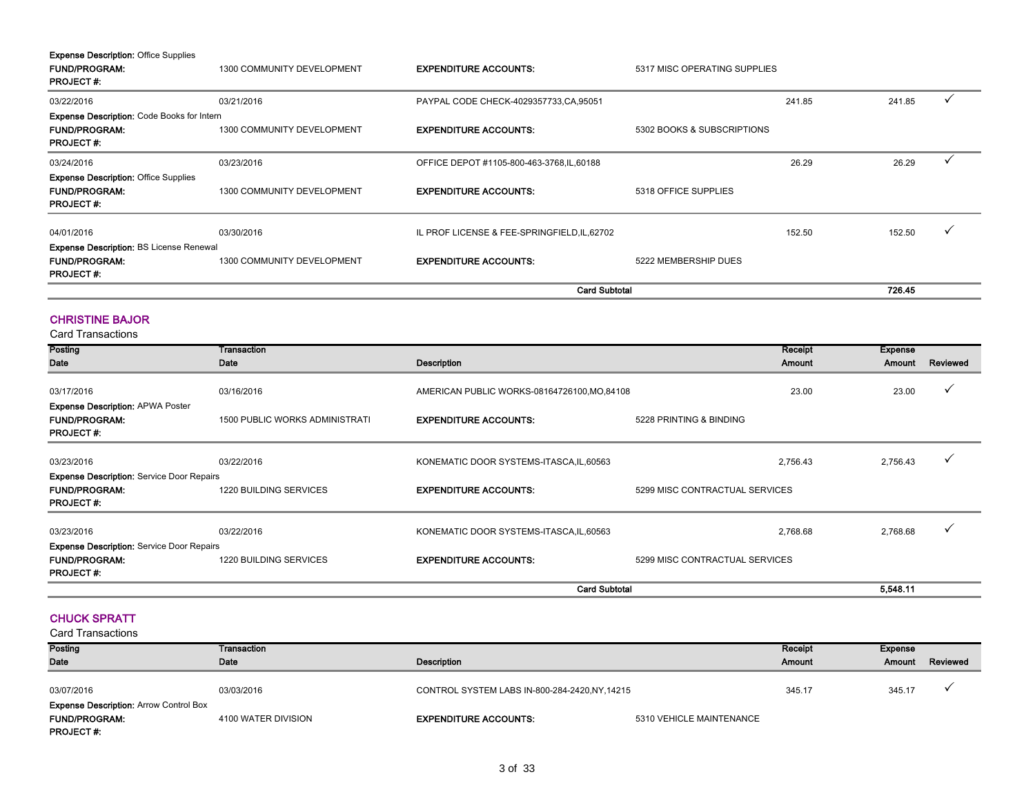**Expense Description:** Office Supplies

| | | | | | | |
|---|---|---|---|---|---|---|
| **FUND/PROGRAM:** | 1300 COMMUNITY DEVELOPMENT | **EXPENDITURE ACCOUNTS:** | 5317 MISC OPERATING SUPPLIES | | | |
| **PROJECT #:** | | | | | | |
| 03/22/2016 | 03/21/2016 | PAYPAL CODE CHECK-4029357733,CA,95051 | | 241.85 | 241.85 | ✓ |
| **Expense Description:** Code Books for Intern | | | | | | |
| **FUND/PROGRAM:** | 1300 COMMUNITY DEVELOPMENT | **EXPENDITURE ACCOUNTS:** | 5302 BOOKS & SUBSCRIPTIONS | | | |
| **PROJECT #:** | | | | | | |
| 03/24/2016 | 03/23/2016 | OFFICE DEPOT #1105-800-463-3768,IL,60188 | | 26.29 | 26.29 | ✓ |
| **Expense Description:** Office Supplies | | | | | | |
| **FUND/PROGRAM:** | 1300 COMMUNITY DEVELOPMENT | **EXPENDITURE ACCOUNTS:** | 5318 OFFICE SUPPLIES | | | |
| **PROJECT #:** | | | | | | |
| 04/01/2016 | 03/30/2016 | IL PROF LICENSE & FEE-SPRINGFIELD,IL,62702 | | 152.50 | 152.50 | ✓ |
| **Expense Description:** BS License Renewal | | | | | | |
| **FUND/PROGRAM:** | 1300 COMMUNITY DEVELOPMENT | **EXPENDITURE ACCOUNTS:** | 5222 MEMBERSHIP DUES | | | |
| **PROJECT #:** | | | | | | |
| | | **Card Subtotal** | | | **726.45** | |

## CHRISTINE BAJOR

Card Transactions

| Posting Date | Transaction Date | Description | | Receipt Amount | Expense Amount | Reviewed |
|---|---|---|---|---|---|---|
| 03/17/2016 | 03/16/2016 | AMERICAN PUBLIC WORKS-08164726100,MO,84108 | | 23.00 | 23.00 | ✓ |
| **Expense Description:** APWA Poster | | | | | | |
| **FUND/PROGRAM:** | 1500 PUBLIC WORKS ADMINISTRATI | **EXPENDITURE ACCOUNTS:** | 5228 PRINTING & BINDING | | | |
| **PROJECT #:** | | | | | | |
| 03/23/2016 | 03/22/2016 | KONEMATIC DOOR SYSTEMS-ITASCA,IL,60563 | | 2,756.43 | 2,756.43 | ✓ |
| **Expense Description:** Service Door Repairs | | | | | | |
| **FUND/PROGRAM:** | 1220 BUILDING SERVICES | **EXPENDITURE ACCOUNTS:** | 5299 MISC CONTRACTUAL SERVICES | | | |
| **PROJECT #:** | | | | | | |
| 03/23/2016 | 03/22/2016 | KONEMATIC DOOR SYSTEMS-ITASCA,IL,60563 | | 2,768.68 | 2,768.68 | ✓ |
| **Expense Description:** Service Door Repairs | | | | | | |
| **FUND/PROGRAM:** | 1220 BUILDING SERVICES | **EXPENDITURE ACCOUNTS:** | 5299 MISC CONTRACTUAL SERVICES | | | |
| **PROJECT #:** | | | | | | |
| | | **Card Subtotal** | | | **5,548.11** | |

## CHUCK SPRATT

Card Transactions

| Posting Date | Transaction Date | Description | | Receipt Amount | Expense Amount | Reviewed |
|---|---|---|---|---|---|---|
| 03/07/2016 | 03/03/2016 | CONTROL SYSTEM LABS IN-800-284-2420,NY,14215 | | 345.17 | 345.17 | ✓ |
| **Expense Description:** Arrow Control Box | | | | | | |
| **FUND/PROGRAM:** | 4100 WATER DIVISION | **EXPENDITURE ACCOUNTS:** | 5310 VEHICLE MAINTENANCE | | | |
| **PROJECT #:** | | | | | | |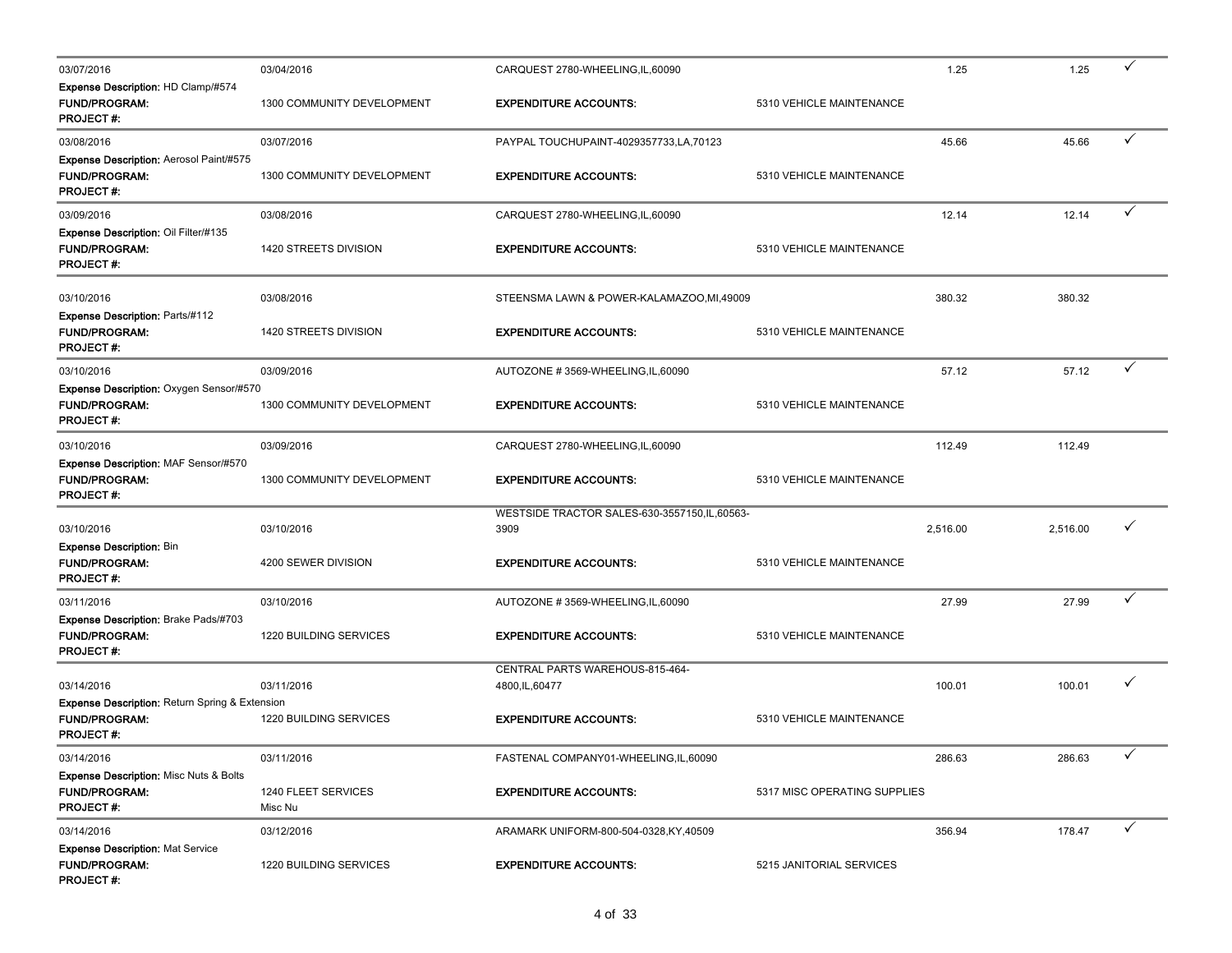| | | | | | | |
|---|---|---|---|---|---|---|
| 03/07/2016 | 03/04/2016 | CARQUEST 2780-WHEELING,IL,60090 | | 1.25 | 1.25 | ✓ |
| **Expense Description:** HD Clamp/#574 | | | | | | |
| **FUND/PROGRAM:** | 1300 COMMUNITY DEVELOPMENT | **EXPENDITURE ACCOUNTS:** | 5310 VEHICLE MAINTENANCE | | | |
| **PROJECT #:** | | | | | | |
| 03/08/2016 | 03/07/2016 | PAYPAL TOUCHUPAINT-4029357733,LA,70123 | | 45.66 | 45.66 | ✓ |
| **Expense Description:** Aerosol Paint/#575 | | | | | | |
| **FUND/PROGRAM:** | 1300 COMMUNITY DEVELOPMENT | **EXPENDITURE ACCOUNTS:** | 5310 VEHICLE MAINTENANCE | | | |
| **PROJECT #:** | | | | | | |
| 03/09/2016 | 03/08/2016 | CARQUEST 2780-WHEELING,IL,60090 | | 12.14 | 12.14 | ✓ |
| **Expense Description:** Oil Filter/#135 | | | | | | |
| **FUND/PROGRAM:** | 1420 STREETS DIVISION | **EXPENDITURE ACCOUNTS:** | 5310 VEHICLE MAINTENANCE | | | |
| **PROJECT #:** | | | | | | |
| 03/10/2016 | 03/08/2016 | STEENSMA LAWN & POWER-KALAMAZOO,MI,49009 | | 380.32 | 380.32 | |
| **Expense Description:** Parts/#112 | | | | | | |
| **FUND/PROGRAM:** | 1420 STREETS DIVISION | **EXPENDITURE ACCOUNTS:** | 5310 VEHICLE MAINTENANCE | | | |
| **PROJECT #:** | | | | | | |
| 03/10/2016 | 03/09/2016 | AUTOZONE # 3569-WHEELING,IL,60090 | | 57.12 | 57.12 | ✓ |
| **Expense Description:** Oxygen Sensor/#570 | | | | | | |
| **FUND/PROGRAM:** | 1300 COMMUNITY DEVELOPMENT | **EXPENDITURE ACCOUNTS:** | 5310 VEHICLE MAINTENANCE | | | |
| **PROJECT #:** | | | | | | |
| 03/10/2016 | 03/09/2016 | CARQUEST 2780-WHEELING,IL,60090 | | 112.49 | 112.49 | |
| **Expense Description:** MAF Sensor/#570 | | | | | | |
| **FUND/PROGRAM:** | 1300 COMMUNITY DEVELOPMENT | **EXPENDITURE ACCOUNTS:** | 5310 VEHICLE MAINTENANCE | | | |
| **PROJECT #:** | | | | | | |
| 03/10/2016 | 03/10/2016 | WESTSIDE TRACTOR SALES-630-3557150,IL,60563-3909 | | 2,516.00 | 2,516.00 | ✓ |
| **Expense Description:** Bin | | | | | | |
| **FUND/PROGRAM:** | 4200 SEWER DIVISION | **EXPENDITURE ACCOUNTS:** | 5310 VEHICLE MAINTENANCE | | | |
| **PROJECT #:** | | | | | | |
| 03/11/2016 | 03/10/2016 | AUTOZONE # 3569-WHEELING,IL,60090 | | 27.99 | 27.99 | ✓ |
| **Expense Description:** Brake Pads/#703 | | | | | | |
| **FUND/PROGRAM:** | 1220 BUILDING SERVICES | **EXPENDITURE ACCOUNTS:** | 5310 VEHICLE MAINTENANCE | | | |
| **PROJECT #:** | | | | | | |
| 03/14/2016 | 03/11/2016 | CENTRAL PARTS WAREHOUS-815-464-4800,IL,60477 | | 100.01 | 100.01 | ✓ |
| **Expense Description:** Return Spring & Extension | | | | | | |
| **FUND/PROGRAM:** | 1220 BUILDING SERVICES | **EXPENDITURE ACCOUNTS:** | 5310 VEHICLE MAINTENANCE | | | |
| **PROJECT #:** | | | | | | |
| 03/14/2016 | 03/11/2016 | FASTENAL COMPANY01-WHEELING,IL,60090 | | 286.63 | 286.63 | ✓ |
| **Expense Description:** Misc Nuts & Bolts | | | | | | |
| **FUND/PROGRAM:** | 1240 FLEET SERVICES | **EXPENDITURE ACCOUNTS:** | 5317 MISC OPERATING SUPPLIES | | | |
| **PROJECT #:** | Misc Nu | | | | | |
| 03/14/2016 | 03/12/2016 | ARAMARK UNIFORM-800-504-0328,KY,40509 | | 356.94 | 178.47 | ✓ |
| **Expense Description:** Mat Service | | | | | | |
| **FUND/PROGRAM:** | 1220 BUILDING SERVICES | **EXPENDITURE ACCOUNTS:** | 5215 JANITORIAL SERVICES | | | |
| **PROJECT #:** | | | | | | |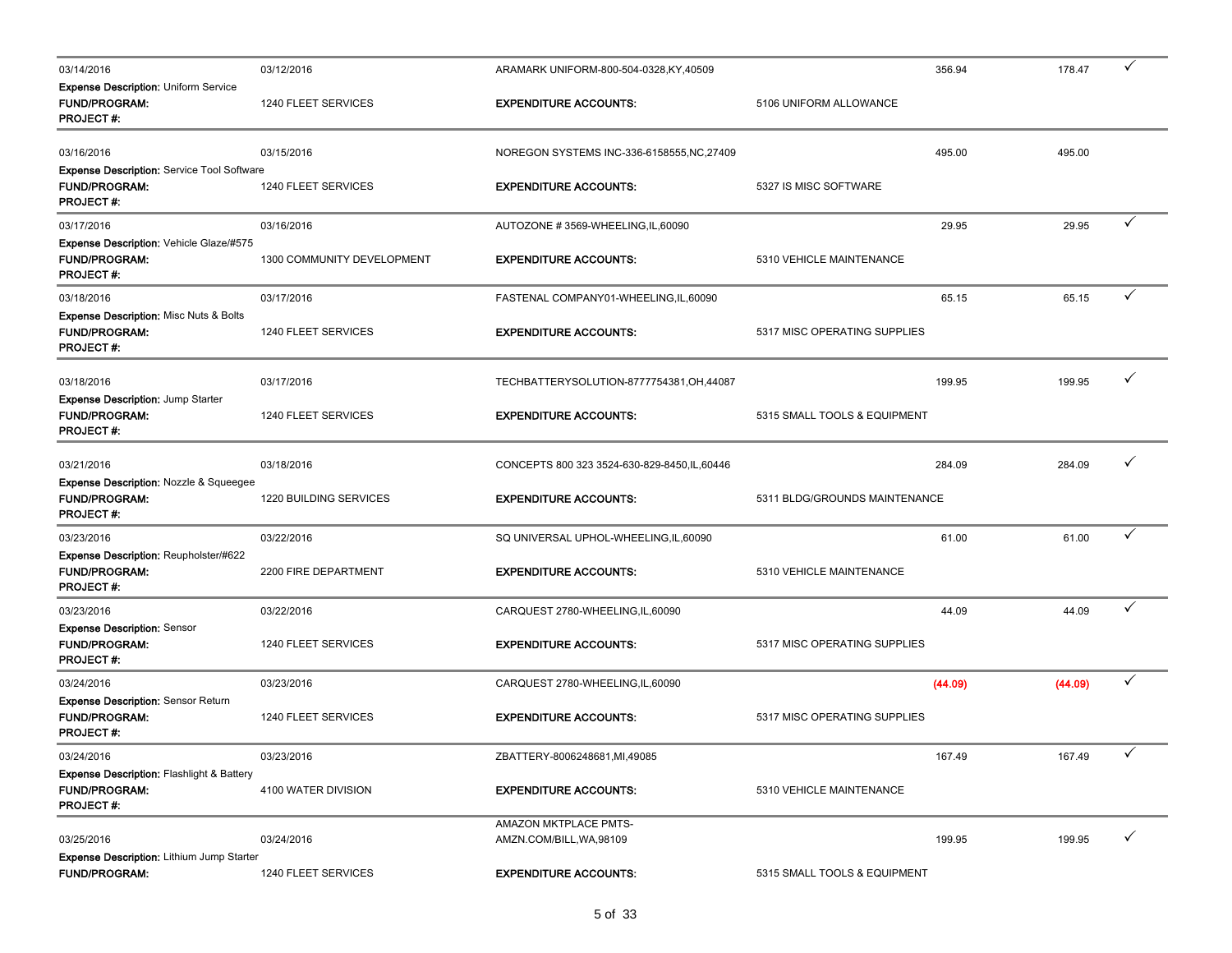| Post Date | Transaction Date | Merchant | Expenditure Account | Amount | Amount | ✓ |
|---|---|---|---|---|---|---|
| 03/14/2016 | 03/12/2016 | ARAMARK UNIFORM-800-504-0328,KY,40509 | | 356.94 | 178.47 | ✓ |
| **Expense Description:** Uniform Service | | | | | | |
| **FUND/PROGRAM:** | 1240 FLEET SERVICES | **EXPENDITURE ACCOUNTS:** | 5106 UNIFORM ALLOWANCE | | | |
| **PROJECT #:** | | | | | | |
| 03/16/2016 | 03/15/2016 | NOREGON SYSTEMS INC-336-6158555,NC,27409 | | 495.00 | 495.00 | |
| **Expense Description:** Service Tool Software | | | | | | |
| **FUND/PROGRAM:** | 1240 FLEET SERVICES | **EXPENDITURE ACCOUNTS:** | 5327 IS MISC SOFTWARE | | | |
| **PROJECT #:** | | | | | | |
| 03/17/2016 | 03/16/2016 | AUTOZONE # 3569-WHEELING,IL,60090 | | 29.95 | 29.95 | ✓ |
| **Expense Description:** Vehicle Glaze/#575 | | | | | | |
| **FUND/PROGRAM:** | 1300 COMMUNITY DEVELOPMENT | **EXPENDITURE ACCOUNTS:** | 5310 VEHICLE MAINTENANCE | | | |
| **PROJECT #:** | | | | | | |
| 03/18/2016 | 03/17/2016 | FASTENAL COMPANY01-WHEELING,IL,60090 | | 65.15 | 65.15 | ✓ |
| **Expense Description:** Misc Nuts & Bolts | | | | | | |
| **FUND/PROGRAM:** | 1240 FLEET SERVICES | **EXPENDITURE ACCOUNTS:** | 5317 MISC OPERATING SUPPLIES | | | |
| **PROJECT #:** | | | | | | |
| 03/18/2016 | 03/17/2016 | TECHBATTERYSOLUTION-8777754381,OH,44087 | | 199.95 | 199.95 | ✓ |
| **Expense Description:** Jump Starter | | | | | | |
| **FUND/PROGRAM:** | 1240 FLEET SERVICES | **EXPENDITURE ACCOUNTS:** | 5315 SMALL TOOLS & EQUIPMENT | | | |
| **PROJECT #:** | | | | | | |
| 03/21/2016 | 03/18/2016 | CONCEPTS 800 323 3524-630-829-8450,IL,60446 | | 284.09 | 284.09 | ✓ |
| **Expense Description:** Nozzle & Squeegee | | | | | | |
| **FUND/PROGRAM:** | 1220 BUILDING SERVICES | **EXPENDITURE ACCOUNTS:** | 5311 BLDG/GROUNDS MAINTENANCE | | | |
| **PROJECT #:** | | | | | | |
| 03/23/2016 | 03/22/2016 | SQ UNIVERSAL UPHOL-WHEELING,IL,60090 | | 61.00 | 61.00 | ✓ |
| **Expense Description:** Reupholster/#622 | | | | | | |
| **FUND/PROGRAM:** | 2200 FIRE DEPARTMENT | **EXPENDITURE ACCOUNTS:** | 5310 VEHICLE MAINTENANCE | | | |
| **PROJECT #:** | | | | | | |
| 03/23/2016 | 03/22/2016 | CARQUEST 2780-WHEELING,IL,60090 | | 44.09 | 44.09 | ✓ |
| **Expense Description:** Sensor | | | | | | |
| **FUND/PROGRAM:** | 1240 FLEET SERVICES | **EXPENDITURE ACCOUNTS:** | 5317 MISC OPERATING SUPPLIES | | | |
| **PROJECT #:** | | | | | | |
| 03/24/2016 | 03/23/2016 | CARQUEST 2780-WHEELING,IL,60090 | | (44.09) | (44.09) | ✓ |
| **Expense Description:** Sensor Return | | | | | | |
| **FUND/PROGRAM:** | 1240 FLEET SERVICES | **EXPENDITURE ACCOUNTS:** | 5317 MISC OPERATING SUPPLIES | | | |
| **PROJECT #:** | | | | | | |
| 03/24/2016 | 03/23/2016 | ZBATTERY-8006248681,MI,49085 | | 167.49 | 167.49 | ✓ |
| **Expense Description:** Flashlight & Battery | | | | | | |
| **FUND/PROGRAM:** | 4100 WATER DIVISION | **EXPENDITURE ACCOUNTS:** | 5310 VEHICLE MAINTENANCE | | | |
| **PROJECT #:** | | | | | | |
| 03/25/2016 | 03/24/2016 | AMAZON MKTPLACE PMTS-AMZN.COM/BILL,WA,98109 | | 199.95 | 199.95 | ✓ |
| **Expense Description:** Lithium Jump Starter | | | | | | |
| **FUND/PROGRAM:** | 1240 FLEET SERVICES | **EXPENDITURE ACCOUNTS:** | 5315 SMALL TOOLS & EQUIPMENT | | | |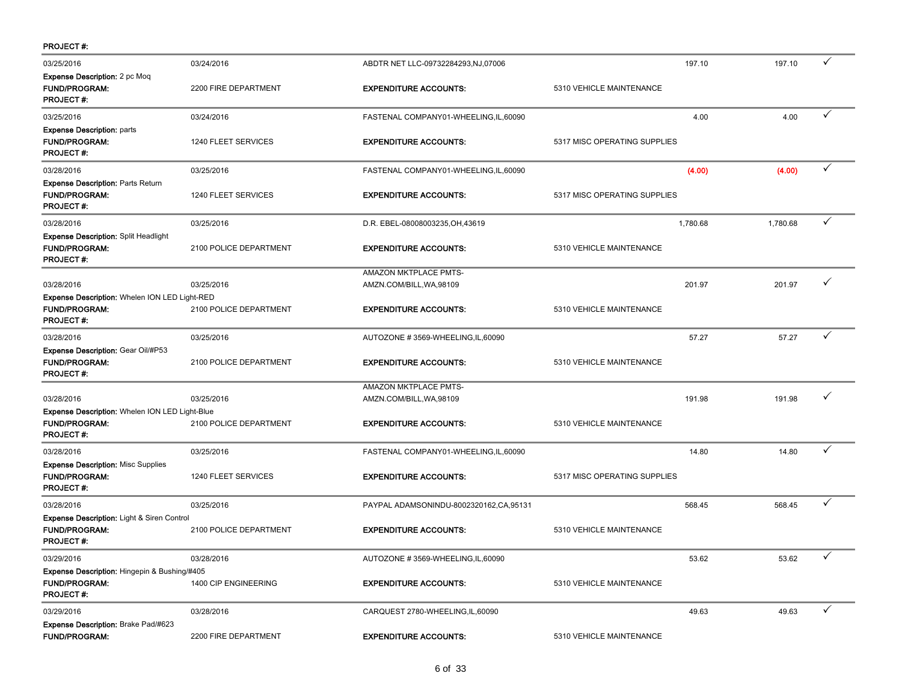**PROJECT #:**

| | | | | | | |
|---|---|---|---|---|---|---|
| 03/25/2016 | 03/24/2016 | ABDTR NET LLC-09732284293,NJ,07006 | | 197.10 | 197.10 | ✓ |
| **Expense Description:** 2 pc Moq | | | | | | |
| **FUND/PROGRAM:** | 2200 FIRE DEPARTMENT | **EXPENDITURE ACCOUNTS:** | 5310 VEHICLE MAINTENANCE | | | |
| **PROJECT #:** | | | | | | |
| 03/25/2016 | 03/24/2016 | FASTENAL COMPANY01-WHEELING,IL,60090 | | 4.00 | 4.00 | ✓ |
| **Expense Description:** parts | | | | | | |
| **FUND/PROGRAM:** | 1240 FLEET SERVICES | **EXPENDITURE ACCOUNTS:** | 5317 MISC OPERATING SUPPLIES | | | |
| **PROJECT #:** | | | | | | |
| 03/28/2016 | 03/25/2016 | FASTENAL COMPANY01-WHEELING,IL,60090 | | (4.00) | (4.00) | ✓ |
| **Expense Description:** Parts Return | | | | | | |
| **FUND/PROGRAM:** | 1240 FLEET SERVICES | **EXPENDITURE ACCOUNTS:** | 5317 MISC OPERATING SUPPLIES | | | |
| **PROJECT #:** | | | | | | |
| 03/28/2016 | 03/25/2016 | D.R. EBEL-08008003235,OH,43619 | | 1,780.68 | 1,780.68 | ✓ |
| **Expense Description:** Split Headlight | | | | | | |
| **FUND/PROGRAM:** | 2100 POLICE DEPARTMENT | **EXPENDITURE ACCOUNTS:** | 5310 VEHICLE MAINTENANCE | | | |
| **PROJECT #:** | | | | | | |
| 03/28/2016 | 03/25/2016 | AMAZON MKTPLACE PMTS-AMZN.COM/BILL,WA,98109 | | 201.97 | 201.97 | ✓ |
| **Expense Description:** Whelen ION LED Light-RED | | | | | | |
| **FUND/PROGRAM:** | 2100 POLICE DEPARTMENT | **EXPENDITURE ACCOUNTS:** | 5310 VEHICLE MAINTENANCE | | | |
| **PROJECT #:** | | | | | | |
| 03/28/2016 | 03/25/2016 | AUTOZONE # 3569-WHEELING,IL,60090 | | 57.27 | 57.27 | ✓ |
| **Expense Description:** Gear Oil/#P53 | | | | | | |
| **FUND/PROGRAM:** | 2100 POLICE DEPARTMENT | **EXPENDITURE ACCOUNTS:** | 5310 VEHICLE MAINTENANCE | | | |
| **PROJECT #:** | | | | | | |
| 03/28/2016 | 03/25/2016 | AMAZON MKTPLACE PMTS-AMZN.COM/BILL,WA,98109 | | 191.98 | 191.98 | ✓ |
| **Expense Description:** Whelen ION LED Light-Blue | | | | | | |
| **FUND/PROGRAM:** | 2100 POLICE DEPARTMENT | **EXPENDITURE ACCOUNTS:** | 5310 VEHICLE MAINTENANCE | | | |
| **PROJECT #:** | | | | | | |
| 03/28/2016 | 03/25/2016 | FASTENAL COMPANY01-WHEELING,IL,60090 | | 14.80 | 14.80 | ✓ |
| **Expense Description:** Misc Supplies | | | | | | |
| **FUND/PROGRAM:** | 1240 FLEET SERVICES | **EXPENDITURE ACCOUNTS:** | 5317 MISC OPERATING SUPPLIES | | | |
| **PROJECT #:** | | | | | | |
| 03/28/2016 | 03/25/2016 | PAYPAL ADAMSONINDU-8002320162,CA,95131 | | 568.45 | 568.45 | ✓ |
| **Expense Description:** Light & Siren Control | | | | | | |
| **FUND/PROGRAM:** | 2100 POLICE DEPARTMENT | **EXPENDITURE ACCOUNTS:** | 5310 VEHICLE MAINTENANCE | | | |
| **PROJECT #:** | | | | | | |
| 03/29/2016 | 03/28/2016 | AUTOZONE # 3569-WHEELING,IL,60090 | | 53.62 | 53.62 | ✓ |
| **Expense Description:** Hingepin & Bushing/#405 | | | | | | |
| **FUND/PROGRAM:** | 1400 CIP ENGINEERING | **EXPENDITURE ACCOUNTS:** | 5310 VEHICLE MAINTENANCE | | | |
| **PROJECT #:** | | | | | | |
| 03/29/2016 | 03/28/2016 | CARQUEST 2780-WHEELING,IL,60090 | | 49.63 | 49.63 | ✓ |
| **Expense Description:** Brake Pad/#623 | | | | | | |
| **FUND/PROGRAM:** | 2200 FIRE DEPARTMENT | **EXPENDITURE ACCOUNTS:** | 5310 VEHICLE MAINTENANCE | | | |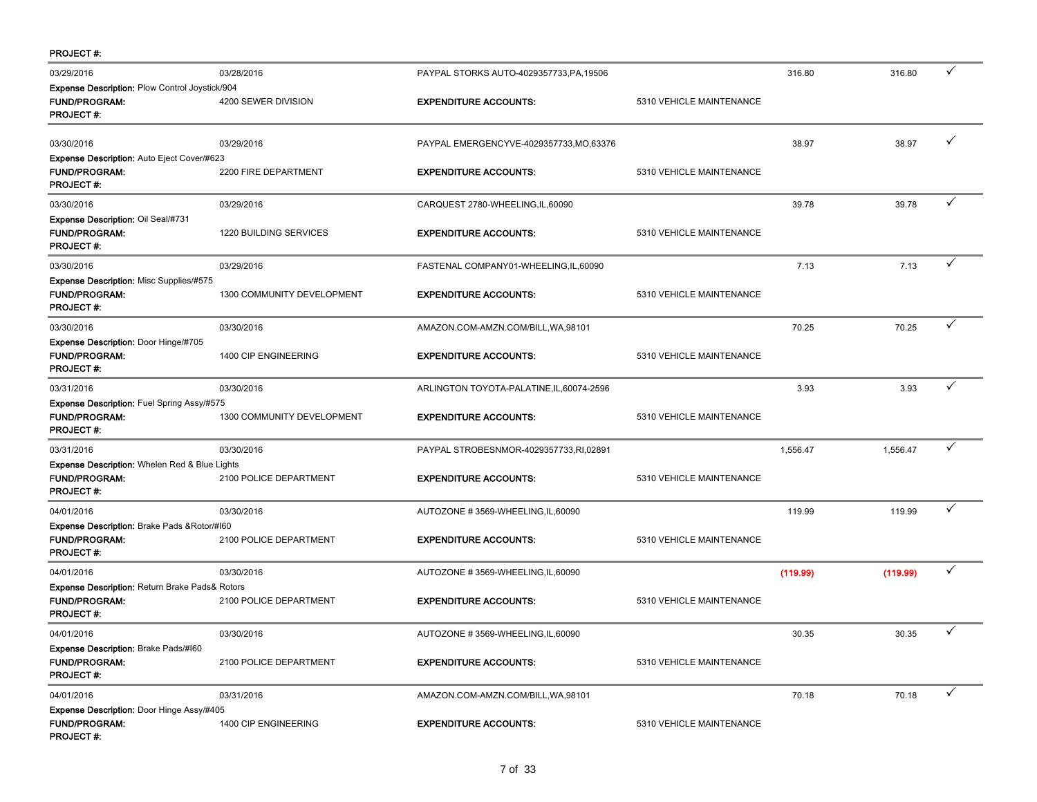**PROJECT #:**

03/29/2016 | 03/28/2016 | PAYPAL STORKS AUTO-4029357733,PA,19506 | 316.80 | 316.80 | ✓

**Expense Description:** Plow Control Joystick/904
**FUND/PROGRAM:** 4200 SEWER DIVISION **EXPENDITURE ACCOUNTS:** 5310 VEHICLE MAINTENANCE
**PROJECT #:**

---

03/30/2016 | 03/29/2016 | PAYPAL EMERGENCYVE-4029357733,MO,63376 | 38.97 | 38.97 | ✓

**Expense Description:** Auto Eject Cover/#623
**FUND/PROGRAM:** 2200 FIRE DEPARTMENT **EXPENDITURE ACCOUNTS:** 5310 VEHICLE MAINTENANCE
**PROJECT #:**

---

03/30/2016 | 03/29/2016 | CARQUEST 2780-WHEELING,IL,60090 | 39.78 | 39.78 | ✓

**Expense Description:** Oil Seal/#731
**FUND/PROGRAM:** 1220 BUILDING SERVICES **EXPENDITURE ACCOUNTS:** 5310 VEHICLE MAINTENANCE
**PROJECT #:**

---

03/30/2016 | 03/29/2016 | FASTENAL COMPANY01-WHEELING,IL,60090 | 7.13 | 7.13 | ✓

**Expense Description:** Misc Supplies/#575
**FUND/PROGRAM:** 1300 COMMUNITY DEVELOPMENT **EXPENDITURE ACCOUNTS:** 5310 VEHICLE MAINTENANCE
**PROJECT #:**

---

03/30/2016 | 03/30/2016 | AMAZON.COM-AMZN.COM/BILL,WA,98101 | 70.25 | 70.25 | ✓

**Expense Description:** Door Hinge/#705
**FUND/PROGRAM:** 1400 CIP ENGINEERING **EXPENDITURE ACCOUNTS:** 5310 VEHICLE MAINTENANCE
**PROJECT #:**

---

03/31/2016 | 03/30/2016 | ARLINGTON TOYOTA-PALATINE,IL,60074-2596 | 3.93 | 3.93 | ✓

**Expense Description:** Fuel Spring Assy/#575
**FUND/PROGRAM:** 1300 COMMUNITY DEVELOPMENT **EXPENDITURE ACCOUNTS:** 5310 VEHICLE MAINTENANCE
**PROJECT #:**

---

03/31/2016 | 03/30/2016 | PAYPAL STROBESNMOR-4029357733,RI,02891 | 1,556.47 | 1,556.47 | ✓

**Expense Description:** Whelen Red & Blue Lights
**FUND/PROGRAM:** 2100 POLICE DEPARTMENT **EXPENDITURE ACCOUNTS:** 5310 VEHICLE MAINTENANCE
**PROJECT #:**

---

04/01/2016 | 03/30/2016 | AUTOZONE # 3569-WHEELING,IL,60090 | 119.99 | 119.99 | ✓

**Expense Description:** Brake Pads &Rotor/#I60
**FUND/PROGRAM:** 2100 POLICE DEPARTMENT **EXPENDITURE ACCOUNTS:** 5310 VEHICLE MAINTENANCE
**PROJECT #:**

---

04/01/2016 | 03/30/2016 | AUTOZONE # 3569-WHEELING,IL,60090 | (119.99) | (119.99) | ✓

**Expense Description:** Return Brake Pads& Rotors
**FUND/PROGRAM:** 2100 POLICE DEPARTMENT **EXPENDITURE ACCOUNTS:** 5310 VEHICLE MAINTENANCE
**PROJECT #:**

---

04/01/2016 | 03/30/2016 | AUTOZONE # 3569-WHEELING,IL,60090 | 30.35 | 30.35 | ✓

**Expense Description:** Brake Pads/#I60
**FUND/PROGRAM:** 2100 POLICE DEPARTMENT **EXPENDITURE ACCOUNTS:** 5310 VEHICLE MAINTENANCE
**PROJECT #:**

---

04/01/2016 | 03/31/2016 | AMAZON.COM-AMZN.COM/BILL,WA,98101 | 70.18 | 70.18 | ✓

**Expense Description:** Door Hinge Assy/#405
**FUND/PROGRAM:** 1400 CIP ENGINEERING **EXPENDITURE ACCOUNTS:** 5310 VEHICLE MAINTENANCE
**PROJECT #:**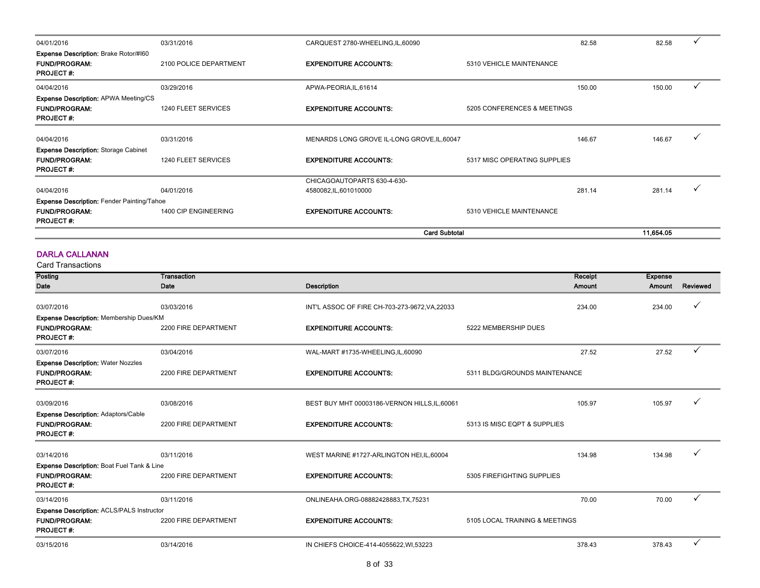| Posting Date | Transaction Date | Description | | Receipt Amount | Expense Amount | Reviewed |
|---|---|---|---|---|---|---|
| 04/01/2016 | 03/31/2016 | CARQUEST 2780-WHEELING,IL,60090 | | 82.58 | 82.58 | ✓ |
| **Expense Description:** Brake Rotor/#I60 | | | | | | |
| **FUND/PROGRAM:** | 2100 POLICE DEPARTMENT | **EXPENDITURE ACCOUNTS:** | 5310 VEHICLE MAINTENANCE | | | |
| **PROJECT #:** | | | | | | |
| 04/04/2016 | 03/29/2016 | APWA-PEORIA,IL,61614 | | 150.00 | 150.00 | ✓ |
| **Expense Description:** APWA Meeting/CS | | | | | | |
| **FUND/PROGRAM:** | 1240 FLEET SERVICES | **EXPENDITURE ACCOUNTS:** | 5205 CONFERENCES & MEETINGS | | | |
| **PROJECT #:** | | | | | | |
| 04/04/2016 | 03/31/2016 | MENARDS LONG GROVE IL-LONG GROVE,IL,60047 | | 146.67 | 146.67 | ✓ |
| **Expense Description:** Storage Cabinet | | | | | | |
| **FUND/PROGRAM:** | 1240 FLEET SERVICES | **EXPENDITURE ACCOUNTS:** | 5317 MISC OPERATING SUPPLIES | | | |
| **PROJECT #:** | | | | | | |
| 04/04/2016 | 04/01/2016 | CHICAGOAUTOPARTS 630-4-630-4580082,IL,601010000 | | 281.14 | 281.14 | ✓ |
| **Expense Description:** Fender Painting/Tahoe | | | | | | |
| **FUND/PROGRAM:** | 1400 CIP ENGINEERING | **EXPENDITURE ACCOUNTS:** | 5310 VEHICLE MAINTENANCE | | | |
| **PROJECT #:** | | | | | | |
| | | **Card Subtotal** | | | **11,654.05** | |

## DARLA CALLANAN

Card Transactions

| Posting Date | Transaction Date | Description | | Receipt Amount | Expense Amount | Reviewed |
|---|---|---|---|---|---|---|
| 03/07/2016 | 03/03/2016 | INT'L ASSOC OF FIRE CH-703-273-9672,VA,22033 | | 234.00 | 234.00 | ✓ |
| **Expense Description:** Membership Dues/KM | | | | | | |
| **FUND/PROGRAM:** | 2200 FIRE DEPARTMENT | **EXPENDITURE ACCOUNTS:** | 5222 MEMBERSHIP DUES | | | |
| **PROJECT #:** | | | | | | |
| 03/07/2016 | 03/04/2016 | WAL-MART #1735-WHEELING,IL,60090 | | 27.52 | 27.52 | ✓ |
| **Expense Description:** Water Nozzles | | | | | | |
| **FUND/PROGRAM:** | 2200 FIRE DEPARTMENT | **EXPENDITURE ACCOUNTS:** | 5311 BLDG/GROUNDS MAINTENANCE | | | |
| **PROJECT #:** | | | | | | |
| 03/09/2016 | 03/08/2016 | BEST BUY MHT 00003186-VERNON HILLS,IL,60061 | | 105.97 | 105.97 | ✓ |
| **Expense Description:** Adaptors/Cable | | | | | | |
| **FUND/PROGRAM:** | 2200 FIRE DEPARTMENT | **EXPENDITURE ACCOUNTS:** | 5313 IS MISC EQPT & SUPPLIES | | | |
| **PROJECT #:** | | | | | | |
| 03/14/2016 | 03/11/2016 | WEST MARINE #1727-ARLINGTON HEI,IL,60004 | | 134.98 | 134.98 | ✓ |
| **Expense Description:** Boat Fuel Tank & Line | | | | | | |
| **FUND/PROGRAM:** | 2200 FIRE DEPARTMENT | **EXPENDITURE ACCOUNTS:** | 5305 FIREFIGHTING SUPPLIES | | | |
| **PROJECT #:** | | | | | | |
| 03/14/2016 | 03/11/2016 | ONLINEAHA.ORG-08882428883,TX,75231 | | 70.00 | 70.00 | ✓ |
| **Expense Description:** ACLS/PALS Instructor | | | | | | |
| **FUND/PROGRAM:** | 2200 FIRE DEPARTMENT | **EXPENDITURE ACCOUNTS:** | 5105 LOCAL TRAINING & MEETINGS | | | |
| **PROJECT #:** | | | | | | |
| 03/15/2016 | 03/14/2016 | IN CHIEFS CHOICE-414-4055622,WI,53223 | | 378.43 | 378.43 | ✓ |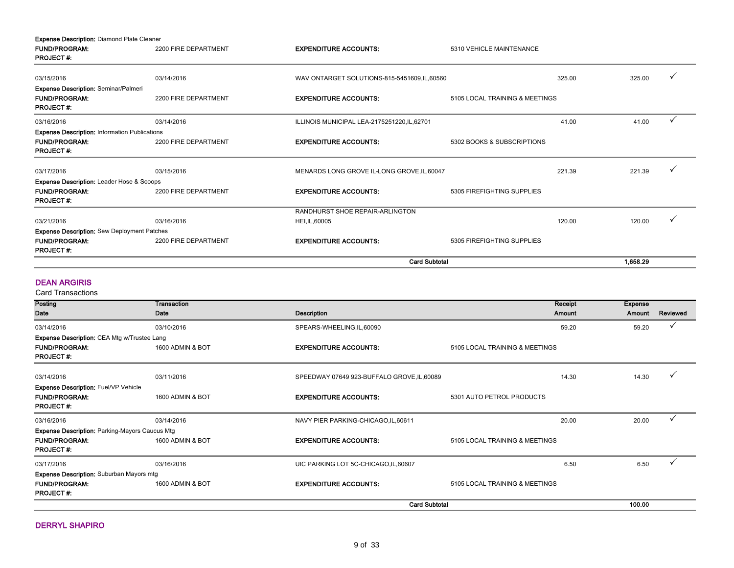**Expense Description:** Diamond Plate Cleaner

| | | | | | | |
|---|---|---|---|---|---|---|
| **FUND/PROGRAM:** | 2200 FIRE DEPARTMENT | **EXPENDITURE ACCOUNTS:** | 5310 VEHICLE MAINTENANCE | | | |
| **PROJECT #:** | | | | | | |
| 03/15/2016 | 03/14/2016 | WAV ONTARGET SOLUTIONS-815-5451609,IL,60560 | | 325.00 | 325.00 | ✓ |
| **Expense Description:** Seminar/Palmeri | | | | | | |
| **FUND/PROGRAM:** | 2200 FIRE DEPARTMENT | **EXPENDITURE ACCOUNTS:** | 5105 LOCAL TRAINING & MEETINGS | | | |
| **PROJECT #:** | | | | | | |
| 03/16/2016 | 03/14/2016 | ILLINOIS MUNICIPAL LEA-2175251220,IL,62701 | | 41.00 | 41.00 | ✓ |
| **Expense Description:** Information Publications | | | | | | |
| **FUND/PROGRAM:** | 2200 FIRE DEPARTMENT | **EXPENDITURE ACCOUNTS:** | 5302 BOOKS & SUBSCRIPTIONS | | | |
| **PROJECT #:** | | | | | | |
| 03/17/2016 | 03/15/2016 | MENARDS LONG GROVE IL-LONG GROVE,IL,60047 | | 221.39 | 221.39 | ✓ |
| **Expense Description:** Leader Hose & Scoops | | | | | | |
| **FUND/PROGRAM:** | 2200 FIRE DEPARTMENT | **EXPENDITURE ACCOUNTS:** | 5305 FIREFIGHTING SUPPLIES | | | |
| **PROJECT #:** | | | | | | |
| 03/21/2016 | 03/16/2016 | RANDHURST SHOE REPAIR-ARLINGTON HEI,IL,60005 | | 120.00 | 120.00 | ✓ |
| **Expense Description:** Sew Deployment Patches | | | | | | |
| **FUND/PROGRAM:** | 2200 FIRE DEPARTMENT | **EXPENDITURE ACCOUNTS:** | 5305 FIREFIGHTING SUPPLIES | | | |
| **PROJECT #:** | | | | | | |
| | | | **Card Subtotal** | | **1,658.29** | |

## DEAN ARGIRIS

Card Transactions

| Posting Date | Transaction Date | Description | | Receipt Amount | Expense Amount | Reviewed |
|---|---|---|---|---|---|---|
| 03/14/2016 | 03/10/2016 | SPEARS-WHEELING,IL,60090 | | 59.20 | 59.20 | ✓ |
| **Expense Description:** CEA Mtg w/Trustee Lang | | | | | | |
| **FUND/PROGRAM:** | 1600 ADMIN & BOT | **EXPENDITURE ACCOUNTS:** | 5105 LOCAL TRAINING & MEETINGS | | | |
| **PROJECT #:** | | | | | | |
| 03/14/2016 | 03/11/2016 | SPEEDWAY 07649 923-BUFFALO GROVE,IL,60089 | | 14.30 | 14.30 | ✓ |
| **Expense Description:** Fuel/VP Vehicle | | | | | | |
| **FUND/PROGRAM:** | 1600 ADMIN & BOT | **EXPENDITURE ACCOUNTS:** | 5301 AUTO PETROL PRODUCTS | | | |
| **PROJECT #:** | | | | | | |
| 03/16/2016 | 03/14/2016 | NAVY PIER PARKING-CHICAGO,IL,60611 | | 20.00 | 20.00 | ✓ |
| **Expense Description:** Parking-Mayors Caucus Mtg | | | | | | |
| **FUND/PROGRAM:** | 1600 ADMIN & BOT | **EXPENDITURE ACCOUNTS:** | 5105 LOCAL TRAINING & MEETINGS | | | |
| **PROJECT #:** | | | | | | |
| 03/17/2016 | 03/16/2016 | UIC PARKING LOT 5C-CHICAGO,IL,60607 | | 6.50 | 6.50 | ✓ |
| **Expense Description:** Suburban Mayors mtg | | | | | | |
| **FUND/PROGRAM:** | 1600 ADMIN & BOT | **EXPENDITURE ACCOUNTS:** | 5105 LOCAL TRAINING & MEETINGS | | | |
| **PROJECT #:** | | | | | | |
| | | | **Card Subtotal** | | **100.00** | |

## DERRYL SHAPIRO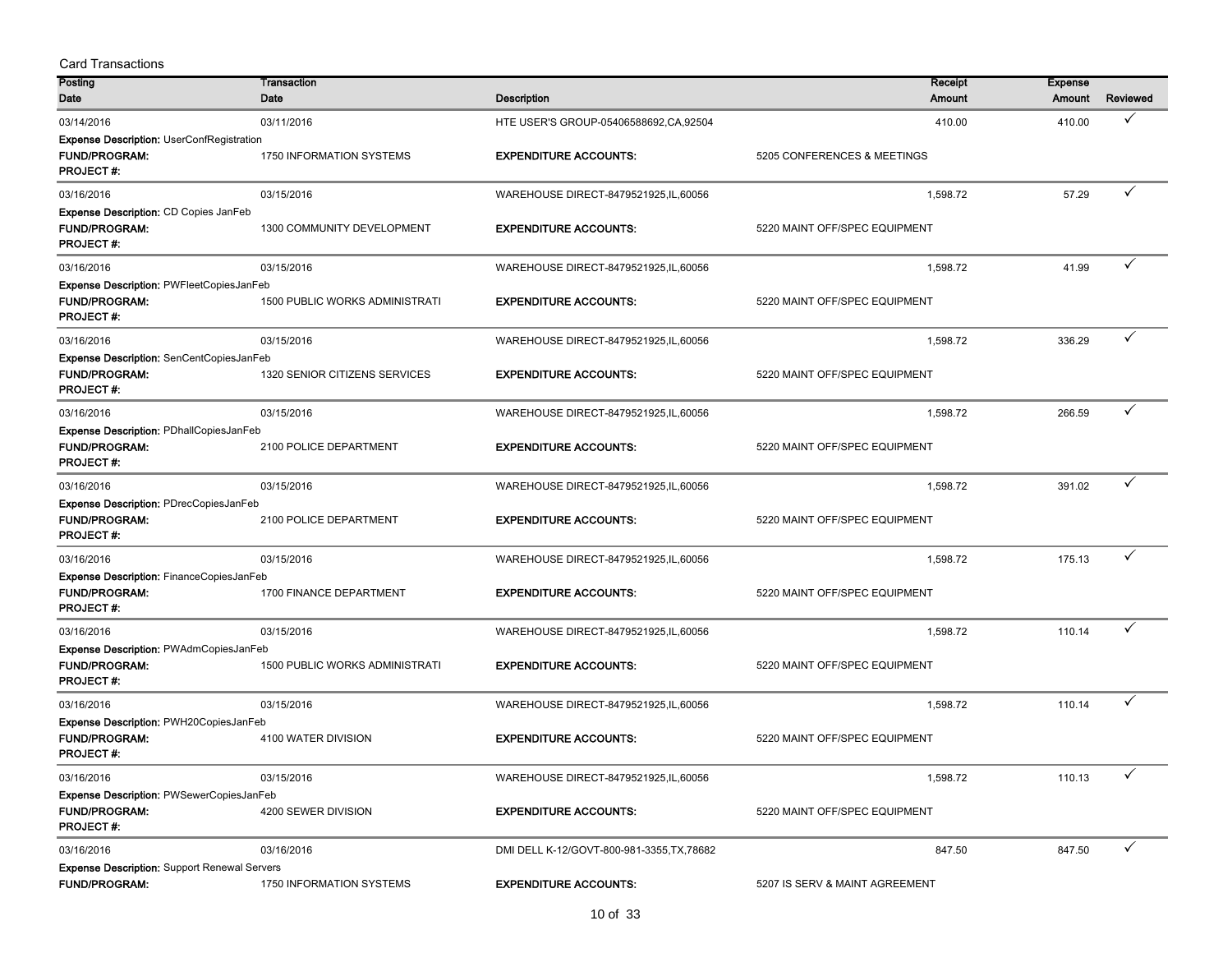Card Transactions

| Posting Date | Transaction Date | Description | Receipt Amount | Expense Amount | Reviewed |
|---|---|---|---|---|---|
| 03/14/2016 | 03/11/2016 | HTE USER'S GROUP-05406588692,CA,92504 | 410.00 | 410.00 | ✓ |
| **Expense Description:** UserConfRegistration | | | | | |
| **FUND/PROGRAM:** | 1750 INFORMATION SYSTEMS | **EXPENDITURE ACCOUNTS:** | 5205 CONFERENCES & MEETINGS | | |
| **PROJECT #:** | | | | | |
| 03/16/2016 | 03/15/2016 | WAREHOUSE DIRECT-8479521925,IL,60056 | 1,598.72 | 57.29 | ✓ |
| **Expense Description:** CD Copies JanFeb | | | | | |
| **FUND/PROGRAM:** | 1300 COMMUNITY DEVELOPMENT | **EXPENDITURE ACCOUNTS:** | 5220 MAINT OFF/SPEC EQUIPMENT | | |
| **PROJECT #:** | | | | | |
| 03/16/2016 | 03/15/2016 | WAREHOUSE DIRECT-8479521925,IL,60056 | 1,598.72 | 41.99 | ✓ |
| **Expense Description:** PWFleetCopiesJanFeb | | | | | |
| **FUND/PROGRAM:** | 1500 PUBLIC WORKS ADMINISTRATI | **EXPENDITURE ACCOUNTS:** | 5220 MAINT OFF/SPEC EQUIPMENT | | |
| **PROJECT #:** | | | | | |
| 03/16/2016 | 03/15/2016 | WAREHOUSE DIRECT-8479521925,IL,60056 | 1,598.72 | 336.29 | ✓ |
| **Expense Description:** SenCentCopiesJanFeb | | | | | |
| **FUND/PROGRAM:** | 1320 SENIOR CITIZENS SERVICES | **EXPENDITURE ACCOUNTS:** | 5220 MAINT OFF/SPEC EQUIPMENT | | |
| **PROJECT #:** | | | | | |
| 03/16/2016 | 03/15/2016 | WAREHOUSE DIRECT-8479521925,IL,60056 | 1,598.72 | 266.59 | ✓ |
| **Expense Description:** PDhallCopiesJanFeb | | | | | |
| **FUND/PROGRAM:** | 2100 POLICE DEPARTMENT | **EXPENDITURE ACCOUNTS:** | 5220 MAINT OFF/SPEC EQUIPMENT | | |
| **PROJECT #:** | | | | | |
| 03/16/2016 | 03/15/2016 | WAREHOUSE DIRECT-8479521925,IL,60056 | 1,598.72 | 391.02 | ✓ |
| **Expense Description:** PDrecCopiesJanFeb | | | | | |
| **FUND/PROGRAM:** | 2100 POLICE DEPARTMENT | **EXPENDITURE ACCOUNTS:** | 5220 MAINT OFF/SPEC EQUIPMENT | | |
| **PROJECT #:** | | | | | |
| 03/16/2016 | 03/15/2016 | WAREHOUSE DIRECT-8479521925,IL,60056 | 1,598.72 | 175.13 | ✓ |
| **Expense Description:** FinanceCopiesJanFeb | | | | | |
| **FUND/PROGRAM:** | 1700 FINANCE DEPARTMENT | **EXPENDITURE ACCOUNTS:** | 5220 MAINT OFF/SPEC EQUIPMENT | | |
| **PROJECT #:** | | | | | |
| 03/16/2016 | 03/15/2016 | WAREHOUSE DIRECT-8479521925,IL,60056 | 1,598.72 | 110.14 | ✓ |
| **Expense Description:** PWAdmCopiesJanFeb | | | | | |
| **FUND/PROGRAM:** | 1500 PUBLIC WORKS ADMINISTRATI | **EXPENDITURE ACCOUNTS:** | 5220 MAINT OFF/SPEC EQUIPMENT | | |
| **PROJECT #:** | | | | | |
| 03/16/2016 | 03/15/2016 | WAREHOUSE DIRECT-8479521925,IL,60056 | 1,598.72 | 110.14 | ✓ |
| **Expense Description:** PWH20CopiesJanFeb | | | | | |
| **FUND/PROGRAM:** | 4100 WATER DIVISION | **EXPENDITURE ACCOUNTS:** | 5220 MAINT OFF/SPEC EQUIPMENT | | |
| **PROJECT #:** | | | | | |
| 03/16/2016 | 03/15/2016 | WAREHOUSE DIRECT-8479521925,IL,60056 | 1,598.72 | 110.13 | ✓ |
| **Expense Description:** PWSewerCopiesJanFeb | | | | | |
| **FUND/PROGRAM:** | 4200 SEWER DIVISION | **EXPENDITURE ACCOUNTS:** | 5220 MAINT OFF/SPEC EQUIPMENT | | |
| **PROJECT #:** | | | | | |
| 03/16/2016 | 03/16/2016 | DMI DELL K-12/GOVT-800-981-3355,TX,78682 | 847.50 | 847.50 | ✓ |
| **Expense Description:** Support Renewal Servers | | | | | |
| **FUND/PROGRAM:** | 1750 INFORMATION SYSTEMS | **EXPENDITURE ACCOUNTS:** | 5207 IS SERV & MAINT AGREEMENT | | |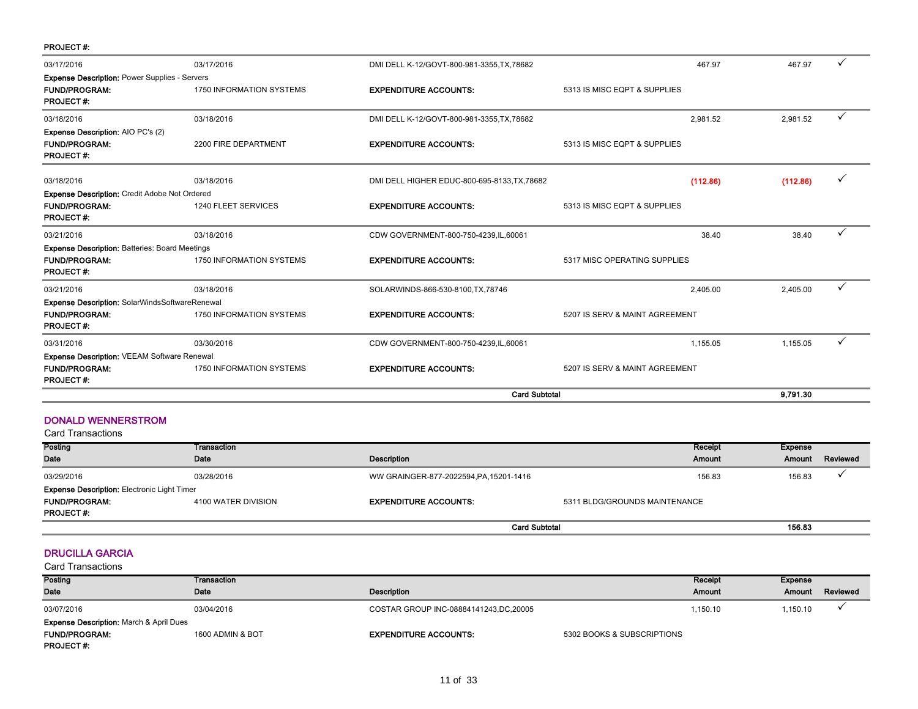PROJECT #:

| Posting Date | Transaction Date | Description | Receipt Amount | Expense Amount | Reviewed |
|---|---|---|---|---|---|
| 03/17/2016 | 03/17/2016 | DMI DELL K-12/GOVT-800-981-3355,TX,78682 | 467.97 | 467.97 | ✓ |
| **Expense Description:** Power Supplies - Servers | | | | | |
| **FUND/PROGRAM:** | 1750 INFORMATION SYSTEMS | **EXPENDITURE ACCOUNTS:** | 5313 IS MISC EQPT & SUPPLIES | | |
| **PROJECT #:** | | | | | |
| 03/18/2016 | 03/18/2016 | DMI DELL K-12/GOVT-800-981-3355,TX,78682 | 2,981.52 | 2,981.52 | ✓ |
| **Expense Description:** AIO PC's (2) | | | | | |
| **FUND/PROGRAM:** | 2200 FIRE DEPARTMENT | **EXPENDITURE ACCOUNTS:** | 5313 IS MISC EQPT & SUPPLIES | | |
| **PROJECT #:** | | | | | |
| 03/18/2016 | 03/18/2016 | DMI DELL HIGHER EDUC-800-695-8133,TX,78682 | (112.86) | (112.86) | ✓ |
| **Expense Description:** Credit Adobe Not Ordered | | | | | |
| **FUND/PROGRAM:** | 1240 FLEET SERVICES | **EXPENDITURE ACCOUNTS:** | 5313 IS MISC EQPT & SUPPLIES | | |
| **PROJECT #:** | | | | | |
| 03/21/2016 | 03/18/2016 | CDW GOVERNMENT-800-750-4239,IL,60061 | 38.40 | 38.40 | ✓ |
| **Expense Description:** Batteries: Board Meetings | | | | | |
| **FUND/PROGRAM:** | 1750 INFORMATION SYSTEMS | **EXPENDITURE ACCOUNTS:** | 5317 MISC OPERATING SUPPLIES | | |
| **PROJECT #:** | | | | | |
| 03/21/2016 | 03/18/2016 | SOLARWINDS-866-530-8100,TX,78746 | 2,405.00 | 2,405.00 | ✓ |
| **Expense Description:** SolarWindsSoftwareRenewal | | | | | |
| **FUND/PROGRAM:** | 1750 INFORMATION SYSTEMS | **EXPENDITURE ACCOUNTS:** | 5207 IS SERV & MAINT AGREEMENT | | |
| **PROJECT #:** | | | | | |
| 03/31/2016 | 03/30/2016 | CDW GOVERNMENT-800-750-4239,IL,60061 | 1,155.05 | 1,155.05 | ✓ |
| **Expense Description:** VEEAM Software Renewal | | | | | |
| **FUND/PROGRAM:** | 1750 INFORMATION SYSTEMS | **EXPENDITURE ACCOUNTS:** | 5207 IS SERV & MAINT AGREEMENT | | |
| **PROJECT #:** | | | | | |
| | | **Card Subtotal** | | **9,791.30** | |

## DONALD WENNERSTROM

Card Transactions

| Posting Date | Transaction Date | Description | Receipt Amount | Expense Amount | Reviewed |
|---|---|---|---|---|---|
| 03/29/2016 | 03/28/2016 | WW GRAINGER-877-2022594,PA,15201-1416 | 156.83 | 156.83 | ✓ |
| **Expense Description:** Electronic Light Timer | | | | | |
| **FUND/PROGRAM:** | 4100 WATER DIVISION | **EXPENDITURE ACCOUNTS:** | 5311 BLDG/GROUNDS MAINTENANCE | | |
| **PROJECT #:** | | | | | |
| | | **Card Subtotal** | | **156.83** | |

## DRUCILLA GARCIA

Card Transactions

| Posting Date | Transaction Date | Description | Receipt Amount | Expense Amount | Reviewed |
|---|---|---|---|---|---|
| 03/07/2016 | 03/04/2016 | COSTAR GROUP INC-08884141243,DC,20005 | 1,150.10 | 1,150.10 | ✓ |
| **Expense Description:** March & April Dues | | | | | |
| **FUND/PROGRAM:** | 1600 ADMIN & BOT | **EXPENDITURE ACCOUNTS:** | 5302 BOOKS & SUBSCRIPTIONS | | |
| **PROJECT #:** | | | | | |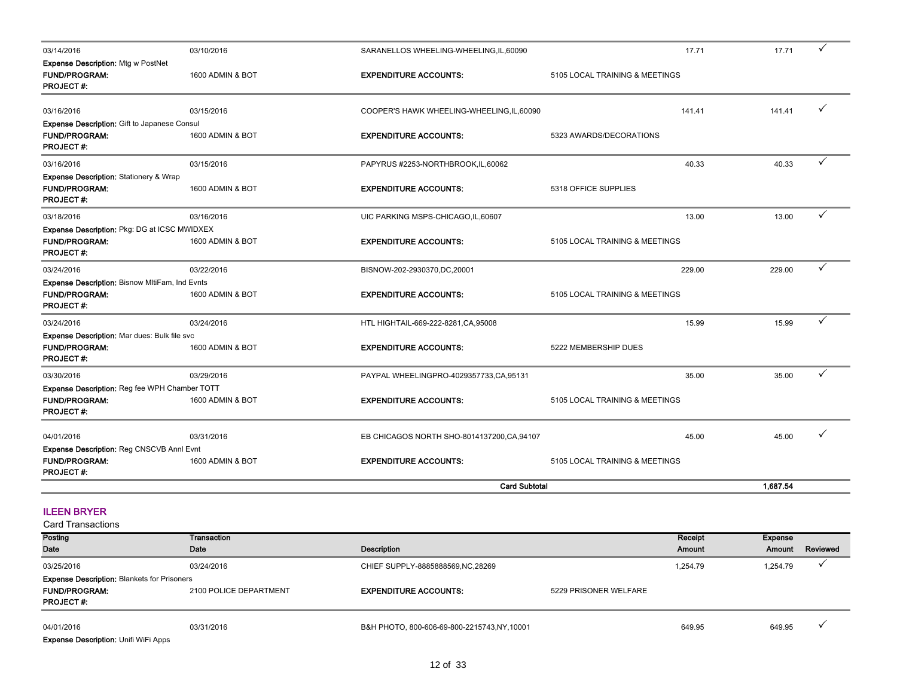| Posting Date | Transaction Date | Description | | Receipt Amount | Expense Amount | Reviewed |
|---|---|---|---|---|---|---|
| 03/14/2016 | 03/10/2016 | SARANELLOS WHEELING-WHEELING,IL,60090 | | 17.71 | 17.71 | ✓ |
| **Expense Description:** Mtg w PostNet | | | | | | |
| **FUND/PROGRAM:** | 1600 ADMIN & BOT | **EXPENDITURE ACCOUNTS:** | 5105 LOCAL TRAINING & MEETINGS | | | |
| **PROJECT #:** | | | | | | |
| 03/16/2016 | 03/15/2016 | COOPER'S HAWK WHEELING-WHEELING,IL,60090 | | 141.41 | 141.41 | ✓ |
| **Expense Description:** Gift to Japanese Consul | | | | | | |
| **FUND/PROGRAM:** | 1600 ADMIN & BOT | **EXPENDITURE ACCOUNTS:** | 5323 AWARDS/DECORATIONS | | | |
| **PROJECT #:** | | | | | | |
| 03/16/2016 | 03/15/2016 | PAPYRUS #2253-NORTHBROOK,IL,60062 | | 40.33 | 40.33 | ✓ |
| **Expense Description:** Stationery & Wrap | | | | | | |
| **FUND/PROGRAM:** | 1600 ADMIN & BOT | **EXPENDITURE ACCOUNTS:** | 5318 OFFICE SUPPLIES | | | |
| **PROJECT #:** | | | | | | |
| 03/18/2016 | 03/16/2016 | UIC PARKING MSPS-CHICAGO,IL,60607 | | 13.00 | 13.00 | ✓ |
| **Expense Description:** Pkg: DG at ICSC MWIDXEX | | | | | | |
| **FUND/PROGRAM:** | 1600 ADMIN & BOT | **EXPENDITURE ACCOUNTS:** | 5105 LOCAL TRAINING & MEETINGS | | | |
| **PROJECT #:** | | | | | | |
| 03/24/2016 | 03/22/2016 | BISNOW-202-2930370,DC,20001 | | 229.00 | 229.00 | ✓ |
| **Expense Description:** Bisnow MltiFam, Ind Evnts | | | | | | |
| **FUND/PROGRAM:** | 1600 ADMIN & BOT | **EXPENDITURE ACCOUNTS:** | 5105 LOCAL TRAINING & MEETINGS | | | |
| **PROJECT #:** | | | | | | |
| 03/24/2016 | 03/24/2016 | HTL HIGHTAIL-669-222-8281,CA,95008 | | 15.99 | 15.99 | ✓ |
| **Expense Description:** Mar dues: Bulk file svc | | | | | | |
| **FUND/PROGRAM:** | 1600 ADMIN & BOT | **EXPENDITURE ACCOUNTS:** | 5222 MEMBERSHIP DUES | | | |
| **PROJECT #:** | | | | | | |
| 03/30/2016 | 03/29/2016 | PAYPAL WHEELINGPRO-4029357733,CA,95131 | | 35.00 | 35.00 | ✓ |
| **Expense Description:** Reg fee WPH Chamber TOTT | | | | | | |
| **FUND/PROGRAM:** | 1600 ADMIN & BOT | **EXPENDITURE ACCOUNTS:** | 5105 LOCAL TRAINING & MEETINGS | | | |
| **PROJECT #:** | | | | | | |
| 04/01/2016 | 03/31/2016 | EB CHICAGOS NORTH SHO-8014137200,CA,94107 | | 45.00 | 45.00 | ✓ |
| **Expense Description:** Reg CNSCVB Annl Evnt | | | | | | |
| **FUND/PROGRAM:** | 1600 ADMIN & BOT | **EXPENDITURE ACCOUNTS:** | 5105 LOCAL TRAINING & MEETINGS | | | |
| **PROJECT #:** | | | | | | |
| | | **Card Subtotal** | | | **1,687.54** | |

## ILEEN BRYER

Card Transactions

| Posting Date | Transaction Date | Description | | Receipt Amount | Expense Amount | Reviewed |
|---|---|---|---|---|---|---|
| 03/25/2016 | 03/24/2016 | CHIEF SUPPLY-8885888569,NC,28269 | | 1,254.79 | 1,254.79 | ✓ |
| **Expense Description:** Blankets for Prisoners | | | | | | |
| **FUND/PROGRAM:** | 2100 POLICE DEPARTMENT | **EXPENDITURE ACCOUNTS:** | 5229 PRISONER WELFARE | | | |
| **PROJECT #:** | | | | | | |
| 04/01/2016 | 03/31/2016 | B&H PHOTO, 800-606-69-800-2215743,NY,10001 | | 649.95 | 649.95 | ✓ |
| **Expense Description:** Unifi WiFi Apps | | | | | | |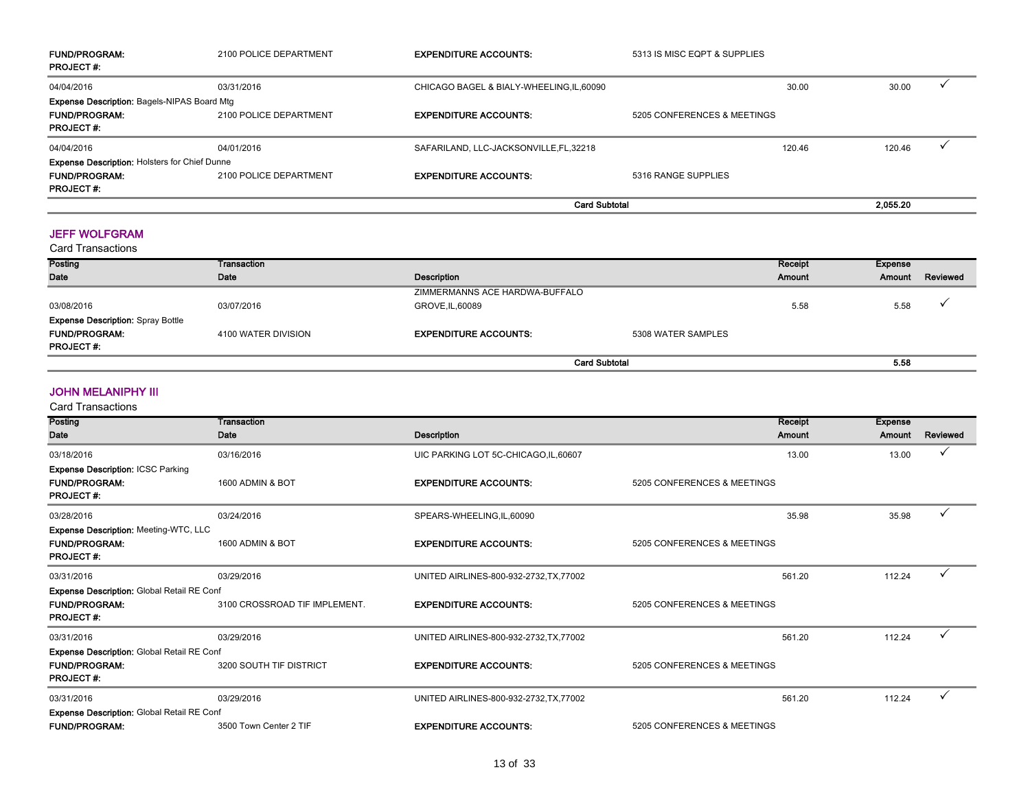| | | | | | | |
|---|---|---|---|---|---|---|
| **FUND/PROGRAM:** | 2100 POLICE DEPARTMENT | **EXPENDITURE ACCOUNTS:** | 5313 IS MISC EQPT & SUPPLIES | | | |
| **PROJECT #:** | | | | | | |
| 04/04/2016 | 03/31/2016 | CHICAGO BAGEL & BIALY-WHEELING,IL,60090 | | 30.00 | 30.00 | ✓ |
| **Expense Description:** Bagels-NIPAS Board Mtg | | | | | | |
| **FUND/PROGRAM:** | 2100 POLICE DEPARTMENT | **EXPENDITURE ACCOUNTS:** | 5205 CONFERENCES & MEETINGS | | | |
| **PROJECT #:** | | | | | | |
| 04/04/2016 | 04/01/2016 | SAFARILAND, LLC-JACKSONVILLE,FL,32218 | | 120.46 | 120.46 | ✓ |
| **Expense Description:** Holsters for Chief Dunne | | | | | | |
| **FUND/PROGRAM:** | 2100 POLICE DEPARTMENT | **EXPENDITURE ACCOUNTS:** | 5316 RANGE SUPPLIES | | | |
| **PROJECT #:** | | | | | | |
| | | **Card Subtotal** | | | **2,055.20** | |

## JEFF WOLFGRAM

Card Transactions

| Posting Date | Transaction Date | Description | | Receipt Amount | Expense Amount | Reviewed |
|---|---|---|---|---|---|---|
| 03/08/2016 | 03/07/2016 | ZIMMERMANNS ACE HARDWA-BUFFALO GROVE,IL,60089 | | 5.58 | 5.58 | ✓ |
| **Expense Description:** Spray Bottle | | | | | | |
| **FUND/PROGRAM:** | 4100 WATER DIVISION | **EXPENDITURE ACCOUNTS:** | 5308 WATER SAMPLES | | | |
| **PROJECT #:** | | | | | | |
| | | **Card Subtotal** | | | **5.58** | |

## JOHN MELANIPHY III

Card Transactions

| Posting Date | Transaction Date | Description | | Receipt Amount | Expense Amount | Reviewed |
|---|---|---|---|---|---|---|
| 03/18/2016 | 03/16/2016 | UIC PARKING LOT 5C-CHICAGO,IL,60607 | | 13.00 | 13.00 | ✓ |
| **Expense Description:** ICSC Parking | | | | | | |
| **FUND/PROGRAM:** | 1600 ADMIN & BOT | **EXPENDITURE ACCOUNTS:** | 5205 CONFERENCES & MEETINGS | | | |
| **PROJECT #:** | | | | | | |
| 03/28/2016 | 03/24/2016 | SPEARS-WHEELING,IL,60090 | | 35.98 | 35.98 | ✓ |
| **Expense Description:** Meeting-WTC, LLC | | | | | | |
| **FUND/PROGRAM:** | 1600 ADMIN & BOT | **EXPENDITURE ACCOUNTS:** | 5205 CONFERENCES & MEETINGS | | | |
| **PROJECT #:** | | | | | | |
| 03/31/2016 | 03/29/2016 | UNITED AIRLINES-800-932-2732,TX,77002 | | 561.20 | 112.24 | ✓ |
| **Expense Description:** Global Retail RE Conf | | | | | | |
| **FUND/PROGRAM:** | 3100 CROSSROAD TIF IMPLEMENT. | **EXPENDITURE ACCOUNTS:** | 5205 CONFERENCES & MEETINGS | | | |
| **PROJECT #:** | | | | | | |
| 03/31/2016 | 03/29/2016 | UNITED AIRLINES-800-932-2732,TX,77002 | | 561.20 | 112.24 | ✓ |
| **Expense Description:** Global Retail RE Conf | | | | | | |
| **FUND/PROGRAM:** | 3200 SOUTH TIF DISTRICT | **EXPENDITURE ACCOUNTS:** | 5205 CONFERENCES & MEETINGS | | | |
| **PROJECT #:** | | | | | | |
| 03/31/2016 | 03/29/2016 | UNITED AIRLINES-800-932-2732,TX,77002 | | 561.20 | 112.24 | ✓ |
| **Expense Description:** Global Retail RE Conf | | | | | | |
| **FUND/PROGRAM:** | 3500 Town Center 2 TIF | **EXPENDITURE ACCOUNTS:** | 5205 CONFERENCES & MEETINGS | | | |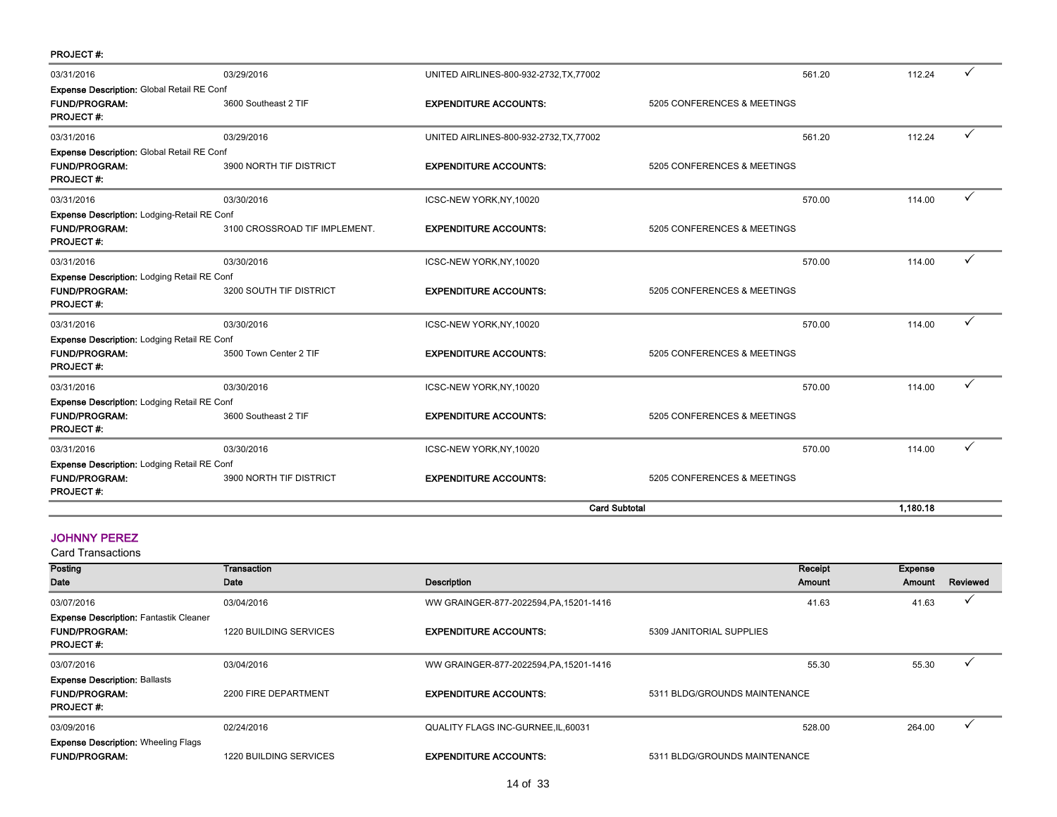PROJECT #:

| Posting Date | Transaction Date | Description | | Receipt Amount | Expense Amount | Reviewed |
|---|---|---|---|---|---|---|
| 03/31/2016 | 03/29/2016 | UNITED AIRLINES-800-932-2732,TX,77002 | | 561.20 | 112.24 | ✓ |
| **Expense Description:** Global Retail RE Conf | | | | | | |
| **FUND/PROGRAM:** | 3600 Southeast 2 TIF | **EXPENDITURE ACCOUNTS:** | 5205 CONFERENCES & MEETINGS | | | |
| **PROJECT #:** | | | | | | |
| 03/31/2016 | 03/29/2016 | UNITED AIRLINES-800-932-2732,TX,77002 | | 561.20 | 112.24 | ✓ |
| **Expense Description:** Global Retail RE Conf | | | | | | |
| **FUND/PROGRAM:** | 3900 NORTH TIF DISTRICT | **EXPENDITURE ACCOUNTS:** | 5205 CONFERENCES & MEETINGS | | | |
| **PROJECT #:** | | | | | | |
| 03/31/2016 | 03/30/2016 | ICSC-NEW YORK,NY,10020 | | 570.00 | 114.00 | ✓ |
| **Expense Description:** Lodging-Retail RE Conf | | | | | | |
| **FUND/PROGRAM:** | 3100 CROSSROAD TIF IMPLEMENT. | **EXPENDITURE ACCOUNTS:** | 5205 CONFERENCES & MEETINGS | | | |
| **PROJECT #:** | | | | | | |
| 03/31/2016 | 03/30/2016 | ICSC-NEW YORK,NY,10020 | | 570.00 | 114.00 | ✓ |
| **Expense Description:** Lodging Retail RE Conf | | | | | | |
| **FUND/PROGRAM:** | 3200 SOUTH TIF DISTRICT | **EXPENDITURE ACCOUNTS:** | 5205 CONFERENCES & MEETINGS | | | |
| **PROJECT #:** | | | | | | |
| 03/31/2016 | 03/30/2016 | ICSC-NEW YORK,NY,10020 | | 570.00 | 114.00 | ✓ |
| **Expense Description:** Lodging Retail RE Conf | | | | | | |
| **FUND/PROGRAM:** | 3500 Town Center 2 TIF | **EXPENDITURE ACCOUNTS:** | 5205 CONFERENCES & MEETINGS | | | |
| **PROJECT #:** | | | | | | |
| 03/31/2016 | 03/30/2016 | ICSC-NEW YORK,NY,10020 | | 570.00 | 114.00 | ✓ |
| **Expense Description:** Lodging Retail RE Conf | | | | | | |
| **FUND/PROGRAM:** | 3600 Southeast 2 TIF | **EXPENDITURE ACCOUNTS:** | 5205 CONFERENCES & MEETINGS | | | |
| **PROJECT #:** | | | | | | |
| 03/31/2016 | 03/30/2016 | ICSC-NEW YORK,NY,10020 | | 570.00 | 114.00 | ✓ |
| **Expense Description:** Lodging Retail RE Conf | | | | | | |
| **FUND/PROGRAM:** | 3900 NORTH TIF DISTRICT | **EXPENDITURE ACCOUNTS:** | 5205 CONFERENCES & MEETINGS | | | |
| **PROJECT #:** | | | | | | |
| | | **Card Subtotal** | | | **1,180.18** | |

## JOHNNY PEREZ

Card Transactions

| Posting Date | Transaction Date | Description | | Receipt Amount | Expense Amount | Reviewed |
|---|---|---|---|---|---|---|
| 03/07/2016 | 03/04/2016 | WW GRAINGER-877-2022594,PA,15201-1416 | | 41.63 | 41.63 | ✓ |
| **Expense Description:** Fantastik Cleaner | | | | | | |
| **FUND/PROGRAM:** | 1220 BUILDING SERVICES | **EXPENDITURE ACCOUNTS:** | 5309 JANITORIAL SUPPLIES | | | |
| **PROJECT #:** | | | | | | |
| 03/07/2016 | 03/04/2016 | WW GRAINGER-877-2022594,PA,15201-1416 | | 55.30 | 55.30 | ✓ |
| **Expense Description:** Ballasts | | | | | | |
| **FUND/PROGRAM:** | 2200 FIRE DEPARTMENT | **EXPENDITURE ACCOUNTS:** | 5311 BLDG/GROUNDS MAINTENANCE | | | |
| **PROJECT #:** | | | | | | |
| 03/09/2016 | 02/24/2016 | QUALITY FLAGS INC-GURNEE,IL,60031 | | 528.00 | 264.00 | ✓ |
| **Expense Description:** Wheeling Flags | | | | | | |
| **FUND/PROGRAM:** | 1220 BUILDING SERVICES | **EXPENDITURE ACCOUNTS:** | 5311 BLDG/GROUNDS MAINTENANCE | | | |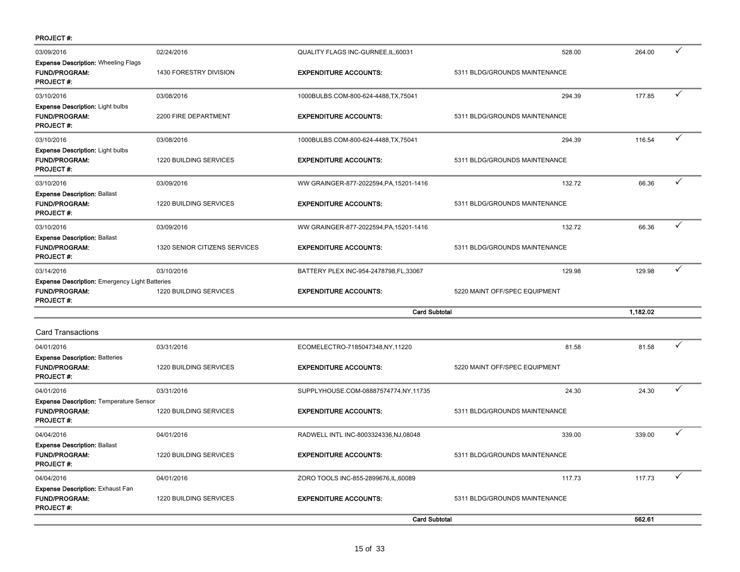PROJECT #:

| Posting Date | Transaction Date | Merchant | | Transaction Amount | Allocated Amount | |
|---|---|---|---|---|---|---|
| 03/09/2016 | 02/24/2016 | QUALITY FLAGS INC-GURNEE,IL,60031 | | 528.00 | 264.00 | ✓ |
| **Expense Description:** Wheeling Flags | | | | | | |
| **FUND/PROGRAM:** | 1430 FORESTRY DIVISION | **EXPENDITURE ACCOUNTS:** | 5311 BLDG/GROUNDS MAINTENANCE | | | |
| **PROJECT #:** | | | | | | |
| 03/10/2016 | 03/08/2016 | 1000BULBS.COM-800-624-4488,TX,75041 | | 294.39 | 177.85 | ✓ |
| **Expense Description:** Light bulbs | | | | | | |
| **FUND/PROGRAM:** | 2200 FIRE DEPARTMENT | **EXPENDITURE ACCOUNTS:** | 5311 BLDG/GROUNDS MAINTENANCE | | | |
| **PROJECT #:** | | | | | | |
| 03/10/2016 | 03/08/2016 | 1000BULBS.COM-800-624-4488,TX,75041 | | 294.39 | 116.54 | ✓ |
| **Expense Description:** Light bulbs | | | | | | |
| **FUND/PROGRAM:** | 1220 BUILDING SERVICES | **EXPENDITURE ACCOUNTS:** | 5311 BLDG/GROUNDS MAINTENANCE | | | |
| **PROJECT #:** | | | | | | |
| 03/10/2016 | 03/09/2016 | WW GRAINGER-877-2022594,PA,15201-1416 | | 132.72 | 66.36 | ✓ |
| **Expense Description:** Ballast | | | | | | |
| **FUND/PROGRAM:** | 1220 BUILDING SERVICES | **EXPENDITURE ACCOUNTS:** | 5311 BLDG/GROUNDS MAINTENANCE | | | |
| **PROJECT #:** | | | | | | |
| 03/10/2016 | 03/09/2016 | WW GRAINGER-877-2022594,PA,15201-1416 | | 132.72 | 66.36 | ✓ |
| **Expense Description:** Ballast | | | | | | |
| **FUND/PROGRAM:** | 1320 SENIOR CITIZENS SERVICES | **EXPENDITURE ACCOUNTS:** | 5311 BLDG/GROUNDS MAINTENANCE | | | |
| **PROJECT #:** | | | | | | |
| 03/14/2016 | 03/10/2016 | BATTERY PLEX INC-954-2478798,FL,33067 | | 129.98 | 129.98 | ✓ |
| **Expense Description:** Emergency Light Batteries | | | | | | |
| **FUND/PROGRAM:** | 1220 BUILDING SERVICES | **EXPENDITURE ACCOUNTS:** | 5220 MAINT OFF/SPEC EQUIPMENT | | | |
| **PROJECT #:** | | | | | | |
| | | **Card Subtotal** | | | **1,182.02** | |

Card Transactions

| Posting Date | Transaction Date | Merchant | | Transaction Amount | Allocated Amount | |
|---|---|---|---|---|---|---|
| 04/01/2016 | 03/31/2016 | ECOMELECTRO-7185047348,NY,11220 | | 81.58 | 81.58 | ✓ |
| **Expense Description:** Batteries | | | | | | |
| **FUND/PROGRAM:** | 1220 BUILDING SERVICES | **EXPENDITURE ACCOUNTS:** | 5220 MAINT OFF/SPEC EQUIPMENT | | | |
| **PROJECT #:** | | | | | | |
| 04/01/2016 | 03/31/2016 | SUPPLYHOUSE.COM-08887574774,NY,11735 | | 24.30 | 24.30 | ✓ |
| **Expense Description:** Temperature Sensor | | | | | | |
| **FUND/PROGRAM:** | 1220 BUILDING SERVICES | **EXPENDITURE ACCOUNTS:** | 5311 BLDG/GROUNDS MAINTENANCE | | | |
| **PROJECT #:** | | | | | | |
| 04/04/2016 | 04/01/2016 | RADWELL INTL INC-8003324336,NJ,08048 | | 339.00 | 339.00 | ✓ |
| **Expense Description:** Ballast | | | | | | |
| **FUND/PROGRAM:** | 1220 BUILDING SERVICES | **EXPENDITURE ACCOUNTS:** | 5311 BLDG/GROUNDS MAINTENANCE | | | |
| **PROJECT #:** | | | | | | |
| 04/04/2016 | 04/01/2016 | ZORO TOOLS INC-855-2899676,IL,60089 | | 117.73 | 117.73 | ✓ |
| **Expense Description:** Exhaust Fan | | | | | | |
| **FUND/PROGRAM:** | 1220 BUILDING SERVICES | **EXPENDITURE ACCOUNTS:** | 5311 BLDG/GROUNDS MAINTENANCE | | | |
| **PROJECT #:** | | | | | | |
| | | **Card Subtotal** | | | **562.61** | |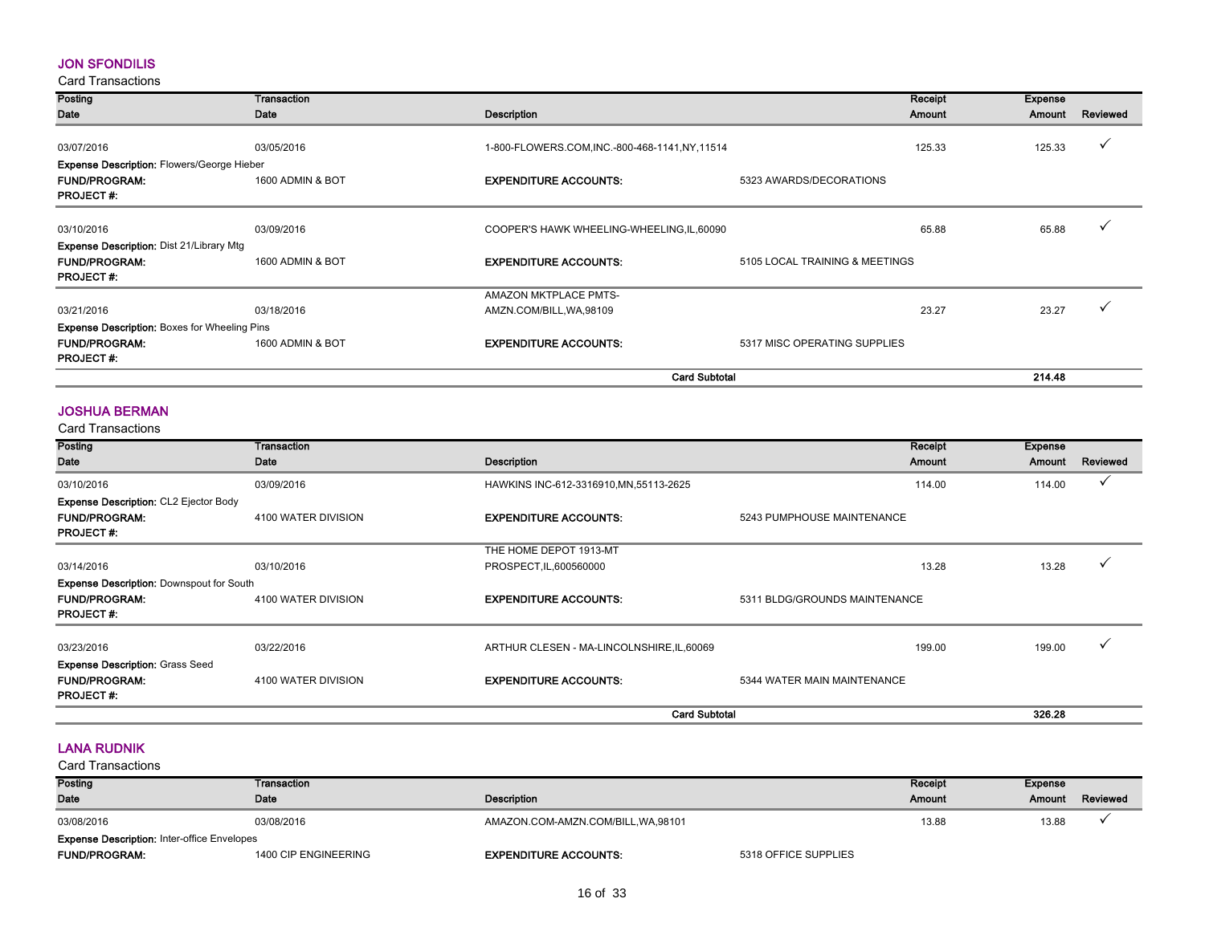## JON SFONDILIS

Card Transactions

| Posting Date | Transaction Date | Description | | Receipt Amount | Expense Amount | Reviewed |
|---|---|---|---|---|---|---|
| 03/07/2016 | 03/05/2016 | 1-800-FLOWERS.COM,INC.-800-468-1141,NY,11514 | | 125.33 | 125.33 | ✓ |
| **Expense Description:** Flowers/George Hieber | | | | | | |
| **FUND/PROGRAM:** | 1600 ADMIN & BOT | **EXPENDITURE ACCOUNTS:** | 5323 AWARDS/DECORATIONS | | | |
| **PROJECT #:** | | | | | | |
| 03/10/2016 | 03/09/2016 | COOPER'S HAWK WHEELING-WHEELING,IL,60090 | | 65.88 | 65.88 | ✓ |
| **Expense Description:** Dist 21/Library Mtg | | | | | | |
| **FUND/PROGRAM:** | 1600 ADMIN & BOT | **EXPENDITURE ACCOUNTS:** | 5105 LOCAL TRAINING & MEETINGS | | | |
| **PROJECT #:** | | | | | | |
| 03/21/2016 | 03/18/2016 | AMAZON MKTPLACE PMTS-AMZN.COM/BILL,WA,98109 | | 23.27 | 23.27 | ✓ |
| **Expense Description:** Boxes for Wheeling Pins | | | | | | |
| **FUND/PROGRAM:** | 1600 ADMIN & BOT | **EXPENDITURE ACCOUNTS:** | 5317 MISC OPERATING SUPPLIES | | | |
| **PROJECT #:** | | | | | | |
| | | **Card Subtotal** | | | **214.48** | |

## JOSHUA BERMAN

Card Transactions

| Posting Date | Transaction Date | Description | | Receipt Amount | Expense Amount | Reviewed |
|---|---|---|---|---|---|---|
| 03/10/2016 | 03/09/2016 | HAWKINS INC-612-3316910,MN,55113-2625 | | 114.00 | 114.00 | ✓ |
| **Expense Description:** CL2 Ejector Body | | | | | | |
| **FUND/PROGRAM:** | 4100 WATER DIVISION | **EXPENDITURE ACCOUNTS:** | 5243 PUMPHOUSE MAINTENANCE | | | |
| **PROJECT #:** | | | | | | |
| 03/14/2016 | 03/10/2016 | THE HOME DEPOT 1913-MT PROSPECT,IL,600560000 | | 13.28 | 13.28 | ✓ |
| **Expense Description:** Downspout for South | | | | | | |
| **FUND/PROGRAM:** | 4100 WATER DIVISION | **EXPENDITURE ACCOUNTS:** | 5311 BLDG/GROUNDS MAINTENANCE | | | |
| **PROJECT #:** | | | | | | |
| 03/23/2016 | 03/22/2016 | ARTHUR CLESEN - MA-LINCOLNSHIRE,IL,60069 | | 199.00 | 199.00 | ✓ |
| **Expense Description:** Grass Seed | | | | | | |
| **FUND/PROGRAM:** | 4100 WATER DIVISION | **EXPENDITURE ACCOUNTS:** | 5344 WATER MAIN MAINTENANCE | | | |
| **PROJECT #:** | | | | | | |
| | | **Card Subtotal** | | | **326.28** | |

## LANA RUDNIK

Card Transactions

| Posting Date | Transaction Date | Description | | Receipt Amount | Expense Amount | Reviewed |
|---|---|---|---|---|---|---|
| 03/08/2016 | 03/08/2016 | AMAZON.COM-AMZN.COM/BILL,WA,98101 | | 13.88 | 13.88 | ✓ |
| **Expense Description:** Inter-office Envelopes | | | | | | |
| **FUND/PROGRAM:** | 1400 CIP ENGINEERING | **EXPENDITURE ACCOUNTS:** | 5318 OFFICE SUPPLIES | | | |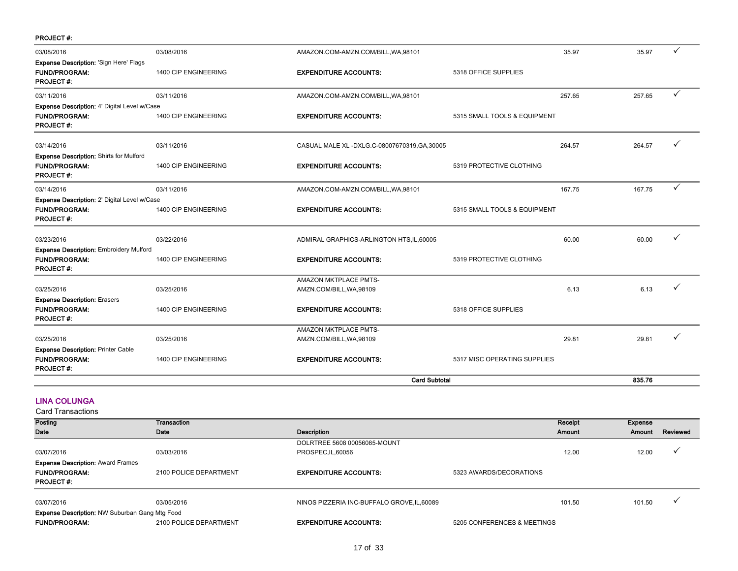PROJECT #:

| Posting Date | Transaction Date | Description | | Receipt Amount | Expense Amount | Reviewed |
|---|---|---|---|---|---|---|
| 03/08/2016 | 03/08/2016 | AMAZON.COM-AMZN.COM/BILL,WA,98101 | | 35.97 | 35.97 | ✓ |
| **Expense Description:** 'Sign Here' Flags | | | | | | |
| **FUND/PROGRAM:** | 1400 CIP ENGINEERING | **EXPENDITURE ACCOUNTS:** | 5318 OFFICE SUPPLIES | | | |
| **PROJECT #:** | | | | | | |
| 03/11/2016 | 03/11/2016 | AMAZON.COM-AMZN.COM/BILL,WA,98101 | | 257.65 | 257.65 | ✓ |
| **Expense Description:** 4' Digital Level w/Case | | | | | | |
| **FUND/PROGRAM:** | 1400 CIP ENGINEERING | **EXPENDITURE ACCOUNTS:** | 5315 SMALL TOOLS & EQUIPMENT | | | |
| **PROJECT #:** | | | | | | |
| 03/14/2016 | 03/11/2016 | CASUAL MALE XL -DXLG.C-08007670319,GA,30005 | | 264.57 | 264.57 | ✓ |
| **Expense Description:** Shirts for Mulford | | | | | | |
| **FUND/PROGRAM:** | 1400 CIP ENGINEERING | **EXPENDITURE ACCOUNTS:** | 5319 PROTECTIVE CLOTHING | | | |
| **PROJECT #:** | | | | | | |
| 03/14/2016 | 03/11/2016 | AMAZON.COM-AMZN.COM/BILL,WA,98101 | | 167.75 | 167.75 | ✓ |
| **Expense Description:** 2' Digital Level w/Case | | | | | | |
| **FUND/PROGRAM:** | 1400 CIP ENGINEERING | **EXPENDITURE ACCOUNTS:** | 5315 SMALL TOOLS & EQUIPMENT | | | |
| **PROJECT #:** | | | | | | |
| 03/23/2016 | 03/22/2016 | ADMIRAL GRAPHICS-ARLINGTON HTS,IL,60005 | | 60.00 | 60.00 | ✓ |
| **Expense Description:** Embroidery Mulford | | | | | | |
| **FUND/PROGRAM:** | 1400 CIP ENGINEERING | **EXPENDITURE ACCOUNTS:** | 5319 PROTECTIVE CLOTHING | | | |
| **PROJECT #:** | | | | | | |
| 03/25/2016 | 03/25/2016 | AMAZON MKTPLACE PMTS-AMZN.COM/BILL,WA,98109 | | 6.13 | 6.13 | ✓ |
| **Expense Description:** Erasers | | | | | | |
| **FUND/PROGRAM:** | 1400 CIP ENGINEERING | **EXPENDITURE ACCOUNTS:** | 5318 OFFICE SUPPLIES | | | |
| **PROJECT #:** | | | | | | |
| 03/25/2016 | 03/25/2016 | AMAZON MKTPLACE PMTS-AMZN.COM/BILL,WA,98109 | | 29.81 | 29.81 | ✓ |
| **Expense Description:** Printer Cable | | | | | | |
| **FUND/PROGRAM:** | 1400 CIP ENGINEERING | **EXPENDITURE ACCOUNTS:** | 5317 MISC OPERATING SUPPLIES | | | |
| **PROJECT #:** | | | | | | |
| | | **Card Subtotal** | | | **835.76** | |

## LINA COLUNGA

Card Transactions

| Posting Date | Transaction Date | Description | | Receipt Amount | Expense Amount | Reviewed |
|---|---|---|---|---|---|---|
| 03/07/2016 | 03/03/2016 | DOLRTREE 5608 00056085-MOUNT PROSPEC,IL,60056 | | 12.00 | 12.00 | ✓ |
| **Expense Description:** Award Frames | | | | | | |
| **FUND/PROGRAM:** | 2100 POLICE DEPARTMENT | **EXPENDITURE ACCOUNTS:** | 5323 AWARDS/DECORATIONS | | | |
| **PROJECT #:** | | | | | | |
| 03/07/2016 | 03/05/2016 | NINOS PIZZERIA INC-BUFFALO GROVE,IL,60089 | | 101.50 | 101.50 | ✓ |
| **Expense Description:** NW Suburban Gang Mtg Food | | | | | | |
| **FUND/PROGRAM:** | 2100 POLICE DEPARTMENT | **EXPENDITURE ACCOUNTS:** | 5205 CONFERENCES & MEETINGS | | | |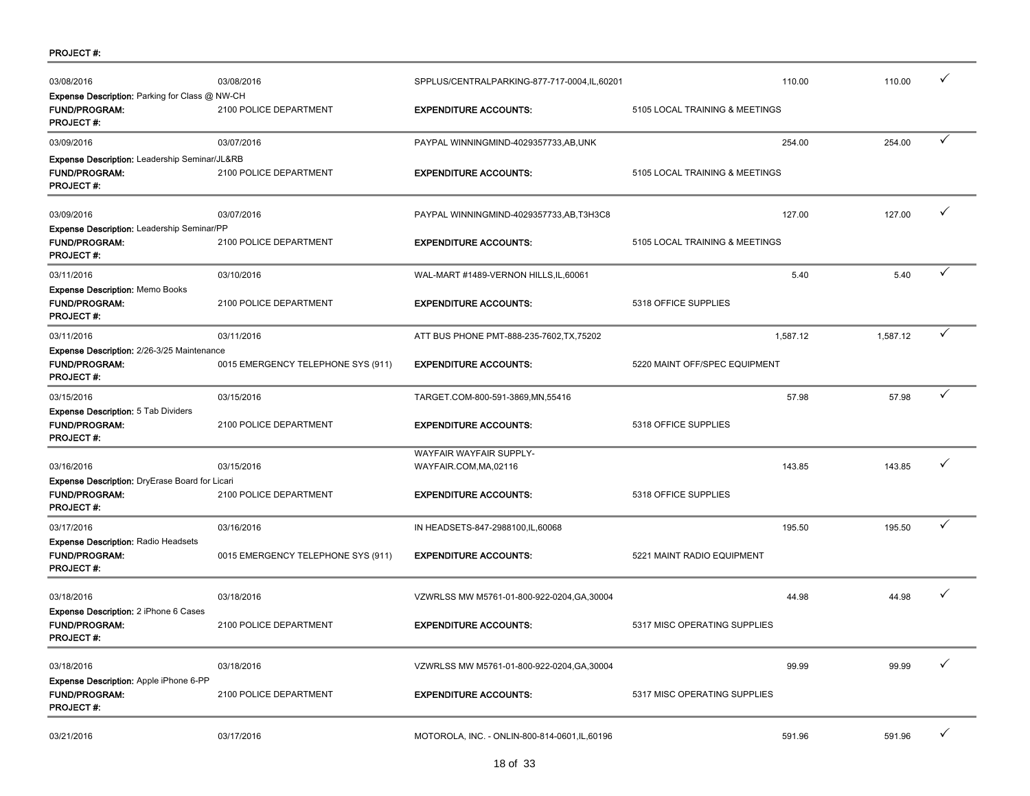**PROJECT #:**

| | | | | | |
|---|---|---|---|---|---|
| 03/08/2016 | 03/08/2016 | SPPLUS/CENTRALPARKING-877-717-0004,IL,60201 | 110.00 | 110.00 | ✓ |

**Expense Description:** Parking for Class @ NW-CH
**FUND/PROGRAM:** 2100 POLICE DEPARTMENT **EXPENDITURE ACCOUNTS:** 5105 LOCAL TRAINING & MEETINGS
**PROJECT #:**

| | | | | | |
|---|---|---|---|---|---|
| 03/09/2016 | 03/07/2016 | PAYPAL WINNINGMIND-4029357733,AB,UNK | 254.00 | 254.00 | ✓ |

**Expense Description:** Leadership Seminar/JL&RB
**FUND/PROGRAM:** 2100 POLICE DEPARTMENT **EXPENDITURE ACCOUNTS:** 5105 LOCAL TRAINING & MEETINGS
**PROJECT #:**

| | | | | | |
|---|---|---|---|---|---|
| 03/09/2016 | 03/07/2016 | PAYPAL WINNINGMIND-4029357733,AB,T3H3C8 | 127.00 | 127.00 | ✓ |

**Expense Description:** Leadership Seminar/PP
**FUND/PROGRAM:** 2100 POLICE DEPARTMENT **EXPENDITURE ACCOUNTS:** 5105 LOCAL TRAINING & MEETINGS
**PROJECT #:**

| | | | | | |
|---|---|---|---|---|---|
| 03/11/2016 | 03/10/2016 | WAL-MART #1489-VERNON HILLS,IL,60061 | 5.40 | 5.40 | ✓ |

**Expense Description:** Memo Books
**FUND/PROGRAM:** 2100 POLICE DEPARTMENT **EXPENDITURE ACCOUNTS:** 5318 OFFICE SUPPLIES
**PROJECT #:**

| | | | | | |
|---|---|---|---|---|---|
| 03/11/2016 | 03/11/2016 | ATT BUS PHONE PMT-888-235-7602,TX,75202 | 1,587.12 | 1,587.12 | ✓ |

**Expense Description:** 2/26-3/25 Maintenance
**FUND/PROGRAM:** 0015 EMERGENCY TELEPHONE SYS (911) **EXPENDITURE ACCOUNTS:** 5220 MAINT OFF/SPEC EQUIPMENT
**PROJECT #:**

| | | | | | |
|---|---|---|---|---|---|
| 03/15/2016 | 03/15/2016 | TARGET.COM-800-591-3869,MN,55416 | 57.98 | 57.98 | ✓ |

**Expense Description:** 5 Tab Dividers
**FUND/PROGRAM:** 2100 POLICE DEPARTMENT **EXPENDITURE ACCOUNTS:** 5318 OFFICE SUPPLIES
**PROJECT #:**

| | | | | | |
|---|---|---|---|---|---|
| 03/16/2016 | 03/15/2016 | WAYFAIR WAYFAIR SUPPLY-WAYFAIR.COM,MA,02116 | 143.85 | 143.85 | ✓ |

**Expense Description:** DryErase Board for Licari
**FUND/PROGRAM:** 2100 POLICE DEPARTMENT **EXPENDITURE ACCOUNTS:** 5318 OFFICE SUPPLIES
**PROJECT #:**

| | | | | | |
|---|---|---|---|---|---|
| 03/17/2016 | 03/16/2016 | IN HEADSETS-847-2988100,IL,60068 | 195.50 | 195.50 | ✓ |

**Expense Description:** Radio Headsets
**FUND/PROGRAM:** 0015 EMERGENCY TELEPHONE SYS (911) **EXPENDITURE ACCOUNTS:** 5221 MAINT RADIO EQUIPMENT
**PROJECT #:**

| | | | | | |
|---|---|---|---|---|---|
| 03/18/2016 | 03/18/2016 | VZWRLSS MW M5761-01-800-922-0204,GA,30004 | 44.98 | 44.98 | ✓ |

**Expense Description:** 2 iPhone 6 Cases
**FUND/PROGRAM:** 2100 POLICE DEPARTMENT **EXPENDITURE ACCOUNTS:** 5317 MISC OPERATING SUPPLIES
**PROJECT #:**

| | | | | | |
|---|---|---|---|---|---|
| 03/18/2016 | 03/18/2016 | VZWRLSS MW M5761-01-800-922-0204,GA,30004 | 99.99 | 99.99 | ✓ |

**Expense Description:** Apple iPhone 6-PP
**FUND/PROGRAM:** 2100 POLICE DEPARTMENT **EXPENDITURE ACCOUNTS:** 5317 MISC OPERATING SUPPLIES
**PROJECT #:**

| | | | | | |
|---|---|---|---|---|---|
| 03/21/2016 | 03/17/2016 | MOTOROLA, INC. - ONLIN-800-814-0601,IL,60196 | 591.96 | 591.96 | ✓ |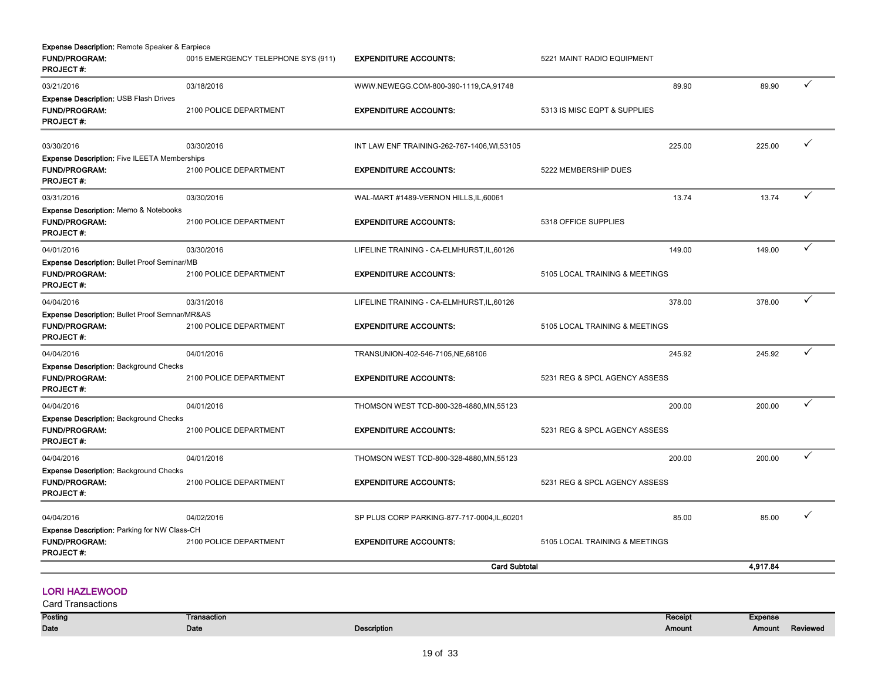**Expense Description:** Remote Speaker & Earpiece

| | | | | | | |
|---|---|---|---|---|---|---|
| **FUND/PROGRAM:** | 0015 EMERGENCY TELEPHONE SYS (911) | **EXPENDITURE ACCOUNTS:** | 5221 MAINT RADIO EQUIPMENT | | | |
| **PROJECT #:** | | | | | | |
| 03/21/2016 | 03/18/2016 | WWW.NEWEGG.COM-800-390-1119,CA,91748 | | 89.90 | 89.90 | ✓ |
| **Expense Description:** USB Flash Drives | | | | | | |
| **FUND/PROGRAM:** | 2100 POLICE DEPARTMENT | **EXPENDITURE ACCOUNTS:** | 5313 IS MISC EQPT & SUPPLIES | | | |
| **PROJECT #:** | | | | | | |
| 03/30/2016 | 03/30/2016 | INT LAW ENF TRAINING-262-767-1406,WI,53105 | | 225.00 | 225.00 | ✓ |
| **Expense Description:** Five ILEETA Memberships | | | | | | |
| **FUND/PROGRAM:** | 2100 POLICE DEPARTMENT | **EXPENDITURE ACCOUNTS:** | 5222 MEMBERSHIP DUES | | | |
| **PROJECT #:** | | | | | | |
| 03/31/2016 | 03/30/2016 | WAL-MART #1489-VERNON HILLS,IL,60061 | | 13.74 | 13.74 | ✓ |
| **Expense Description:** Memo & Notebooks | | | | | | |
| **FUND/PROGRAM:** | 2100 POLICE DEPARTMENT | **EXPENDITURE ACCOUNTS:** | 5318 OFFICE SUPPLIES | | | |
| **PROJECT #:** | | | | | | |
| 04/01/2016 | 03/30/2016 | LIFELINE TRAINING - CA-ELMHURST,IL,60126 | | 149.00 | 149.00 | ✓ |
| **Expense Description:** Bullet Proof Seminar/MB | | | | | | |
| **FUND/PROGRAM:** | 2100 POLICE DEPARTMENT | **EXPENDITURE ACCOUNTS:** | 5105 LOCAL TRAINING & MEETINGS | | | |
| **PROJECT #:** | | | | | | |
| 04/04/2016 | 03/31/2016 | LIFELINE TRAINING - CA-ELMHURST,IL,60126 | | 378.00 | 378.00 | ✓ |
| **Expense Description:** Bullet Proof Semnar/MR&AS | | | | | | |
| **FUND/PROGRAM:** | 2100 POLICE DEPARTMENT | **EXPENDITURE ACCOUNTS:** | 5105 LOCAL TRAINING & MEETINGS | | | |
| **PROJECT #:** | | | | | | |
| 04/04/2016 | 04/01/2016 | TRANSUNION-402-546-7105,NE,68106 | | 245.92 | 245.92 | ✓ |
| **Expense Description:** Background Checks | | | | | | |
| **FUND/PROGRAM:** | 2100 POLICE DEPARTMENT | **EXPENDITURE ACCOUNTS:** | 5231 REG & SPCL AGENCY ASSESS | | | |
| **PROJECT #:** | | | | | | |
| 04/04/2016 | 04/01/2016 | THOMSON WEST TCD-800-328-4880,MN,55123 | | 200.00 | 200.00 | ✓ |
| **Expense Description:** Background Checks | | | | | | |
| **FUND/PROGRAM:** | 2100 POLICE DEPARTMENT | **EXPENDITURE ACCOUNTS:** | 5231 REG & SPCL AGENCY ASSESS | | | |
| **PROJECT #:** | | | | | | |
| 04/04/2016 | 04/01/2016 | THOMSON WEST TCD-800-328-4880,MN,55123 | | 200.00 | 200.00 | ✓ |
| **Expense Description:** Background Checks | | | | | | |
| **FUND/PROGRAM:** | 2100 POLICE DEPARTMENT | **EXPENDITURE ACCOUNTS:** | 5231 REG & SPCL AGENCY ASSESS | | | |
| **PROJECT #:** | | | | | | |
| 04/04/2016 | 04/02/2016 | SP PLUS CORP PARKING-877-717-0004,IL,60201 | | 85.00 | 85.00 | ✓ |
| **Expense Description:** Parking for NW Class-CH | | | | | | |
| **FUND/PROGRAM:** | 2100 POLICE DEPARTMENT | **EXPENDITURE ACCOUNTS:** | 5105 LOCAL TRAINING & MEETINGS | | | |
| **PROJECT #:** | | | | | | |
| | | **Card Subtotal** | | | **4,917.84** | |

## LORI HAZLEWOOD

Card Transactions

| Posting Date | Transaction Date | Description | Receipt Amount | Expense Amount | Reviewed |
|---|---|---|---|---|---|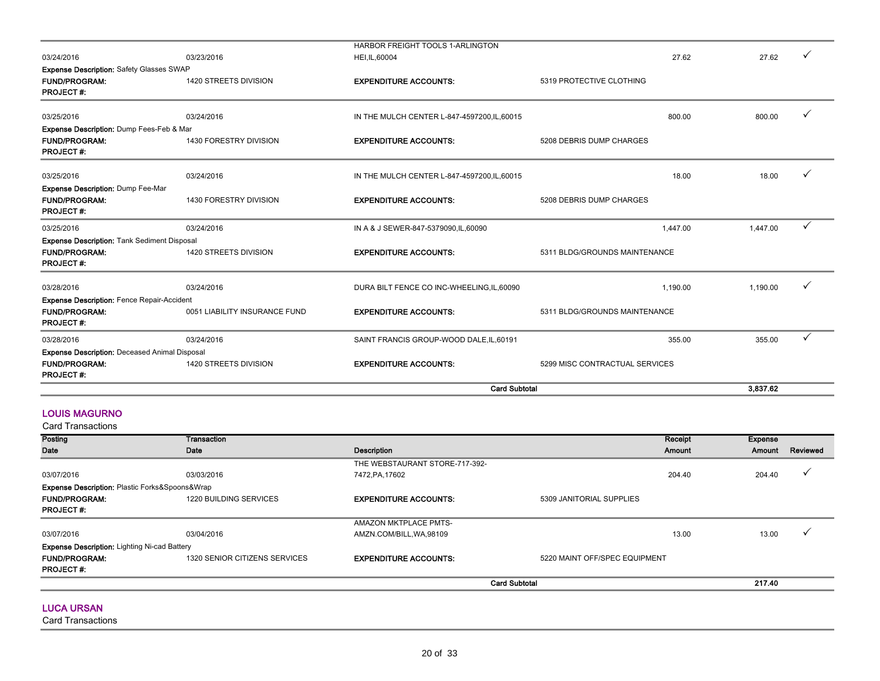| Posting Date | Transaction Date | Description | Receipt Amount | Expense Amount | Reviewed |
|---|---|---|---|---|---|
| 03/24/2016 | 03/23/2016 | HARBOR FREIGHT TOOLS 1-ARLINGTON HEI,IL,60004 | 27.62 | 27.62 | ✓ |
| **Expense Description:** Safety Glasses SWAP | | | | | |
| **FUND/PROGRAM:** | 1420 STREETS DIVISION | **EXPENDITURE ACCOUNTS:** | 5319 PROTECTIVE CLOTHING | | |
| **PROJECT #:** | | | | | |
| 03/25/2016 | 03/24/2016 | IN THE MULCH CENTER L-847-4597200,IL,60015 | 800.00 | 800.00 | ✓ |
| **Expense Description:** Dump Fees-Feb & Mar | | | | | |
| **FUND/PROGRAM:** | 1430 FORESTRY DIVISION | **EXPENDITURE ACCOUNTS:** | 5208 DEBRIS DUMP CHARGES | | |
| **PROJECT #:** | | | | | |
| 03/25/2016 | 03/24/2016 | IN THE MULCH CENTER L-847-4597200,IL,60015 | 18.00 | 18.00 | ✓ |
| **Expense Description:** Dump Fee-Mar | | | | | |
| **FUND/PROGRAM:** | 1430 FORESTRY DIVISION | **EXPENDITURE ACCOUNTS:** | 5208 DEBRIS DUMP CHARGES | | |
| **PROJECT #:** | | | | | |
| 03/25/2016 | 03/24/2016 | IN A & J SEWER-847-5379090,IL,60090 | 1,447.00 | 1,447.00 | ✓ |
| **Expense Description:** Tank Sediment Disposal | | | | | |
| **FUND/PROGRAM:** | 1420 STREETS DIVISION | **EXPENDITURE ACCOUNTS:** | 5311 BLDG/GROUNDS MAINTENANCE | | |
| **PROJECT #:** | | | | | |
| 03/28/2016 | 03/24/2016 | DURA BILT FENCE CO INC-WHEELING,IL,60090 | 1,190.00 | 1,190.00 | ✓ |
| **Expense Description:** Fence Repair-Accident | | | | | |
| **FUND/PROGRAM:** | 0051 LIABILITY INSURANCE FUND | **EXPENDITURE ACCOUNTS:** | 5311 BLDG/GROUNDS MAINTENANCE | | |
| **PROJECT #:** | | | | | |
| 03/28/2016 | 03/24/2016 | SAINT FRANCIS GROUP-WOOD DALE,IL,60191 | 355.00 | 355.00 | ✓ |
| **Expense Description:** Deceased Animal Disposal | | | | | |
| **FUND/PROGRAM:** | 1420 STREETS DIVISION | **EXPENDITURE ACCOUNTS:** | 5299 MISC CONTRACTUAL SERVICES | | |
| **PROJECT #:** | | | | | |
| | | **Card Subtotal** | | **3,837.62** | |

## LOUIS MAGURNO

Card Transactions

| Posting Date | Transaction Date | Description | Receipt Amount | Expense Amount | Reviewed |
|---|---|---|---|---|---|
| 03/07/2016 | 03/03/2016 | THE WEBSTAURANT STORE-717-392-7472,PA,17602 | 204.40 | 204.40 | ✓ |
| **Expense Description:** Plastic Forks&Spoons&Wrap | | | | | |
| **FUND/PROGRAM:** | 1220 BUILDING SERVICES | **EXPENDITURE ACCOUNTS:** | 5309 JANITORIAL SUPPLIES | | |
| **PROJECT #:** | | | | | |
| 03/07/2016 | 03/04/2016 | AMAZON MKTPLACE PMTS-AMZN.COM/BILL,WA,98109 | 13.00 | 13.00 | ✓ |
| **Expense Description:** Lighting Ni-cad Battery | | | | | |
| **FUND/PROGRAM:** | 1320 SENIOR CITIZENS SERVICES | **EXPENDITURE ACCOUNTS:** | 5220 MAINT OFF/SPEC EQUIPMENT | | |
| **PROJECT #:** | | | | | |
| | | **Card Subtotal** | | **217.40** | |

## LUCA URSAN

Card Transactions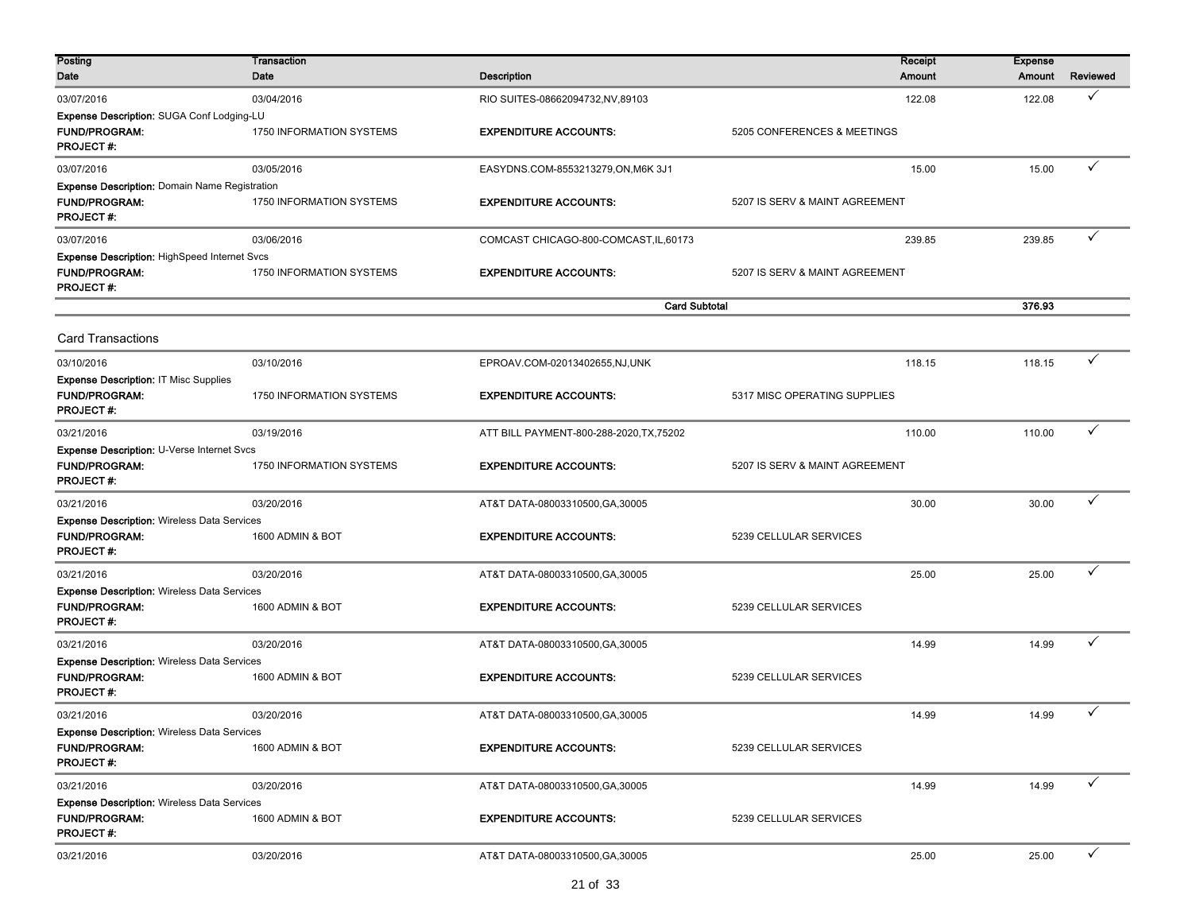| Posting Date | Transaction Date | Description | | Receipt Amount | Expense Amount | Reviewed |
|---|---|---|---|---|---|---|
| 03/07/2016 | 03/04/2016 | RIO SUITES-08662094732,NV,89103 | | 122.08 | 122.08 | ✓ |
| **Expense Description:** SUGA Conf Lodging-LU | | | | | | |
| **FUND/PROGRAM:** | 1750 INFORMATION SYSTEMS | **EXPENDITURE ACCOUNTS:** | 5205 CONFERENCES & MEETINGS | | | |
| **PROJECT #:** | | | | | | |
| 03/07/2016 | 03/05/2016 | EASYDNS.COM-8553213279,ON,M6K 3J1 | | 15.00 | 15.00 | ✓ |
| **Expense Description:** Domain Name Registration | | | | | | |
| **FUND/PROGRAM:** | 1750 INFORMATION SYSTEMS | **EXPENDITURE ACCOUNTS:** | 5207 IS SERV & MAINT AGREEMENT | | | |
| **PROJECT #:** | | | | | | |
| 03/07/2016 | 03/06/2016 | COMCAST CHICAGO-800-COMCAST,IL,60173 | | 239.85 | 239.85 | ✓ |
| **Expense Description:** HighSpeed Internet Svcs | | | | | | |
| **FUND/PROGRAM:** | 1750 INFORMATION SYSTEMS | **EXPENDITURE ACCOUNTS:** | 5207 IS SERV & MAINT AGREEMENT | | | |
| **PROJECT #:** | | | | | | |
| | | **Card Subtotal** | | | **376.93** | |

Card Transactions

| Posting Date | Transaction Date | Description | | Receipt Amount | Expense Amount | Reviewed |
|---|---|---|---|---|---|---|
| 03/10/2016 | 03/10/2016 | EPROAV.COM-02013402655,NJ,UNK | | 118.15 | 118.15 | ✓ |
| **Expense Description:** IT Misc Supplies | | | | | | |
| **FUND/PROGRAM:** | 1750 INFORMATION SYSTEMS | **EXPENDITURE ACCOUNTS:** | 5317 MISC OPERATING SUPPLIES | | | |
| **PROJECT #:** | | | | | | |
| 03/21/2016 | 03/19/2016 | ATT BILL PAYMENT-800-288-2020,TX,75202 | | 110.00 | 110.00 | ✓ |
| **Expense Description:** U-Verse Internet Svcs | | | | | | |
| **FUND/PROGRAM:** | 1750 INFORMATION SYSTEMS | **EXPENDITURE ACCOUNTS:** | 5207 IS SERV & MAINT AGREEMENT | | | |
| **PROJECT #:** | | | | | | |
| 03/21/2016 | 03/20/2016 | AT&T DATA-08003310500,GA,30005 | | 30.00 | 30.00 | ✓ |
| **Expense Description:** Wireless Data Services | | | | | | |
| **FUND/PROGRAM:** | 1600 ADMIN & BOT | **EXPENDITURE ACCOUNTS:** | 5239 CELLULAR SERVICES | | | |
| **PROJECT #:** | | | | | | |
| 03/21/2016 | 03/20/2016 | AT&T DATA-08003310500,GA,30005 | | 25.00 | 25.00 | ✓ |
| **Expense Description:** Wireless Data Services | | | | | | |
| **FUND/PROGRAM:** | 1600 ADMIN & BOT | **EXPENDITURE ACCOUNTS:** | 5239 CELLULAR SERVICES | | | |
| **PROJECT #:** | | | | | | |
| 03/21/2016 | 03/20/2016 | AT&T DATA-08003310500,GA,30005 | | 14.99 | 14.99 | ✓ |
| **Expense Description:** Wireless Data Services | | | | | | |
| **FUND/PROGRAM:** | 1600 ADMIN & BOT | **EXPENDITURE ACCOUNTS:** | 5239 CELLULAR SERVICES | | | |
| **PROJECT #:** | | | | | | |
| 03/21/2016 | 03/20/2016 | AT&T DATA-08003310500,GA,30005 | | 14.99 | 14.99 | ✓ |
| **Expense Description:** Wireless Data Services | | | | | | |
| **FUND/PROGRAM:** | 1600 ADMIN & BOT | **EXPENDITURE ACCOUNTS:** | 5239 CELLULAR SERVICES | | | |
| **PROJECT #:** | | | | | | |
| 03/21/2016 | 03/20/2016 | AT&T DATA-08003310500,GA,30005 | | 14.99 | 14.99 | ✓ |
| **Expense Description:** Wireless Data Services | | | | | | |
| **FUND/PROGRAM:** | 1600 ADMIN & BOT | **EXPENDITURE ACCOUNTS:** | 5239 CELLULAR SERVICES | | | |
| **PROJECT #:** | | | | | | |
| 03/21/2016 | 03/20/2016 | AT&T DATA-08003310500,GA,30005 | | 25.00 | 25.00 | ✓ |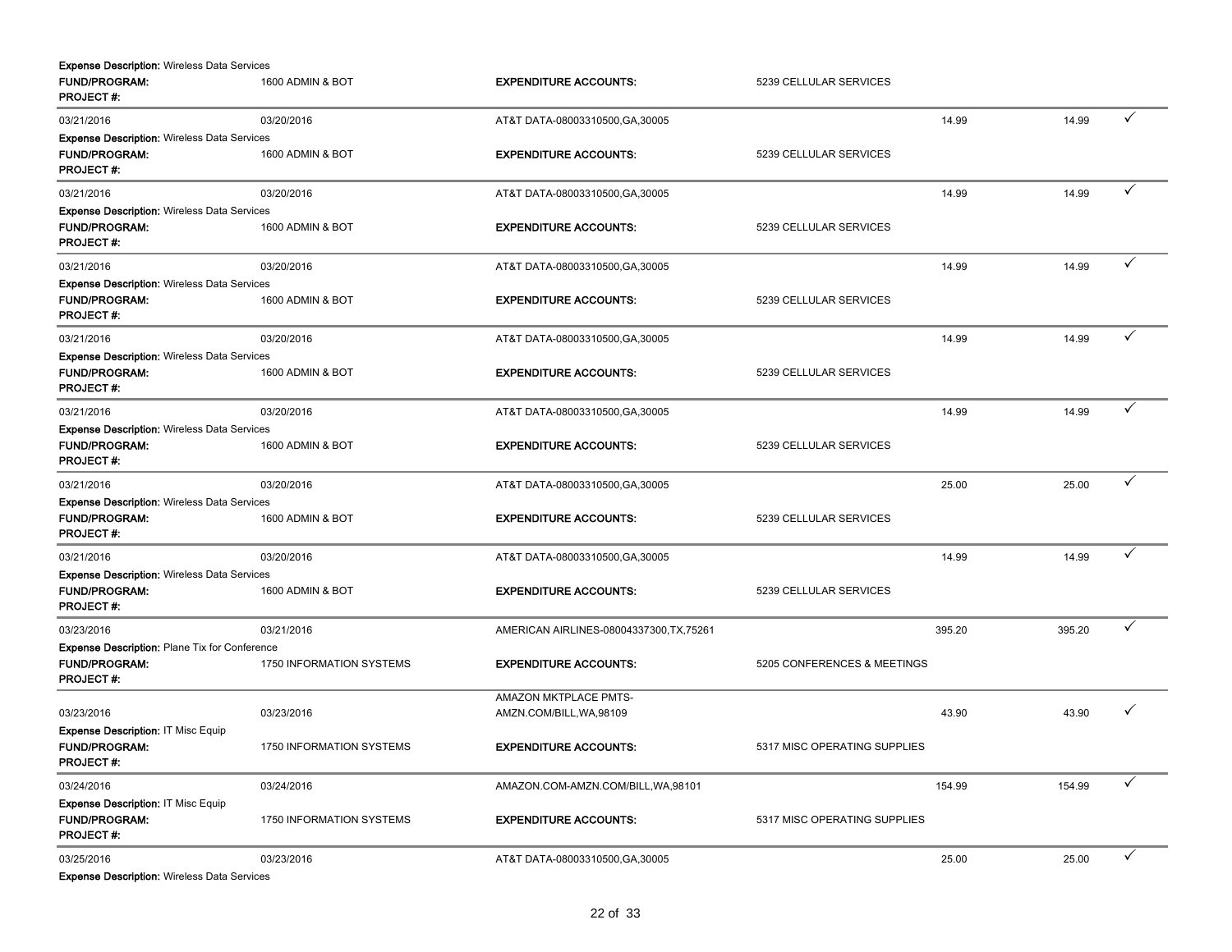**Expense Description:** Wireless Data Services

| | | | | | | |
|---|---|---|---|---|---|---|
| **FUND/PROGRAM:** | 1600 ADMIN & BOT | **EXPENDITURE ACCOUNTS:** | 5239 CELLULAR SERVICES | | | |
| **PROJECT #:** | | | | | | |
| 03/21/2016 | 03/20/2016 | AT&T DATA-08003310500,GA,30005 | | 14.99 | 14.99 | ✓ |
| **Expense Description:** Wireless Data Services | | | | | | |
| **FUND/PROGRAM:** | 1600 ADMIN & BOT | **EXPENDITURE ACCOUNTS:** | 5239 CELLULAR SERVICES | | | |
| **PROJECT #:** | | | | | | |
| 03/21/2016 | 03/20/2016 | AT&T DATA-08003310500,GA,30005 | | 14.99 | 14.99 | ✓ |
| **Expense Description:** Wireless Data Services | | | | | | |
| **FUND/PROGRAM:** | 1600 ADMIN & BOT | **EXPENDITURE ACCOUNTS:** | 5239 CELLULAR SERVICES | | | |
| **PROJECT #:** | | | | | | |
| 03/21/2016 | 03/20/2016 | AT&T DATA-08003310500,GA,30005 | | 14.99 | 14.99 | ✓ |
| **Expense Description:** Wireless Data Services | | | | | | |
| **FUND/PROGRAM:** | 1600 ADMIN & BOT | **EXPENDITURE ACCOUNTS:** | 5239 CELLULAR SERVICES | | | |
| **PROJECT #:** | | | | | | |
| 03/21/2016 | 03/20/2016 | AT&T DATA-08003310500,GA,30005 | | 14.99 | 14.99 | ✓ |
| **Expense Description:** Wireless Data Services | | | | | | |
| **FUND/PROGRAM:** | 1600 ADMIN & BOT | **EXPENDITURE ACCOUNTS:** | 5239 CELLULAR SERVICES | | | |
| **PROJECT #:** | | | | | | |
| 03/21/2016 | 03/20/2016 | AT&T DATA-08003310500,GA,30005 | | 14.99 | 14.99 | ✓ |
| **Expense Description:** Wireless Data Services | | | | | | |
| **FUND/PROGRAM:** | 1600 ADMIN & BOT | **EXPENDITURE ACCOUNTS:** | 5239 CELLULAR SERVICES | | | |
| **PROJECT #:** | | | | | | |
| 03/21/2016 | 03/20/2016 | AT&T DATA-08003310500,GA,30005 | | 25.00 | 25.00 | ✓ |
| **Expense Description:** Wireless Data Services | | | | | | |
| **FUND/PROGRAM:** | 1600 ADMIN & BOT | **EXPENDITURE ACCOUNTS:** | 5239 CELLULAR SERVICES | | | |
| **PROJECT #:** | | | | | | |
| 03/21/2016 | 03/20/2016 | AT&T DATA-08003310500,GA,30005 | | 14.99 | 14.99 | ✓ |
| **Expense Description:** Wireless Data Services | | | | | | |
| **FUND/PROGRAM:** | 1600 ADMIN & BOT | **EXPENDITURE ACCOUNTS:** | 5239 CELLULAR SERVICES | | | |
| **PROJECT #:** | | | | | | |
| 03/23/2016 | 03/21/2016 | AMERICAN AIRLINES-08004337300,TX,75261 | | 395.20 | 395.20 | ✓ |
| **Expense Description:** Plane Tix for Conference | | | | | | |
| **FUND/PROGRAM:** | 1750 INFORMATION SYSTEMS | **EXPENDITURE ACCOUNTS:** | 5205 CONFERENCES & MEETINGS | | | |
| **PROJECT #:** | | | | | | |
| 03/23/2016 | 03/23/2016 | AMAZON MKTPLACE PMTS-AMZN.COM/BILL,WA,98109 | | 43.90 | 43.90 | ✓ |
| **Expense Description:** IT Misc Equip | | | | | | |
| **FUND/PROGRAM:** | 1750 INFORMATION SYSTEMS | **EXPENDITURE ACCOUNTS:** | 5317 MISC OPERATING SUPPLIES | | | |
| **PROJECT #:** | | | | | | |
| 03/24/2016 | 03/24/2016 | AMAZON.COM-AMZN.COM/BILL,WA,98101 | | 154.99 | 154.99 | ✓ |
| **Expense Description:** IT Misc Equip | | | | | | |
| **FUND/PROGRAM:** | 1750 INFORMATION SYSTEMS | **EXPENDITURE ACCOUNTS:** | 5317 MISC OPERATING SUPPLIES | | | |
| **PROJECT #:** | | | | | | |
| 03/25/2016 | 03/23/2016 | AT&T DATA-08003310500,GA,30005 | | 25.00 | 25.00 | ✓ |
| **Expense Description:** Wireless Data Services | | | | | | |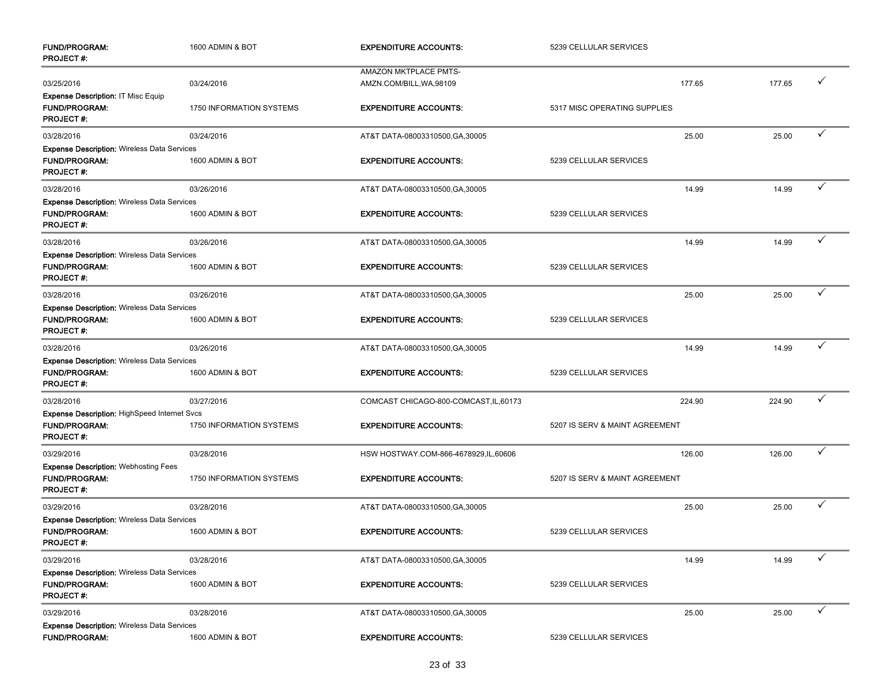| | | | | | | |
|---|---|---|---|---|---|---|
| **FUND/PROGRAM:** | 1600 ADMIN & BOT | **EXPENDITURE ACCOUNTS:** | 5239 CELLULAR SERVICES | | | |
| **PROJECT #:** | | | | | | |
| 03/25/2016 | 03/24/2016 | AMAZON MKTPLACE PMTS-AMZN.COM/BILL,WA,98109 | | 177.65 | 177.65 | ✓ |
| **Expense Description:** IT Misc Equip | | | | | | |
| **FUND/PROGRAM:** | 1750 INFORMATION SYSTEMS | **EXPENDITURE ACCOUNTS:** | 5317 MISC OPERATING SUPPLIES | | | |
| **PROJECT #:** | | | | | | |
| 03/28/2016 | 03/24/2016 | AT&T DATA-08003310500,GA,30005 | | 25.00 | 25.00 | ✓ |
| **Expense Description:** Wireless Data Services | | | | | | |
| **FUND/PROGRAM:** | 1600 ADMIN & BOT | **EXPENDITURE ACCOUNTS:** | 5239 CELLULAR SERVICES | | | |
| **PROJECT #:** | | | | | | |
| 03/28/2016 | 03/26/2016 | AT&T DATA-08003310500,GA,30005 | | 14.99 | 14.99 | ✓ |
| **Expense Description:** Wireless Data Services | | | | | | |
| **FUND/PROGRAM:** | 1600 ADMIN & BOT | **EXPENDITURE ACCOUNTS:** | 5239 CELLULAR SERVICES | | | |
| **PROJECT #:** | | | | | | |
| 03/28/2016 | 03/26/2016 | AT&T DATA-08003310500,GA,30005 | | 14.99 | 14.99 | ✓ |
| **Expense Description:** Wireless Data Services | | | | | | |
| **FUND/PROGRAM:** | 1600 ADMIN & BOT | **EXPENDITURE ACCOUNTS:** | 5239 CELLULAR SERVICES | | | |
| **PROJECT #:** | | | | | | |
| 03/28/2016 | 03/26/2016 | AT&T DATA-08003310500,GA,30005 | | 25.00 | 25.00 | ✓ |
| **Expense Description:** Wireless Data Services | | | | | | |
| **FUND/PROGRAM:** | 1600 ADMIN & BOT | **EXPENDITURE ACCOUNTS:** | 5239 CELLULAR SERVICES | | | |
| **PROJECT #:** | | | | | | |
| 03/28/2016 | 03/26/2016 | AT&T DATA-08003310500,GA,30005 | | 14.99 | 14.99 | ✓ |
| **Expense Description:** Wireless Data Services | | | | | | |
| **FUND/PROGRAM:** | 1600 ADMIN & BOT | **EXPENDITURE ACCOUNTS:** | 5239 CELLULAR SERVICES | | | |
| **PROJECT #:** | | | | | | |
| 03/28/2016 | 03/27/2016 | COMCAST CHICAGO-800-COMCAST,IL,60173 | | 224.90 | 224.90 | ✓ |
| **Expense Description:** HighSpeed Internet Svcs | | | | | | |
| **FUND/PROGRAM:** | 1750 INFORMATION SYSTEMS | **EXPENDITURE ACCOUNTS:** | 5207 IS SERV & MAINT AGREEMENT | | | |
| **PROJECT #:** | | | | | | |
| 03/29/2016 | 03/28/2016 | HSW HOSTWAY.COM-866-4678929,IL,60606 | | 126.00 | 126.00 | ✓ |
| **Expense Description:** Webhosting Fees | | | | | | |
| **FUND/PROGRAM:** | 1750 INFORMATION SYSTEMS | **EXPENDITURE ACCOUNTS:** | 5207 IS SERV & MAINT AGREEMENT | | | |
| **PROJECT #:** | | | | | | |
| 03/29/2016 | 03/28/2016 | AT&T DATA-08003310500,GA,30005 | | 25.00 | 25.00 | ✓ |
| **Expense Description:** Wireless Data Services | | | | | | |
| **FUND/PROGRAM:** | 1600 ADMIN & BOT | **EXPENDITURE ACCOUNTS:** | 5239 CELLULAR SERVICES | | | |
| **PROJECT #:** | | | | | | |
| 03/29/2016 | 03/28/2016 | AT&T DATA-08003310500,GA,30005 | | 14.99 | 14.99 | ✓ |
| **Expense Description:** Wireless Data Services | | | | | | |
| **FUND/PROGRAM:** | 1600 ADMIN & BOT | **EXPENDITURE ACCOUNTS:** | 5239 CELLULAR SERVICES | | | |
| **PROJECT #:** | | | | | | |
| 03/29/2016 | 03/28/2016 | AT&T DATA-08003310500,GA,30005 | | 25.00 | 25.00 | ✓ |
| **Expense Description:** Wireless Data Services | | | | | | |
| **FUND/PROGRAM:** | 1600 ADMIN & BOT | **EXPENDITURE ACCOUNTS:** | 5239 CELLULAR SERVICES | | | |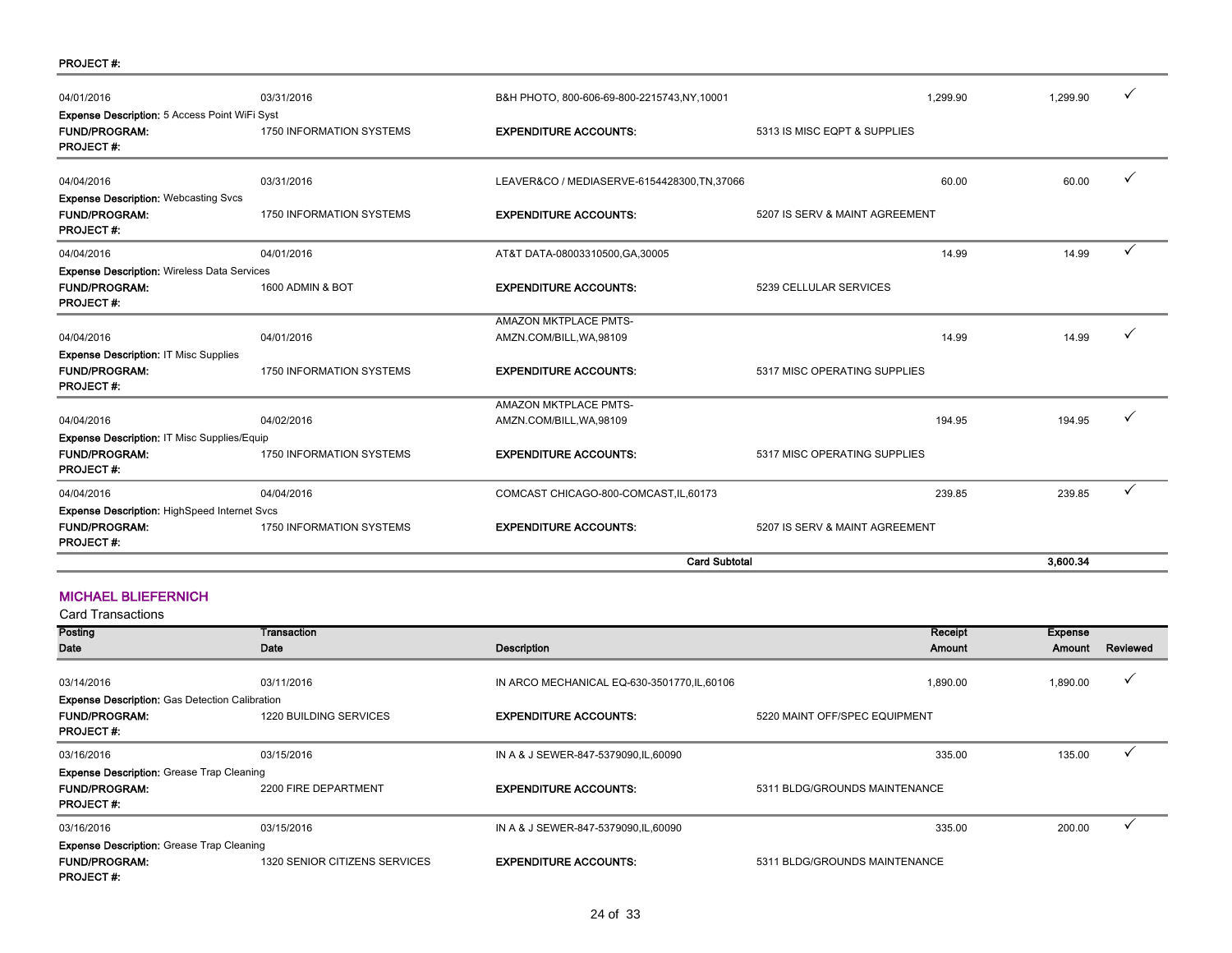**PROJECT #:**

| Posting Date | Transaction Date | Description | Receipt Amount | Expense Amount | Reviewed |
|---|---|---|---|---|---|
| 04/01/2016 | 03/31/2016 | B&H PHOTO, 800-606-69-800-2215743,NY,10001 | 1,299.90 | 1,299.90 | ✓ |
| **Expense Description:** 5 Access Point WiFi Syst | | | | | |
| **FUND/PROGRAM:** | 1750 INFORMATION SYSTEMS | **EXPENDITURE ACCOUNTS:** | 5313 IS MISC EQPT & SUPPLIES | | |
| **PROJECT #:** | | | | | |
| 04/04/2016 | 03/31/2016 | LEAVER&CO / MEDIASERVE-6154428300,TN,37066 | 60.00 | 60.00 | ✓ |
| **Expense Description:** Webcasting Svcs | | | | | |
| **FUND/PROGRAM:** | 1750 INFORMATION SYSTEMS | **EXPENDITURE ACCOUNTS:** | 5207 IS SERV & MAINT AGREEMENT | | |
| **PROJECT #:** | | | | | |
| 04/04/2016 | 04/01/2016 | AT&T DATA-08003310500,GA,30005 | 14.99 | 14.99 | ✓ |
| **Expense Description:** Wireless Data Services | | | | | |
| **FUND/PROGRAM:** | 1600 ADMIN & BOT | **EXPENDITURE ACCOUNTS:** | 5239 CELLULAR SERVICES | | |
| **PROJECT #:** | | | | | |
| 04/04/2016 | 04/01/2016 | AMAZON MKTPLACE PMTS-AMZN.COM/BILL,WA,98109 | 14.99 | 14.99 | ✓ |
| **Expense Description:** IT Misc Supplies | | | | | |
| **FUND/PROGRAM:** | 1750 INFORMATION SYSTEMS | **EXPENDITURE ACCOUNTS:** | 5317 MISC OPERATING SUPPLIES | | |
| **PROJECT #:** | | | | | |
| 04/04/2016 | 04/02/2016 | AMAZON MKTPLACE PMTS-AMZN.COM/BILL,WA,98109 | 194.95 | 194.95 | ✓ |
| **Expense Description:** IT Misc Supplies/Equip | | | | | |
| **FUND/PROGRAM:** | 1750 INFORMATION SYSTEMS | **EXPENDITURE ACCOUNTS:** | 5317 MISC OPERATING SUPPLIES | | |
| **PROJECT #:** | | | | | |
| 04/04/2016 | 04/04/2016 | COMCAST CHICAGO-800-COMCAST,IL,60173 | 239.85 | 239.85 | ✓ |
| **Expense Description:** HighSpeed Internet Svcs | | | | | |
| **FUND/PROGRAM:** | 1750 INFORMATION SYSTEMS | **EXPENDITURE ACCOUNTS:** | 5207 IS SERV & MAINT AGREEMENT | | |
| **PROJECT #:** | | | | | |
| | | **Card Subtotal** | | **3,600.34** | |

## MICHAEL BLIEFERNICH

Card Transactions

| Posting Date | Transaction Date | Description | Receipt Amount | Expense Amount | Reviewed |
|---|---|---|---|---|---|
| 03/14/2016 | 03/11/2016 | IN ARCO MECHANICAL EQ-630-3501770,IL,60106 | 1,890.00 | 1,890.00 | ✓ |
| **Expense Description:** Gas Detection Calibration | | | | | |
| **FUND/PROGRAM:** | 1220 BUILDING SERVICES | **EXPENDITURE ACCOUNTS:** | 5220 MAINT OFF/SPEC EQUIPMENT | | |
| **PROJECT #:** | | | | | |
| 03/16/2016 | 03/15/2016 | IN A & J SEWER-847-5379090,IL,60090 | 335.00 | 135.00 | ✓ |
| **Expense Description:** Grease Trap Cleaning | | | | | |
| **FUND/PROGRAM:** | 2200 FIRE DEPARTMENT | **EXPENDITURE ACCOUNTS:** | 5311 BLDG/GROUNDS MAINTENANCE | | |
| **PROJECT #:** | | | | | |
| 03/16/2016 | 03/15/2016 | IN A & J SEWER-847-5379090,IL,60090 | 335.00 | 200.00 | ✓ |
| **Expense Description:** Grease Trap Cleaning | | | | | |
| **FUND/PROGRAM:** | 1320 SENIOR CITIZENS SERVICES | **EXPENDITURE ACCOUNTS:** | 5311 BLDG/GROUNDS MAINTENANCE | | |
| **PROJECT #:** | | | | | |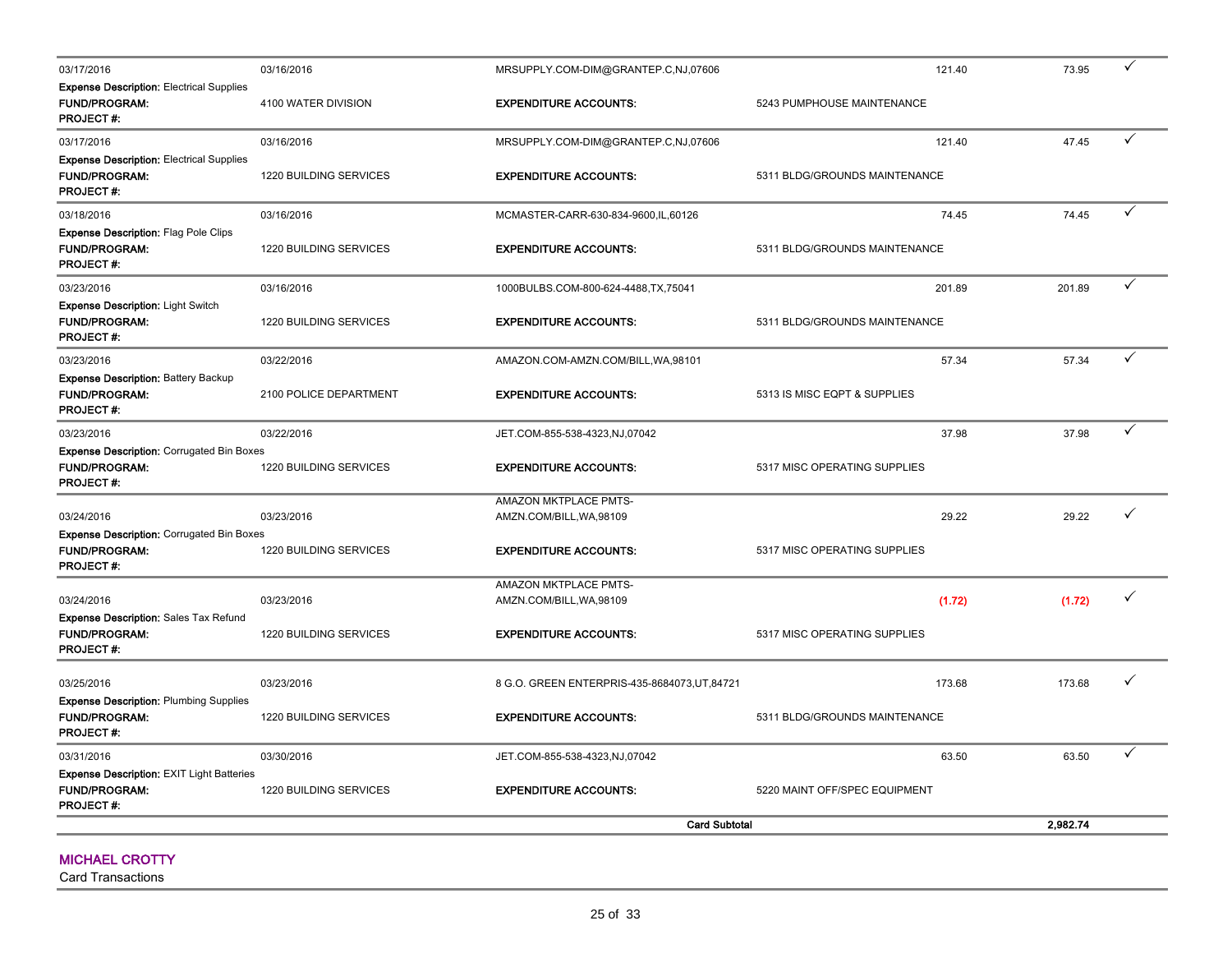| Posted Date | Transaction Date | Merchant | Transaction Amount | Allocated Amount | |
|---|---|---|---|---|---|
| 03/17/2016 | 03/16/2016 | MRSUPPLY.COM-DIM@GRANTEP.C,NJ,07606 | 121.40 | 73.95 | ✓ |
| **Expense Description:** Electrical Supplies | | | | | |
| **FUND/PROGRAM:** | 4100 WATER DIVISION | **EXPENDITURE ACCOUNTS:** | 5243 PUMPHOUSE MAINTENANCE | | |
| **PROJECT #:** | | | | | |
| 03/17/2016 | 03/16/2016 | MRSUPPLY.COM-DIM@GRANTEP.C,NJ,07606 | 121.40 | 47.45 | ✓ |
| **Expense Description:** Electrical Supplies | | | | | |
| **FUND/PROGRAM:** | 1220 BUILDING SERVICES | **EXPENDITURE ACCOUNTS:** | 5311 BLDG/GROUNDS MAINTENANCE | | |
| **PROJECT #:** | | | | | |
| 03/18/2016 | 03/16/2016 | MCMASTER-CARR-630-834-9600,IL,60126 | 74.45 | 74.45 | ✓ |
| **Expense Description:** Flag Pole Clips | | | | | |
| **FUND/PROGRAM:** | 1220 BUILDING SERVICES | **EXPENDITURE ACCOUNTS:** | 5311 BLDG/GROUNDS MAINTENANCE | | |
| **PROJECT #:** | | | | | |
| 03/23/2016 | 03/16/2016 | 1000BULBS.COM-800-624-4488,TX,75041 | 201.89 | 201.89 | ✓ |
| **Expense Description:** Light Switch | | | | | |
| **FUND/PROGRAM:** | 1220 BUILDING SERVICES | **EXPENDITURE ACCOUNTS:** | 5311 BLDG/GROUNDS MAINTENANCE | | |
| **PROJECT #:** | | | | | |
| 03/23/2016 | 03/22/2016 | AMAZON.COM-AMZN.COM/BILL,WA,98101 | 57.34 | 57.34 | ✓ |
| **Expense Description:** Battery Backup | | | | | |
| **FUND/PROGRAM:** | 2100 POLICE DEPARTMENT | **EXPENDITURE ACCOUNTS:** | 5313 IS MISC EQPT & SUPPLIES | | |
| **PROJECT #:** | | | | | |
| 03/23/2016 | 03/22/2016 | JET.COM-855-538-4323,NJ,07042 | 37.98 | 37.98 | ✓ |
| **Expense Description:** Corrugated Bin Boxes | | | | | |
| **FUND/PROGRAM:** | 1220 BUILDING SERVICES | **EXPENDITURE ACCOUNTS:** | 5317 MISC OPERATING SUPPLIES | | |
| **PROJECT #:** | | | | | |
| 03/24/2016 | 03/23/2016 | AMAZON MKTPLACE PMTS-AMZN.COM/BILL,WA,98109 | 29.22 | 29.22 | ✓ |
| **Expense Description:** Corrugated Bin Boxes | | | | | |
| **FUND/PROGRAM:** | 1220 BUILDING SERVICES | **EXPENDITURE ACCOUNTS:** | 5317 MISC OPERATING SUPPLIES | | |
| **PROJECT #:** | | | | | |
| 03/24/2016 | 03/23/2016 | AMAZON MKTPLACE PMTS-AMZN.COM/BILL,WA,98109 | (1.72) | (1.72) | ✓ |
| **Expense Description:** Sales Tax Refund | | | | | |
| **FUND/PROGRAM:** | 1220 BUILDING SERVICES | **EXPENDITURE ACCOUNTS:** | 5317 MISC OPERATING SUPPLIES | | |
| **PROJECT #:** | | | | | |
| 03/25/2016 | 03/23/2016 | 8 G.O. GREEN ENTERPRIS-435-8684073,UT,84721 | 173.68 | 173.68 | ✓ |
| **Expense Description:** Plumbing Supplies | | | | | |
| **FUND/PROGRAM:** | 1220 BUILDING SERVICES | **EXPENDITURE ACCOUNTS:** | 5311 BLDG/GROUNDS MAINTENANCE | | |
| **PROJECT #:** | | | | | |
| 03/31/2016 | 03/30/2016 | JET.COM-855-538-4323,NJ,07042 | 63.50 | 63.50 | ✓ |
| **Expense Description:** EXIT Light Batteries | | | | | |
| **FUND/PROGRAM:** | 1220 BUILDING SERVICES | **EXPENDITURE ACCOUNTS:** | 5220 MAINT OFF/SPEC EQUIPMENT | | |
| **PROJECT #:** | | | | | |
| | | | **Card Subtotal** | **2,982.74** | |

## MICHAEL CROTTY

Card Transactions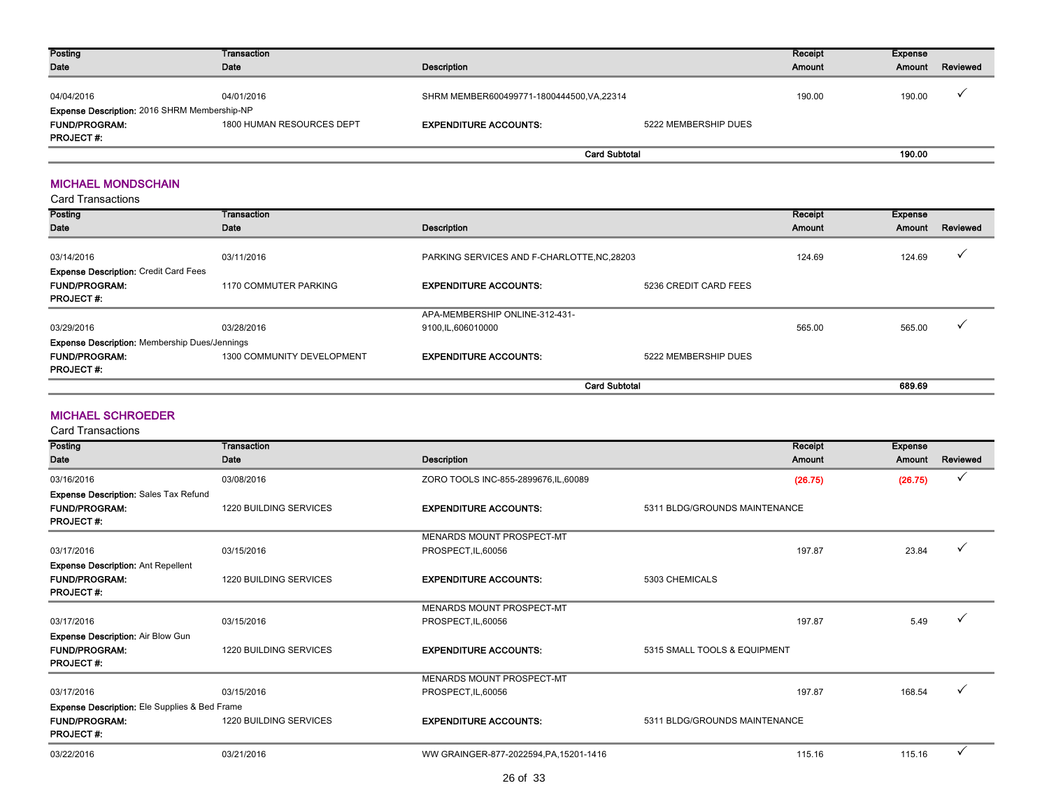| Posting Date | Transaction Date | Description | | Receipt Amount | Expense Amount | Reviewed |
|---|---|---|---|---|---|---|
| 04/04/2016 | 04/01/2016 | SHRM MEMBER600499771-1800444500,VA,22314 | | 190.00 | 190.00 | ✓ |
| **Expense Description:** 2016 SHRM Membership-NP | | | | | | |
| **FUND/PROGRAM:** | 1800 HUMAN RESOURCES DEPT | **EXPENDITURE ACCOUNTS:** | 5222 MEMBERSHIP DUES | | | |
| **PROJECT #:** | | | | | | |
| | | | **Card Subtotal** | | **190.00** | |

## MICHAEL MONDSCHAIN

Card Transactions

| Posting Date | Transaction Date | Description | | Receipt Amount | Expense Amount | Reviewed |
|---|---|---|---|---|---|---|
| 03/14/2016 | 03/11/2016 | PARKING SERVICES AND F-CHARLOTTE,NC,28203 | | 124.69 | 124.69 | ✓ |
| **Expense Description:** Credit Card Fees | | | | | | |
| **FUND/PROGRAM:** | 1170 COMMUTER PARKING | **EXPENDITURE ACCOUNTS:** | 5236 CREDIT CARD FEES | | | |
| **PROJECT #:** | | | | | | |
| 03/29/2016 | 03/28/2016 | APA-MEMBERSHIP ONLINE-312-431-9100,IL,606010000 | | 565.00 | 565.00 | ✓ |
| **Expense Description:** Membership Dues/Jennings | | | | | | |
| **FUND/PROGRAM:** | 1300 COMMUNITY DEVELOPMENT | **EXPENDITURE ACCOUNTS:** | 5222 MEMBERSHIP DUES | | | |
| **PROJECT #:** | | | | | | |
| | | | **Card Subtotal** | | **689.69** | |

## MICHAEL SCHROEDER

Card Transactions

| Posting Date | Transaction Date | Description | | Receipt Amount | Expense Amount | Reviewed |
|---|---|---|---|---|---|---|
| 03/16/2016 | 03/08/2016 | ZORO TOOLS INC-855-2899676,IL,60089 | | (26.75) | (26.75) | ✓ |
| **Expense Description:** Sales Tax Refund | | | | | | |
| **FUND/PROGRAM:** | 1220 BUILDING SERVICES | **EXPENDITURE ACCOUNTS:** | 5311 BLDG/GROUNDS MAINTENANCE | | | |
| **PROJECT #:** | | | | | | |
| 03/17/2016 | 03/15/2016 | MENARDS MOUNT PROSPECT-MT PROSPECT,IL,60056 | | 197.87 | 23.84 | ✓ |
| **Expense Description:** Ant Repellent | | | | | | |
| **FUND/PROGRAM:** | 1220 BUILDING SERVICES | **EXPENDITURE ACCOUNTS:** | 5303 CHEMICALS | | | |
| **PROJECT #:** | | | | | | |
| 03/17/2016 | 03/15/2016 | MENARDS MOUNT PROSPECT-MT PROSPECT,IL,60056 | | 197.87 | 5.49 | ✓ |
| **Expense Description:** Air Blow Gun | | | | | | |
| **FUND/PROGRAM:** | 1220 BUILDING SERVICES | **EXPENDITURE ACCOUNTS:** | 5315 SMALL TOOLS & EQUIPMENT | | | |
| **PROJECT #:** | | | | | | |
| 03/17/2016 | 03/15/2016 | MENARDS MOUNT PROSPECT-MT PROSPECT,IL,60056 | | 197.87 | 168.54 | ✓ |
| **Expense Description:** Ele Supplies & Bed Frame | | | | | | |
| **FUND/PROGRAM:** | 1220 BUILDING SERVICES | **EXPENDITURE ACCOUNTS:** | 5311 BLDG/GROUNDS MAINTENANCE | | | |
| **PROJECT #:** | | | | | | |
| 03/22/2016 | 03/21/2016 | WW GRAINGER-877-2022594,PA,15201-1416 | | 115.16 | 115.16 | ✓ |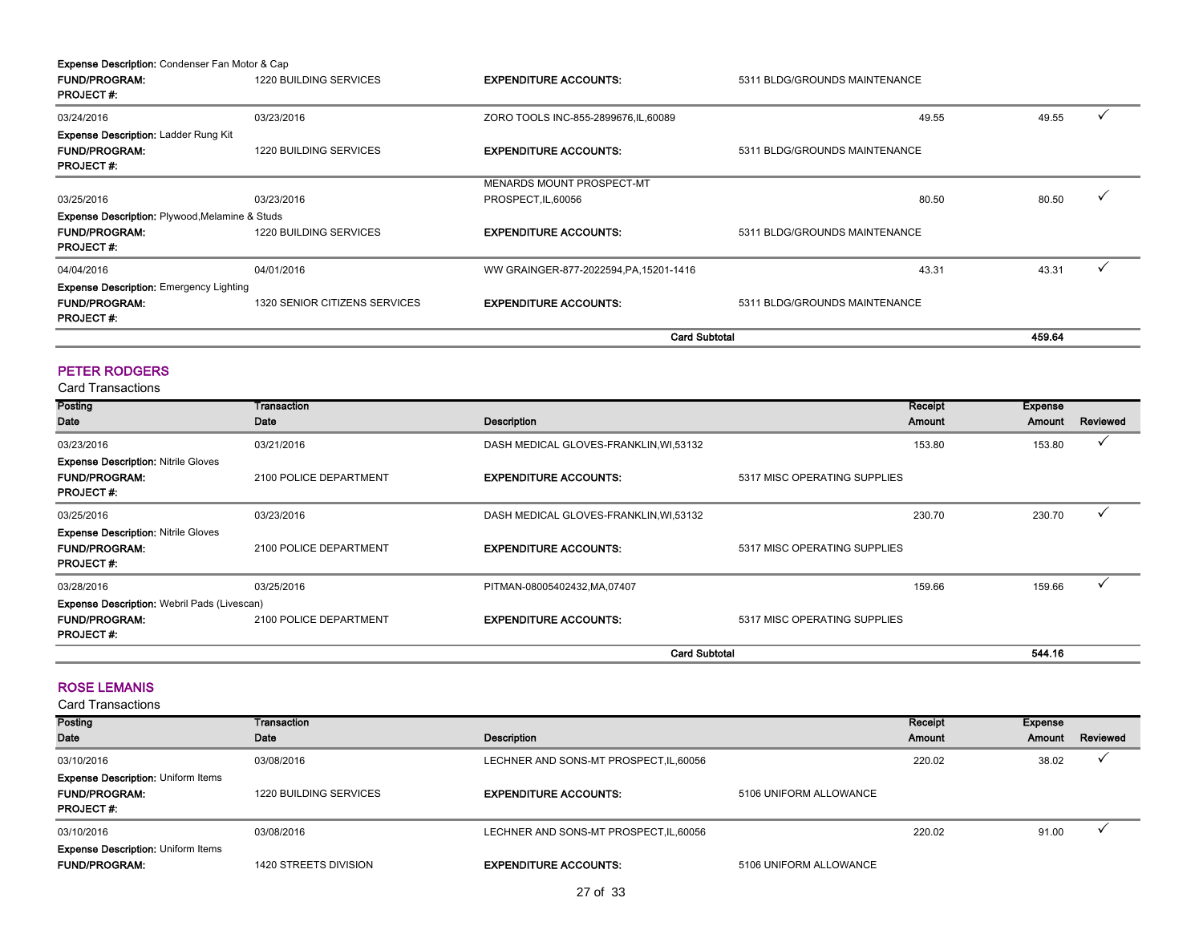**Expense Description:** Condenser Fan Motor & Cap

| | | | | | | |
|---|---|---|---|---|---|---|
| **FUND/PROGRAM:** | 1220 BUILDING SERVICES | **EXPENDITURE ACCOUNTS:** | 5311 BLDG/GROUNDS MAINTENANCE | | | |
| **PROJECT #:** | | | | | | |
| 03/24/2016 | 03/23/2016 | ZORO TOOLS INC-855-2899676,IL,60089 | | 49.55 | 49.55 | ✓ |
| **Expense Description:** Ladder Rung Kit | | | | | | |
| **FUND/PROGRAM:** | 1220 BUILDING SERVICES | **EXPENDITURE ACCOUNTS:** | 5311 BLDG/GROUNDS MAINTENANCE | | | |
| **PROJECT #:** | | | | | | |
| 03/25/2016 | 03/23/2016 | MENARDS MOUNT PROSPECT-MT PROSPECT,IL,60056 | | 80.50 | 80.50 | ✓ |
| **Expense Description:** Plywood,Melamine & Studs | | | | | | |
| **FUND/PROGRAM:** | 1220 BUILDING SERVICES | **EXPENDITURE ACCOUNTS:** | 5311 BLDG/GROUNDS MAINTENANCE | | | |
| **PROJECT #:** | | | | | | |
| 04/04/2016 | 04/01/2016 | WW GRAINGER-877-2022594,PA,15201-1416 | | 43.31 | 43.31 | ✓ |
| **Expense Description:** Emergency Lighting | | | | | | |
| **FUND/PROGRAM:** | 1320 SENIOR CITIZENS SERVICES | **EXPENDITURE ACCOUNTS:** | 5311 BLDG/GROUNDS MAINTENANCE | | | |
| **PROJECT #:** | | | | | | |
| | | **Card Subtotal** | | | **459.64** | |

## PETER RODGERS

Card Transactions

| Posting Date | Transaction Date | Description | | Receipt Amount | Expense Amount | Reviewed |
|---|---|---|---|---|---|---|
| 03/23/2016 | 03/21/2016 | DASH MEDICAL GLOVES-FRANKLIN,WI,53132 | | 153.80 | 153.80 | ✓ |
| **Expense Description:** Nitrile Gloves | | | | | | |
| **FUND/PROGRAM:** | 2100 POLICE DEPARTMENT | **EXPENDITURE ACCOUNTS:** | 5317 MISC OPERATING SUPPLIES | | | |
| **PROJECT #:** | | | | | | |
| 03/25/2016 | 03/23/2016 | DASH MEDICAL GLOVES-FRANKLIN,WI,53132 | | 230.70 | 230.70 | ✓ |
| **Expense Description:** Nitrile Gloves | | | | | | |
| **FUND/PROGRAM:** | 2100 POLICE DEPARTMENT | **EXPENDITURE ACCOUNTS:** | 5317 MISC OPERATING SUPPLIES | | | |
| **PROJECT #:** | | | | | | |
| 03/28/2016 | 03/25/2016 | PITMAN-08005402432,MA,07407 | | 159.66 | 159.66 | ✓ |
| **Expense Description:** Webril Pads (Livescan) | | | | | | |
| **FUND/PROGRAM:** | 2100 POLICE DEPARTMENT | **EXPENDITURE ACCOUNTS:** | 5317 MISC OPERATING SUPPLIES | | | |
| **PROJECT #:** | | | | | | |
| | | **Card Subtotal** | | | **544.16** | |

## ROSE LEMANIS

Card Transactions

| Posting Date | Transaction Date | Description | | Receipt Amount | Expense Amount | Reviewed |
|---|---|---|---|---|---|---|
| 03/10/2016 | 03/08/2016 | LECHNER AND SONS-MT PROSPECT,IL,60056 | | 220.02 | 38.02 | ✓ |
| **Expense Description:** Uniform Items | | | | | | |
| **FUND/PROGRAM:** | 1220 BUILDING SERVICES | **EXPENDITURE ACCOUNTS:** | 5106 UNIFORM ALLOWANCE | | | |
| **PROJECT #:** | | | | | | |
| 03/10/2016 | 03/08/2016 | LECHNER AND SONS-MT PROSPECT,IL,60056 | | 220.02 | 91.00 | ✓ |
| **Expense Description:** Uniform Items | | | | | | |
| **FUND/PROGRAM:** | 1420 STREETS DIVISION | **EXPENDITURE ACCOUNTS:** | 5106 UNIFORM ALLOWANCE | | | |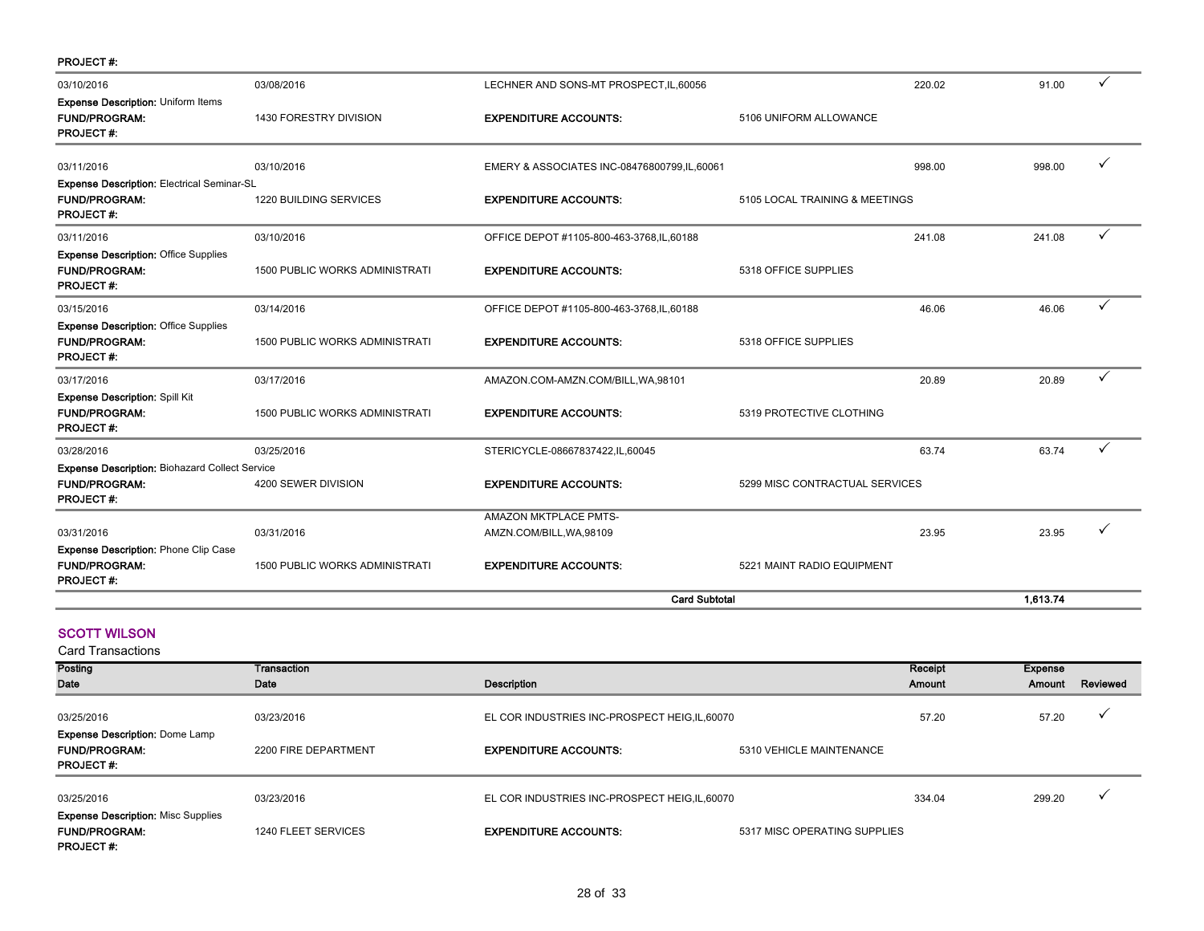**PROJECT #:**

| Posting Date | Transaction Date | Description | | Receipt Amount | Expense Amount | Reviewed |
|---|---|---|---|---|---|---|
| 03/10/2016 | 03/08/2016 | LECHNER AND SONS-MT PROSPECT,IL,60056 | | 220.02 | 91.00 | ✓ |
| **Expense Description:** Uniform Items | | | | | | |
| **FUND/PROGRAM:** | 1430 FORESTRY DIVISION | **EXPENDITURE ACCOUNTS:** | 5106 UNIFORM ALLOWANCE | | | |
| **PROJECT #:** | | | | | | |
| 03/11/2016 | 03/10/2016 | EMERY & ASSOCIATES INC-08476800799,IL,60061 | | 998.00 | 998.00 | ✓ |
| **Expense Description:** Electrical Seminar-SL | | | | | | |
| **FUND/PROGRAM:** | 1220 BUILDING SERVICES | **EXPENDITURE ACCOUNTS:** | 5105 LOCAL TRAINING & MEETINGS | | | |
| **PROJECT #:** | | | | | | |
| 03/11/2016 | 03/10/2016 | OFFICE DEPOT #1105-800-463-3768,IL,60188 | | 241.08 | 241.08 | ✓ |
| **Expense Description:** Office Supplies | | | | | | |
| **FUND/PROGRAM:** | 1500 PUBLIC WORKS ADMINISTRATI | **EXPENDITURE ACCOUNTS:** | 5318 OFFICE SUPPLIES | | | |
| **PROJECT #:** | | | | | | |
| 03/15/2016 | 03/14/2016 | OFFICE DEPOT #1105-800-463-3768,IL,60188 | | 46.06 | 46.06 | ✓ |
| **Expense Description:** Office Supplies | | | | | | |
| **FUND/PROGRAM:** | 1500 PUBLIC WORKS ADMINISTRATI | **EXPENDITURE ACCOUNTS:** | 5318 OFFICE SUPPLIES | | | |
| **PROJECT #:** | | | | | | |
| 03/17/2016 | 03/17/2016 | AMAZON.COM-AMZN.COM/BILL,WA,98101 | | 20.89 | 20.89 | ✓ |
| **Expense Description:** Spill Kit | | | | | | |
| **FUND/PROGRAM:** | 1500 PUBLIC WORKS ADMINISTRATI | **EXPENDITURE ACCOUNTS:** | 5319 PROTECTIVE CLOTHING | | | |
| **PROJECT #:** | | | | | | |
| 03/28/2016 | 03/25/2016 | STERICYCLE-08667837422,IL,60045 | | 63.74 | 63.74 | ✓ |
| **Expense Description:** Biohazard Collect Service | | | | | | |
| **FUND/PROGRAM:** | 4200 SEWER DIVISION | **EXPENDITURE ACCOUNTS:** | 5299 MISC CONTRACTUAL SERVICES | | | |
| **PROJECT #:** | | | | | | |
| 03/31/2016 | 03/31/2016 | AMAZON MKTPLACE PMTS-AMZN.COM/BILL,WA,98109 | | 23.95 | 23.95 | ✓ |
| **Expense Description:** Phone Clip Case | | | | | | |
| **FUND/PROGRAM:** | 1500 PUBLIC WORKS ADMINISTRATI | **EXPENDITURE ACCOUNTS:** | 5221 MAINT RADIO EQUIPMENT | | | |
| **PROJECT #:** | | | | | | |
| | | **Card Subtotal** | | | **1,613.74** | |

## SCOTT WILSON

Card Transactions

| Posting Date | Transaction Date | Description | | Receipt Amount | Expense Amount | Reviewed |
|---|---|---|---|---|---|---|
| 03/25/2016 | 03/23/2016 | EL COR INDUSTRIES INC-PROSPECT HEIG,IL,60070 | | 57.20 | 57.20 | ✓ |
| **Expense Description:** Dome Lamp | | | | | | |
| **FUND/PROGRAM:** | 2200 FIRE DEPARTMENT | **EXPENDITURE ACCOUNTS:** | 5310 VEHICLE MAINTENANCE | | | |
| **PROJECT #:** | | | | | | |
| 03/25/2016 | 03/23/2016 | EL COR INDUSTRIES INC-PROSPECT HEIG,IL,60070 | | 334.04 | 299.20 | ✓ |
| **Expense Description:** Misc Supplies | | | | | | |
| **FUND/PROGRAM:** | 1240 FLEET SERVICES | **EXPENDITURE ACCOUNTS:** | 5317 MISC OPERATING SUPPLIES | | | |
| **PROJECT #:** | | | | | | |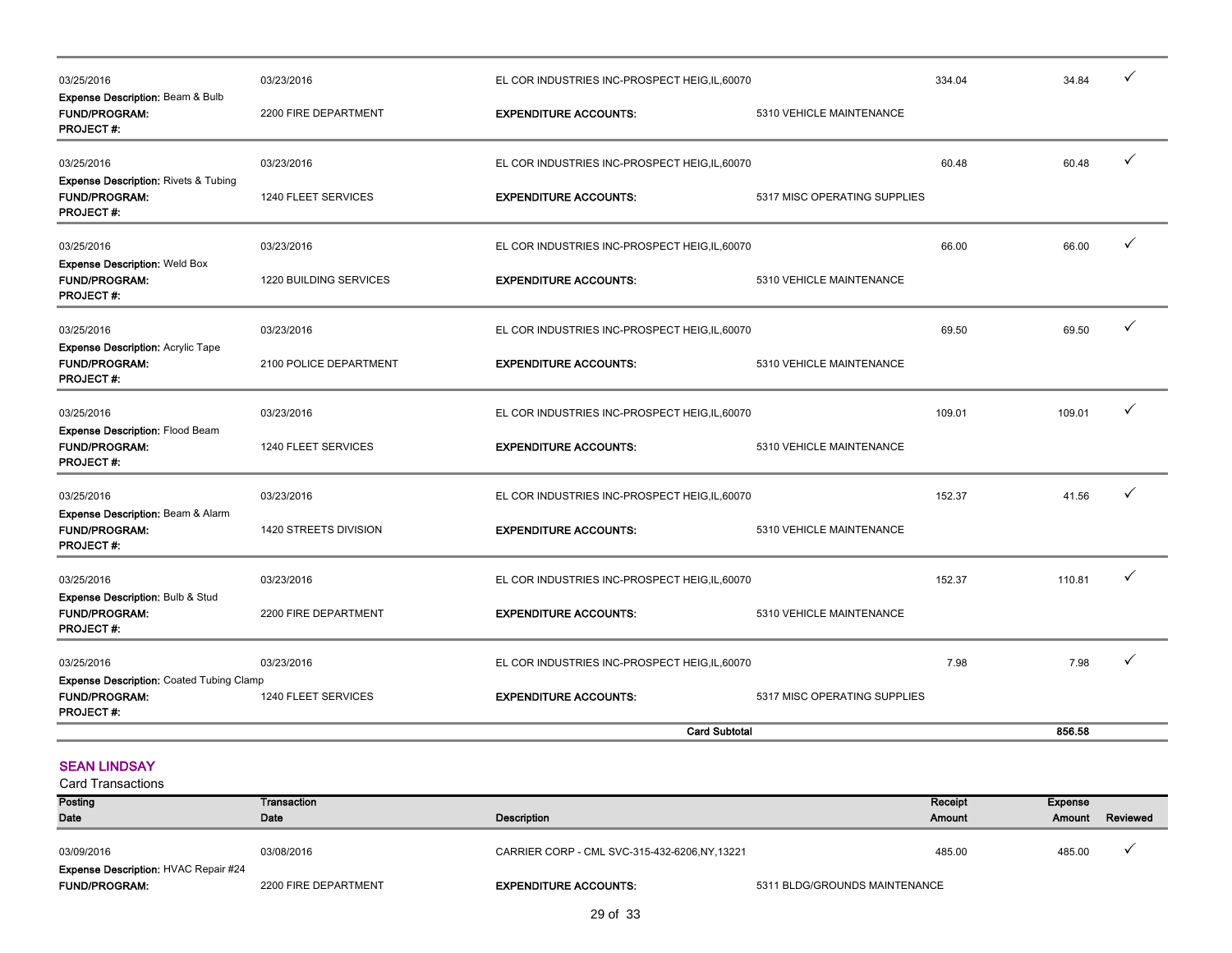| Posting Date | Transaction Date | Description | | Receipt Amount | Expense Amount | Reviewed |
|---|---|---|---|---|---|---|
| 03/25/2016 | 03/23/2016 | EL COR INDUSTRIES INC-PROSPECT HEIG,IL,60070 | | 334.04 | 34.84 | ✓ |
| **Expense Description:** Beam & Bulb | | | | | | |
| **FUND/PROGRAM:** | 2200 FIRE DEPARTMENT | **EXPENDITURE ACCOUNTS:** | 5310 VEHICLE MAINTENANCE | | | |
| **PROJECT #:** | | | | | | |
| 03/25/2016 | 03/23/2016 | EL COR INDUSTRIES INC-PROSPECT HEIG,IL,60070 | | 60.48 | 60.48 | ✓ |
| **Expense Description:** Rivets & Tubing | | | | | | |
| **FUND/PROGRAM:** | 1240 FLEET SERVICES | **EXPENDITURE ACCOUNTS:** | 5317 MISC OPERATING SUPPLIES | | | |
| **PROJECT #:** | | | | | | |
| 03/25/2016 | 03/23/2016 | EL COR INDUSTRIES INC-PROSPECT HEIG,IL,60070 | | 66.00 | 66.00 | ✓ |
| **Expense Description:** Weld Box | | | | | | |
| **FUND/PROGRAM:** | 1220 BUILDING SERVICES | **EXPENDITURE ACCOUNTS:** | 5310 VEHICLE MAINTENANCE | | | |
| **PROJECT #:** | | | | | | |
| 03/25/2016 | 03/23/2016 | EL COR INDUSTRIES INC-PROSPECT HEIG,IL,60070 | | 69.50 | 69.50 | ✓ |
| **Expense Description:** Acrylic Tape | | | | | | |
| **FUND/PROGRAM:** | 2100 POLICE DEPARTMENT | **EXPENDITURE ACCOUNTS:** | 5310 VEHICLE MAINTENANCE | | | |
| **PROJECT #:** | | | | | | |
| 03/25/2016 | 03/23/2016 | EL COR INDUSTRIES INC-PROSPECT HEIG,IL,60070 | | 109.01 | 109.01 | ✓ |
| **Expense Description:** Flood Beam | | | | | | |
| **FUND/PROGRAM:** | 1240 FLEET SERVICES | **EXPENDITURE ACCOUNTS:** | 5310 VEHICLE MAINTENANCE | | | |
| **PROJECT #:** | | | | | | |
| 03/25/2016 | 03/23/2016 | EL COR INDUSTRIES INC-PROSPECT HEIG,IL,60070 | | 152.37 | 41.56 | ✓ |
| **Expense Description:** Beam & Alarm | | | | | | |
| **FUND/PROGRAM:** | 1420 STREETS DIVISION | **EXPENDITURE ACCOUNTS:** | 5310 VEHICLE MAINTENANCE | | | |
| **PROJECT #:** | | | | | | |
| 03/25/2016 | 03/23/2016 | EL COR INDUSTRIES INC-PROSPECT HEIG,IL,60070 | | 152.37 | 110.81 | ✓ |
| **Expense Description:** Bulb & Stud | | | | | | |
| **FUND/PROGRAM:** | 2200 FIRE DEPARTMENT | **EXPENDITURE ACCOUNTS:** | 5310 VEHICLE MAINTENANCE | | | |
| **PROJECT #:** | | | | | | |
| 03/25/2016 | 03/23/2016 | EL COR INDUSTRIES INC-PROSPECT HEIG,IL,60070 | | 7.98 | 7.98 | ✓ |
| **Expense Description:** Coated Tubing Clamp | | | | | | |
| **FUND/PROGRAM:** | 1240 FLEET SERVICES | **EXPENDITURE ACCOUNTS:** | 5317 MISC OPERATING SUPPLIES | | | |
| **PROJECT #:** | | | | | | |
| | | **Card Subtotal** | | | **856.58** | |

## SEAN LINDSAY

Card Transactions

| Posting Date | Transaction Date | Description | | Receipt Amount | Expense Amount | Reviewed |
|---|---|---|---|---|---|---|
| 03/09/2016 | 03/08/2016 | CARRIER CORP - CML SVC-315-432-6206,NY,13221 | | 485.00 | 485.00 | ✓ |
| **Expense Description:** HVAC Repair #24 | | | | | | |
| **FUND/PROGRAM:** | 2200 FIRE DEPARTMENT | **EXPENDITURE ACCOUNTS:** | 5311 BLDG/GROUNDS MAINTENANCE | | | |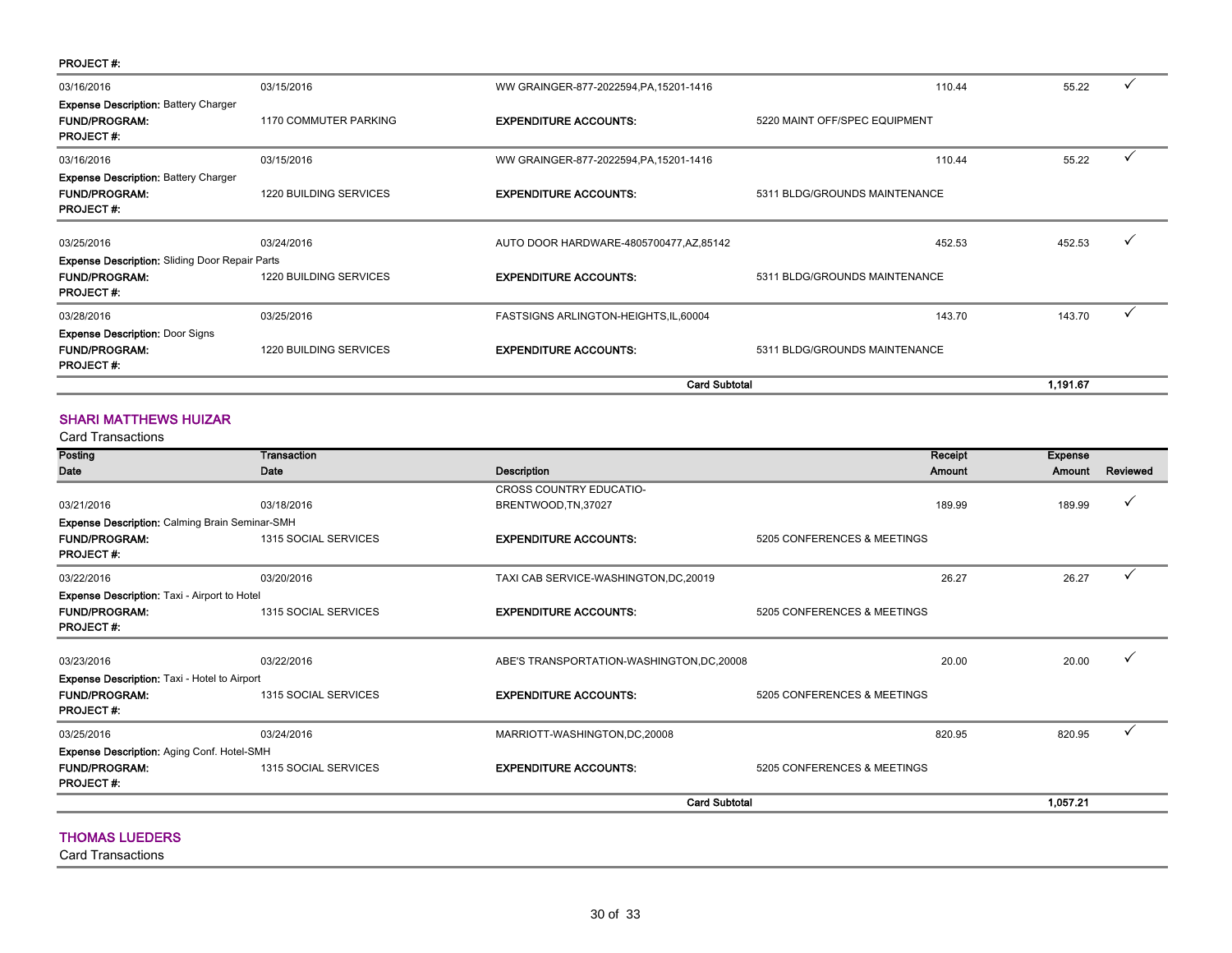PROJECT #:

| Posting Date | Transaction Date | Description | Receipt Amount | Expense Amount | Reviewed |
|---|---|---|---|---|---|
| 03/16/2016 | 03/15/2016 | WW GRAINGER-877-2022594,PA,15201-1416 | 110.44 | 55.22 | ✓ |
| **Expense Description:** Battery Charger | | | | | |
| **FUND/PROGRAM:** | 1170 COMMUTER PARKING | **EXPENDITURE ACCOUNTS:** | 5220 MAINT OFF/SPEC EQUIPMENT | | |
| **PROJECT #:** | | | | | |
| 03/16/2016 | 03/15/2016 | WW GRAINGER-877-2022594,PA,15201-1416 | 110.44 | 55.22 | ✓ |
| **Expense Description:** Battery Charger | | | | | |
| **FUND/PROGRAM:** | 1220 BUILDING SERVICES | **EXPENDITURE ACCOUNTS:** | 5311 BLDG/GROUNDS MAINTENANCE | | |
| **PROJECT #:** | | | | | |
| 03/25/2016 | 03/24/2016 | AUTO DOOR HARDWARE-4805700477,AZ,85142 | 452.53 | 452.53 | ✓ |
| **Expense Description:** Sliding Door Repair Parts | | | | | |
| **FUND/PROGRAM:** | 1220 BUILDING SERVICES | **EXPENDITURE ACCOUNTS:** | 5311 BLDG/GROUNDS MAINTENANCE | | |
| **PROJECT #:** | | | | | |
| 03/28/2016 | 03/25/2016 | FASTSIGNS ARLINGTON-HEIGHTS,IL,60004 | 143.70 | 143.70 | ✓ |
| **Expense Description:** Door Signs | | | | | |
| **FUND/PROGRAM:** | 1220 BUILDING SERVICES | **EXPENDITURE ACCOUNTS:** | 5311 BLDG/GROUNDS MAINTENANCE | | |
| **PROJECT #:** | | | | | |
| | | **Card Subtotal** | | **1,191.67** | |

## SHARI MATTHEWS HUIZAR

Card Transactions

| Posting Date | Transaction Date | Description | Receipt Amount | Expense Amount | Reviewed |
|---|---|---|---|---|---|
| 03/21/2016 | 03/18/2016 | CROSS COUNTRY EDUCATIO-BRENTWOOD,TN,37027 | 189.99 | 189.99 | ✓ |
| **Expense Description:** Calming Brain Seminar-SMH | | | | | |
| **FUND/PROGRAM:** | 1315 SOCIAL SERVICES | **EXPENDITURE ACCOUNTS:** | 5205 CONFERENCES & MEETINGS | | |
| **PROJECT #:** | | | | | |
| 03/22/2016 | 03/20/2016 | TAXI CAB SERVICE-WASHINGTON,DC,20019 | 26.27 | 26.27 | ✓ |
| **Expense Description:** Taxi - Airport to Hotel | | | | | |
| **FUND/PROGRAM:** | 1315 SOCIAL SERVICES | **EXPENDITURE ACCOUNTS:** | 5205 CONFERENCES & MEETINGS | | |
| **PROJECT #:** | | | | | |
| 03/23/2016 | 03/22/2016 | ABE'S TRANSPORTATION-WASHINGTON,DC,20008 | 20.00 | 20.00 | ✓ |
| **Expense Description:** Taxi - Hotel to Airport | | | | | |
| **FUND/PROGRAM:** | 1315 SOCIAL SERVICES | **EXPENDITURE ACCOUNTS:** | 5205 CONFERENCES & MEETINGS | | |
| **PROJECT #:** | | | | | |
| 03/25/2016 | 03/24/2016 | MARRIOTT-WASHINGTON,DC,20008 | 820.95 | 820.95 | ✓ |
| **Expense Description:** Aging Conf. Hotel-SMH | | | | | |
| **FUND/PROGRAM:** | 1315 SOCIAL SERVICES | **EXPENDITURE ACCOUNTS:** | 5205 CONFERENCES & MEETINGS | | |
| **PROJECT #:** | | | | | |
| | | **Card Subtotal** | | **1,057.21** | |

## THOMAS LUEDERS

Card Transactions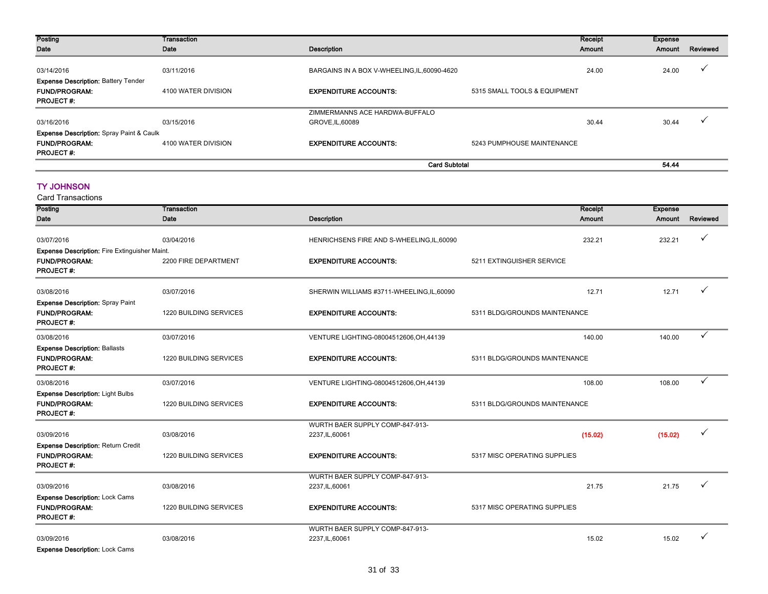| Posting Date | Transaction Date | Description | | Receipt Amount | Expense Amount | Reviewed |
|---|---|---|---|---|---|---|
| 03/14/2016 | 03/11/2016 | BARGAINS IN A BOX V-WHEELING,IL,60090-4620 | | 24.00 | 24.00 | ✓ |
| **Expense Description:** Battery Tender | | | | | | |
| **FUND/PROGRAM:** | 4100 WATER DIVISION | **EXPENDITURE ACCOUNTS:** | 5315 SMALL TOOLS & EQUIPMENT | | | |
| **PROJECT #:** | | | | | | |
| 03/16/2016 | 03/15/2016 | ZIMMERMANNS ACE HARDWA-BUFFALO GROVE,IL,60089 | | 30.44 | 30.44 | ✓ |
| **Expense Description:** Spray Paint & Caulk | | | | | | |
| **FUND/PROGRAM:** | 4100 WATER DIVISION | **EXPENDITURE ACCOUNTS:** | 5243 PUMPHOUSE MAINTENANCE | | | |
| **PROJECT #:** | | | | | | |
| | | | **Card Subtotal** | | **54.44** | |

## TY JOHNSON

Card Transactions

| Posting Date | Transaction Date | Description | | Receipt Amount | Expense Amount | Reviewed |
|---|---|---|---|---|---|---|
| 03/07/2016 | 03/04/2016 | HENRICHSENS FIRE AND S-WHEELING,IL,60090 | | 232.21 | 232.21 | ✓ |
| **Expense Description:** Fire Extinguisher Maint. | | | | | | |
| **FUND/PROGRAM:** | 2200 FIRE DEPARTMENT | **EXPENDITURE ACCOUNTS:** | 5211 EXTINGUISHER SERVICE | | | |
| **PROJECT #:** | | | | | | |
| 03/08/2016 | 03/07/2016 | SHERWIN WILLIAMS #3711-WHEELING,IL,60090 | | 12.71 | 12.71 | ✓ |
| **Expense Description:** Spray Paint | | | | | | |
| **FUND/PROGRAM:** | 1220 BUILDING SERVICES | **EXPENDITURE ACCOUNTS:** | 5311 BLDG/GROUNDS MAINTENANCE | | | |
| **PROJECT #:** | | | | | | |
| 03/08/2016 | 03/07/2016 | VENTURE LIGHTING-08004512606,OH,44139 | | 140.00 | 140.00 | ✓ |
| **Expense Description:** Ballasts | | | | | | |
| **FUND/PROGRAM:** | 1220 BUILDING SERVICES | **EXPENDITURE ACCOUNTS:** | 5311 BLDG/GROUNDS MAINTENANCE | | | |
| **PROJECT #:** | | | | | | |
| 03/08/2016 | 03/07/2016 | VENTURE LIGHTING-08004512606,OH,44139 | | 108.00 | 108.00 | ✓ |
| **Expense Description:** Light Bulbs | | | | | | |
| **FUND/PROGRAM:** | 1220 BUILDING SERVICES | **EXPENDITURE ACCOUNTS:** | 5311 BLDG/GROUNDS MAINTENANCE | | | |
| **PROJECT #:** | | | | | | |
| 03/09/2016 | 03/08/2016 | WURTH BAER SUPPLY COMP-847-913-2237,IL,60061 | | (15.02) | (15.02) | ✓ |
| **Expense Description:** Return Credit | | | | | | |
| **FUND/PROGRAM:** | 1220 BUILDING SERVICES | **EXPENDITURE ACCOUNTS:** | 5317 MISC OPERATING SUPPLIES | | | |
| **PROJECT #:** | | | | | | |
| 03/09/2016 | 03/08/2016 | WURTH BAER SUPPLY COMP-847-913-2237,IL,60061 | | 21.75 | 21.75 | ✓ |
| **Expense Description:** Lock Cams | | | | | | |
| **FUND/PROGRAM:** | 1220 BUILDING SERVICES | **EXPENDITURE ACCOUNTS:** | 5317 MISC OPERATING SUPPLIES | | | |
| **PROJECT #:** | | | | | | |
| 03/09/2016 | 03/08/2016 | WURTH BAER SUPPLY COMP-847-913-2237,IL,60061 | | 15.02 | 15.02 | ✓ |
| **Expense Description:** Lock Cams | | | | | | |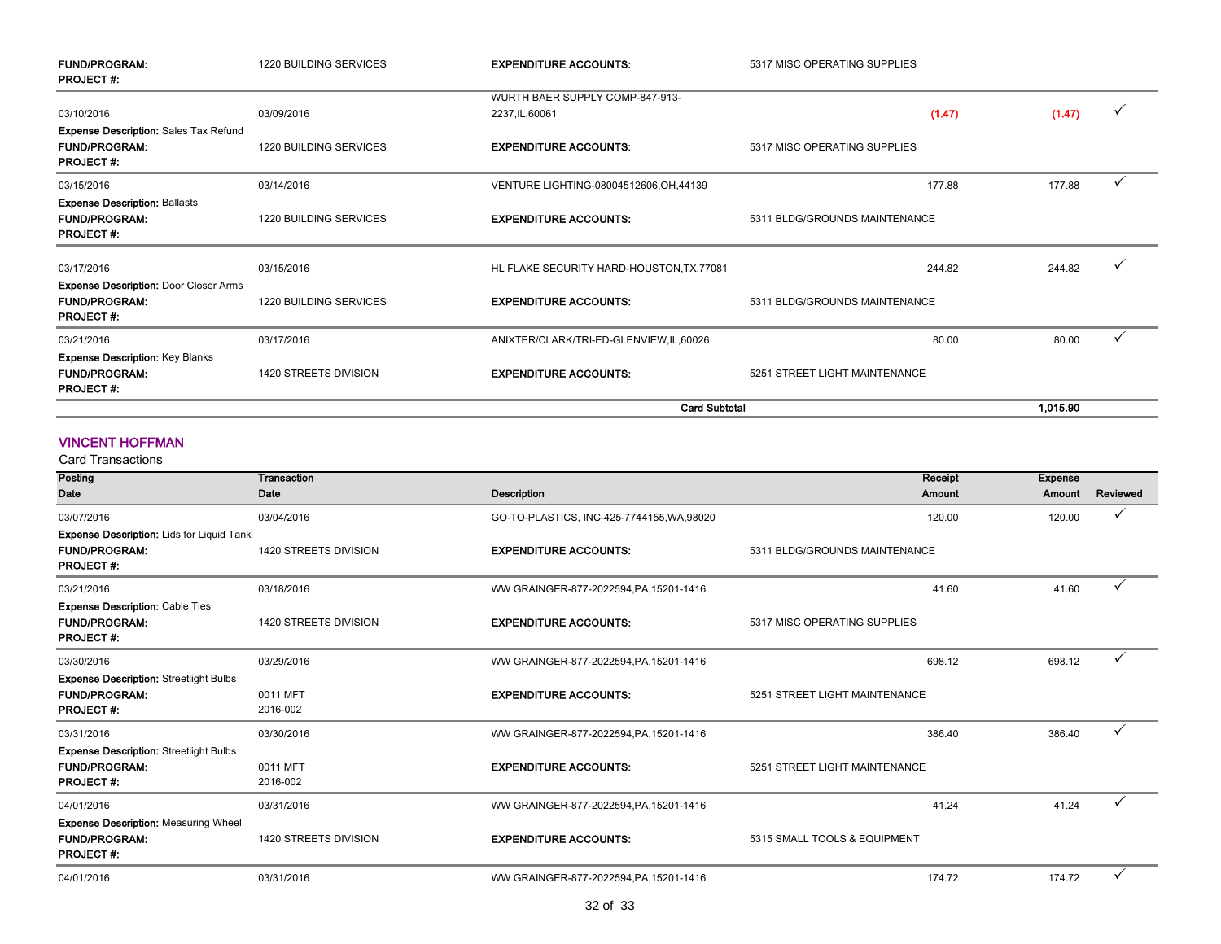| | | | | | |
|---|---|---|---|---|---|
| **FUND/PROGRAM:** | 1220 BUILDING SERVICES | **EXPENDITURE ACCOUNTS:** | 5317 MISC OPERATING SUPPLIES | | |
| **PROJECT #:** | | | | | |
| 03/10/2016 | 03/09/2016 | WURTH BAER SUPPLY COMP-847-913-2237,IL,60061 | (1.47) | (1.47) | ✓ |
| **Expense Description:** Sales Tax Refund | | | | | |
| **FUND/PROGRAM:** | 1220 BUILDING SERVICES | **EXPENDITURE ACCOUNTS:** | 5317 MISC OPERATING SUPPLIES | | |
| **PROJECT #:** | | | | | |
| 03/15/2016 | 03/14/2016 | VENTURE LIGHTING-08004512606,OH,44139 | 177.88 | 177.88 | ✓ |
| **Expense Description:** Ballasts | | | | | |
| **FUND/PROGRAM:** | 1220 BUILDING SERVICES | **EXPENDITURE ACCOUNTS:** | 5311 BLDG/GROUNDS MAINTENANCE | | |
| **PROJECT #:** | | | | | |
| 03/17/2016 | 03/15/2016 | HL FLAKE SECURITY HARD-HOUSTON,TX,77081 | 244.82 | 244.82 | ✓ |
| **Expense Description:** Door Closer Arms | | | | | |
| **FUND/PROGRAM:** | 1220 BUILDING SERVICES | **EXPENDITURE ACCOUNTS:** | 5311 BLDG/GROUNDS MAINTENANCE | | |
| **PROJECT #:** | | | | | |
| 03/21/2016 | 03/17/2016 | ANIXTER/CLARK/TRI-ED-GLENVIEW,IL,60026 | 80.00 | 80.00 | ✓ |
| **Expense Description:** Key Blanks | | | | | |
| **FUND/PROGRAM:** | 1420 STREETS DIVISION | **EXPENDITURE ACCOUNTS:** | 5251 STREET LIGHT MAINTENANCE | | |
| **PROJECT #:** | | | | | |
| | | | **Card Subtotal** | **1,015.90** | |

## VINCENT HOFFMAN

Card Transactions

| Posting Date | Transaction Date | Description | Receipt Amount | Expense Amount | Reviewed |
|---|---|---|---|---|---|
| 03/07/2016 | 03/04/2016 | GO-TO-PLASTICS, INC-425-7744155,WA,98020 | 120.00 | 120.00 | ✓ |
| **Expense Description:** Lids for Liquid Tank | | | | | |
| **FUND/PROGRAM:** | 1420 STREETS DIVISION | **EXPENDITURE ACCOUNTS:** | 5311 BLDG/GROUNDS MAINTENANCE | | |
| **PROJECT #:** | | | | | |
| 03/21/2016 | 03/18/2016 | WW GRAINGER-877-2022594,PA,15201-1416 | 41.60 | 41.60 | ✓ |
| **Expense Description:** Cable Ties | | | | | |
| **FUND/PROGRAM:** | 1420 STREETS DIVISION | **EXPENDITURE ACCOUNTS:** | 5317 MISC OPERATING SUPPLIES | | |
| **PROJECT #:** | | | | | |
| 03/30/2016 | 03/29/2016 | WW GRAINGER-877-2022594,PA,15201-1416 | 698.12 | 698.12 | ✓ |
| **Expense Description:** Streetlight Bulbs | | | | | |
| **FUND/PROGRAM:** | 0011 MFT | **EXPENDITURE ACCOUNTS:** | 5251 STREET LIGHT MAINTENANCE | | |
| **PROJECT #:** | 2016-002 | | | | |
| 03/31/2016 | 03/30/2016 | WW GRAINGER-877-2022594,PA,15201-1416 | 386.40 | 386.40 | ✓ |
| **Expense Description:** Streetlight Bulbs | | | | | |
| **FUND/PROGRAM:** | 0011 MFT | **EXPENDITURE ACCOUNTS:** | 5251 STREET LIGHT MAINTENANCE | | |
| **PROJECT #:** | 2016-002 | | | | |
| 04/01/2016 | 03/31/2016 | WW GRAINGER-877-2022594,PA,15201-1416 | 41.24 | 41.24 | ✓ |
| **Expense Description:** Measuring Wheel | | | | | |
| **FUND/PROGRAM:** | 1420 STREETS DIVISION | **EXPENDITURE ACCOUNTS:** | 5315 SMALL TOOLS & EQUIPMENT | | |
| **PROJECT #:** | | | | | |
| 04/01/2016 | 03/31/2016 | WW GRAINGER-877-2022594,PA,15201-1416 | 174.72 | 174.72 | ✓ |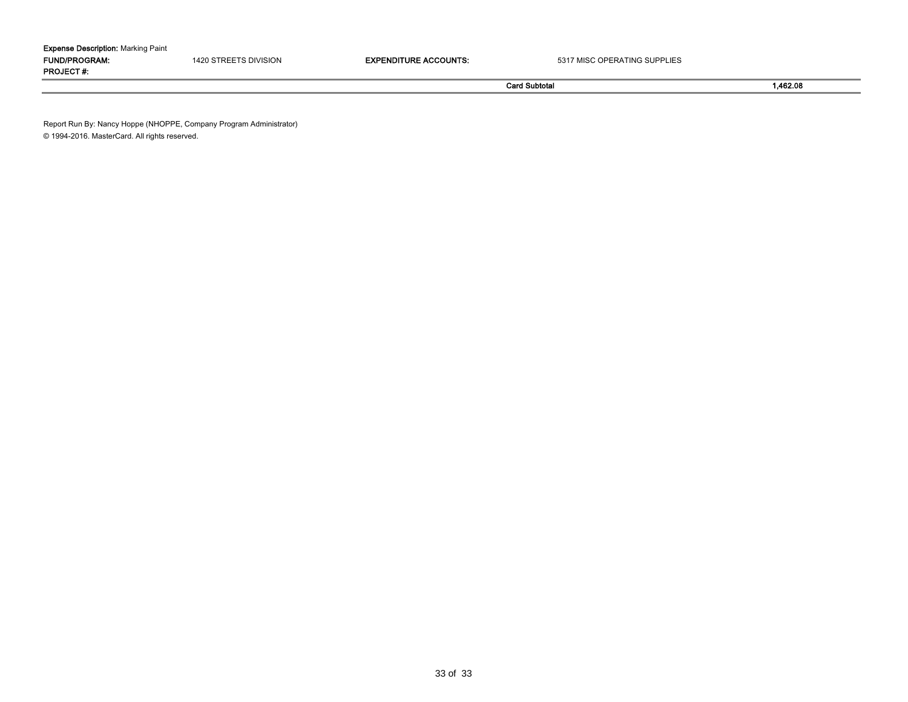**Expense Description:** Marking Paint

| | | | |
|---|---|---|---|
| **FUND/PROGRAM:** | 1420 STREETS DIVISION | **EXPENDITURE ACCOUNTS:** | 5317 MISC OPERATING SUPPLIES |
| **PROJECT #:** | | | |

| | |
|---|---|
| **Card Subtotal** | **1,462.08** |

Report Run By: Nancy Hoppe (NHOPPE, Company Program Administrator)

© 1994-2016. MasterCard. All rights reserved.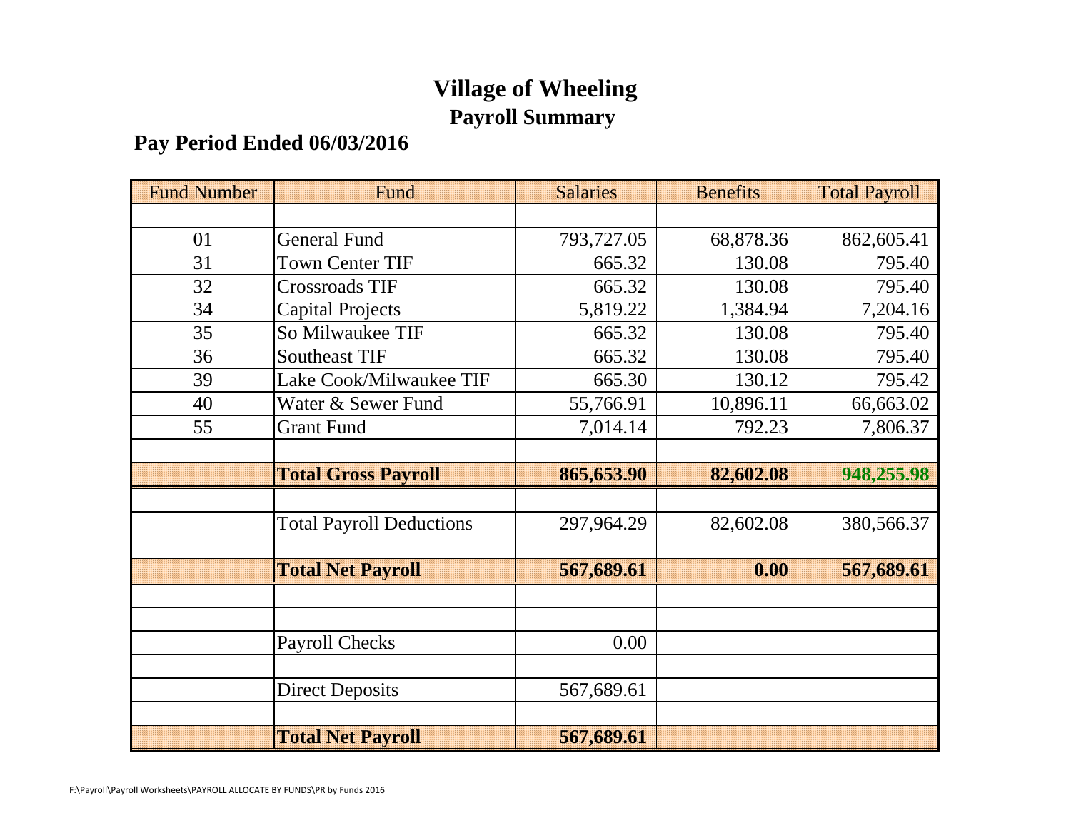# Village of Wheeling

## Payroll Summary

### Pay Period Ended 06/03/2016

| Fund Number | Fund | Salaries | Benefits | Total Payroll |
|---|---|---|---|---|
| | | | | |
| 01 | General Fund | 793,727.05 | 68,878.36 | 862,605.41 |
| 31 | Town Center TIF | 665.32 | 130.08 | 795.40 |
| 32 | Crossroads TIF | 665.32 | 130.08 | 795.40 |
| 34 | Capital Projects | 5,819.22 | 1,384.94 | 7,204.16 |
| 35 | So Milwaukee TIF | 665.32 | 130.08 | 795.40 |
| 36 | Southeast TIF | 665.32 | 130.08 | 795.40 |
| 39 | Lake Cook/Milwaukee TIF | 665.30 | 130.12 | 795.42 |
| 40 | Water & Sewer Fund | 55,766.91 | 10,896.11 | 66,663.02 |
| 55 | Grant Fund | 7,014.14 | 792.23 | 7,806.37 |
| | | | | |
| | **Total Gross Payroll** | **865,653.90** | **82,602.08** | **948,255.98** |
| | | | | |
| | Total Payroll Deductions | 297,964.29 | 82,602.08 | 380,566.37 |
| | | | | |
| | **Total Net Payroll** | **567,689.61** | **0.00** | **567,689.61** |
| | | | | |
| | | | | |
| | Payroll Checks | 0.00 | | |
| | | | | |
| | Direct Deposits | 567,689.61 | | |
| | | | | |
| | **Total Net Payroll** | **567,689.61** | | |

F:\Payroll\Payroll Worksheets\PAYROLL ALLOCATE BY FUNDS\PR by Funds 2016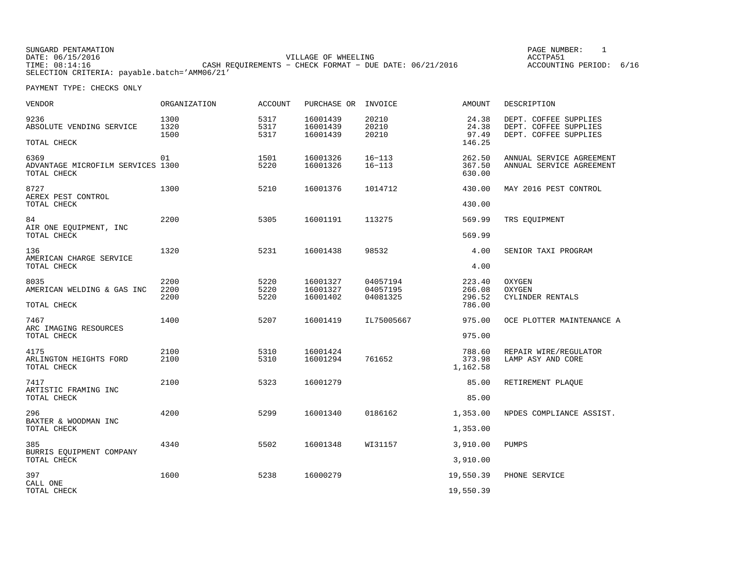SUNGARD PENTAMATION
DATE: 06/15/2016
TIME: 08:14:16
SELECTION CRITERIA: payable.batch='AMM06/21'

VILLAGE OF WHEELING
CASH REQUIREMENTS - CHECK FORMAT - DUE DATE: 06/21/2016

PAGE NUMBER: 1
ACCTPA51
ACCOUNTING PERIOD: 6/16

PAYMENT TYPE: CHECKS ONLY

| VENDOR | ORGANIZATION | ACCOUNT | PURCHASE OR | INVOICE | AMOUNT | DESCRIPTION |
|---|---|---|---|---|---|---|
| 9236 | 1300 | 5317 | 16001439 | 20210 | 24.38 | DEPT. COFFEE SUPPLIES |
| ABSOLUTE VENDING SERVICE | 1320 | 5317 | 16001439 | 20210 | 24.38 | DEPT. COFFEE SUPPLIES |
| | 1500 | 5317 | 16001439 | 20210 | 97.49 | DEPT. COFFEE SUPPLIES |
| TOTAL CHECK | | | | | 146.25 | |
| 6369 | 01 | 1501 | 16001326 | 16-113 | 262.50 | ANNUAL SERVICE AGREEMENT |
| ADVANTAGE MICROFILM SERVICES | 1300 | 5220 | 16001326 | 16-113 | 367.50 | ANNUAL SERVICE AGREEMENT |
| TOTAL CHECK | | | | | 630.00 | |
| 8727 | 1300 | 5210 | 16001376 | 1014712 | 430.00 | MAY 2016 PEST CONTROL |
| AEREX PEST CONTROL | | | | | | |
| TOTAL CHECK | | | | | 430.00 | |
| 84 | 2200 | 5305 | 16001191 | 113275 | 569.99 | TRS EQUIPMENT |
| AIR ONE EQUIPMENT, INC | | | | | | |
| TOTAL CHECK | | | | | 569.99 | |
| 136 | 1320 | 5231 | 16001438 | 98532 | 4.00 | SENIOR TAXI PROGRAM |
| AMERICAN CHARGE SERVICE | | | | | | |
| TOTAL CHECK | | | | | 4.00 | |
| 8035 | 2200 | 5220 | 16001327 | 04057194 | 223.40 | OXYGEN |
| AMERICAN WELDING & GAS INC | 2200 | 5220 | 16001327 | 04057195 | 266.08 | OXYGEN |
| | 2200 | 5220 | 16001402 | 04081325 | 296.52 | CYLINDER RENTALS |
| TOTAL CHECK | | | | | 786.00 | |
| 7467 | 1400 | 5207 | 16001419 | IL75005667 | 975.00 | OCE PLOTTER MAINTENANCE A |
| ARC IMAGING RESOURCES | | | | | | |
| TOTAL CHECK | | | | | 975.00 | |
| 4175 | 2100 | 5310 | 16001424 | | 788.60 | REPAIR WIRE/REGULATOR |
| ARLINGTON HEIGHTS FORD | 2100 | 5310 | 16001294 | 761652 | 373.98 | LAMP ASY AND CORE |
| TOTAL CHECK | | | | | 1,162.58 | |
| 7417 | 2100 | 5323 | 16001279 | | 85.00 | RETIREMENT PLAQUE |
| ARTISTIC FRAMING INC | | | | | | |
| TOTAL CHECK | | | | | 85.00 | |
| 296 | 4200 | 5299 | 16001340 | 0186162 | 1,353.00 | NPDES COMPLIANCE ASSIST. |
| BAXTER & WOODMAN INC | | | | | | |
| TOTAL CHECK | | | | | 1,353.00 | |
| 385 | 4340 | 5502 | 16001348 | WI31157 | 3,910.00 | PUMPS |
| BURRIS EQUIPMENT COMPANY | | | | | | |
| TOTAL CHECK | | | | | 3,910.00 | |
| 397 | 1600 | 5238 | 16000279 | | 19,550.39 | PHONE SERVICE |
| CALL ONE | | | | | | |
| TOTAL CHECK | | | | | 19,550.39 | |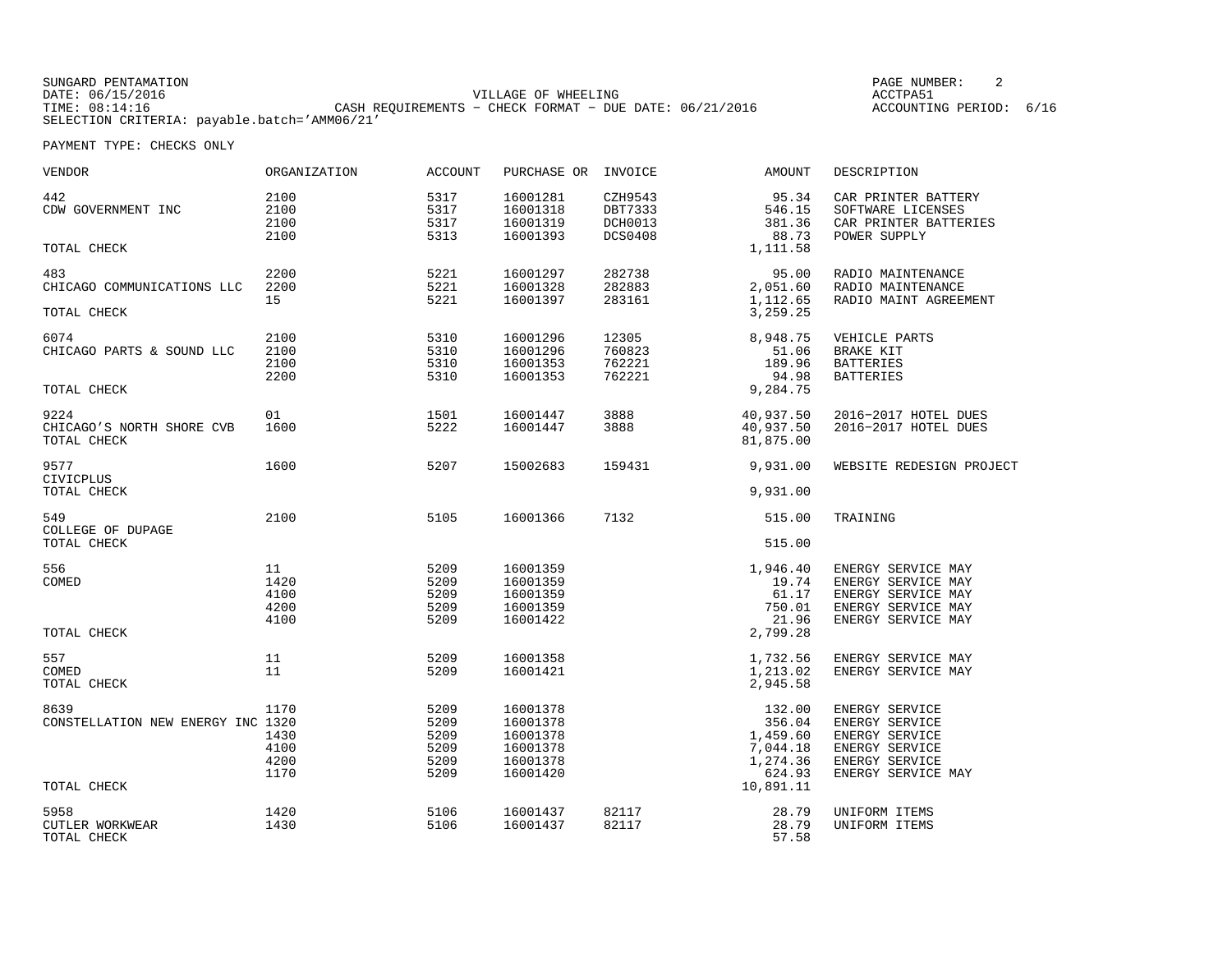SUNGARD PENTAMATION
DATE: 06/15/2016
TIME: 08:14:16
SELECTION CRITERIA: payable.batch='AMM06/21'

VILLAGE OF WHEELING
CASH REQUIREMENTS - CHECK FORMAT - DUE DATE: 06/21/2016

PAGE NUMBER: 2
ACCTPA51
ACCOUNTING PERIOD: 6/16

PAYMENT TYPE: CHECKS ONLY

| VENDOR | ORGANIZATION | ACCOUNT | PURCHASE OR | INVOICE | AMOUNT | DESCRIPTION |
|---|---|---|---|---|---|---|
| 442 | 2100 | 5317 | 16001281 | CZH9543 | 95.34 | CAR PRINTER BATTERY |
| CDW GOVERNMENT INC | 2100 | 5317 | 16001318 | DBT7333 | 546.15 | SOFTWARE LICENSES |
| | 2100 | 5317 | 16001319 | DCH0013 | 381.36 | CAR PRINTER BATTERIES |
| | 2100 | 5313 | 16001393 | DCS0408 | 88.73 | POWER SUPPLY |
| TOTAL CHECK | | | | | 1,111.58 | |
| 483 | 2200 | 5221 | 16001297 | 282738 | 95.00 | RADIO MAINTENANCE |
| CHICAGO COMMUNICATIONS LLC | 2200 | 5221 | 16001328 | 282883 | 2,051.60 | RADIO MAINTENANCE |
| | 15 | 5221 | 16001397 | 283161 | 1,112.65 | RADIO MAINT AGREEMENT |
| TOTAL CHECK | | | | | 3,259.25 | |
| 6074 | 2100 | 5310 | 16001296 | 12305 | 8,948.75 | VEHICLE PARTS |
| CHICAGO PARTS & SOUND LLC | 2100 | 5310 | 16001296 | 760823 | 51.06 | BRAKE KIT |
| | 2100 | 5310 | 16001353 | 762221 | 189.96 | BATTERIES |
| | 2200 | 5310 | 16001353 | 762221 | 94.98 | BATTERIES |
| TOTAL CHECK | | | | | 9,284.75 | |
| 9224 | 01 | 1501 | 16001447 | 3888 | 40,937.50 | 2016-2017 HOTEL DUES |
| CHICAGO'S NORTH SHORE CVB | 1600 | 5222 | 16001447 | 3888 | 40,937.50 | 2016-2017 HOTEL DUES |
| TOTAL CHECK | | | | | 81,875.00 | |
| 9577 | 1600 | 5207 | 15002683 | 159431 | 9,931.00 | WEBSITE REDESIGN PROJECT |
| CIVICPLUS | | | | | | |
| TOTAL CHECK | | | | | 9,931.00 | |
| 549 | 2100 | 5105 | 16001366 | 7132 | 515.00 | TRAINING |
| COLLEGE OF DUPAGE | | | | | | |
| TOTAL CHECK | | | | | 515.00 | |
| 556 | 11 | 5209 | 16001359 | | 1,946.40 | ENERGY SERVICE MAY |
| COMED | 1420 | 5209 | 16001359 | | 19.74 | ENERGY SERVICE MAY |
| | 4100 | 5209 | 16001359 | | 61.17 | ENERGY SERVICE MAY |
| | 4200 | 5209 | 16001359 | | 750.01 | ENERGY SERVICE MAY |
| | 4100 | 5209 | 16001422 | | 21.96 | ENERGY SERVICE MAY |
| TOTAL CHECK | | | | | 2,799.28 | |
| 557 | 11 | 5209 | 16001358 | | 1,732.56 | ENERGY SERVICE MAY |
| COMED | 11 | 5209 | 16001421 | | 1,213.02 | ENERGY SERVICE MAY |
| TOTAL CHECK | | | | | 2,945.58 | |
| 8639 | 1170 | 5209 | 16001378 | | 132.00 | ENERGY SERVICE |
| CONSTELLATION NEW ENERGY INC | 1320 | 5209 | 16001378 | | 356.04 | ENERGY SERVICE |
| | 1430 | 5209 | 16001378 | | 1,459.60 | ENERGY SERVICE |
| | 4100 | 5209 | 16001378 | | 7,044.18 | ENERGY SERVICE |
| | 4200 | 5209 | 16001378 | | 1,274.36 | ENERGY SERVICE |
| | 1170 | 5209 | 16001420 | | 624.93 | ENERGY SERVICE MAY |
| TOTAL CHECK | | | | | 10,891.11 | |
| 5958 | 1420 | 5106 | 16001437 | 82117 | 28.79 | UNIFORM ITEMS |
| CUTLER WORKWEAR | 1430 | 5106 | 16001437 | 82117 | 28.79 | UNIFORM ITEMS |
| TOTAL CHECK | | | | | 57.58 | |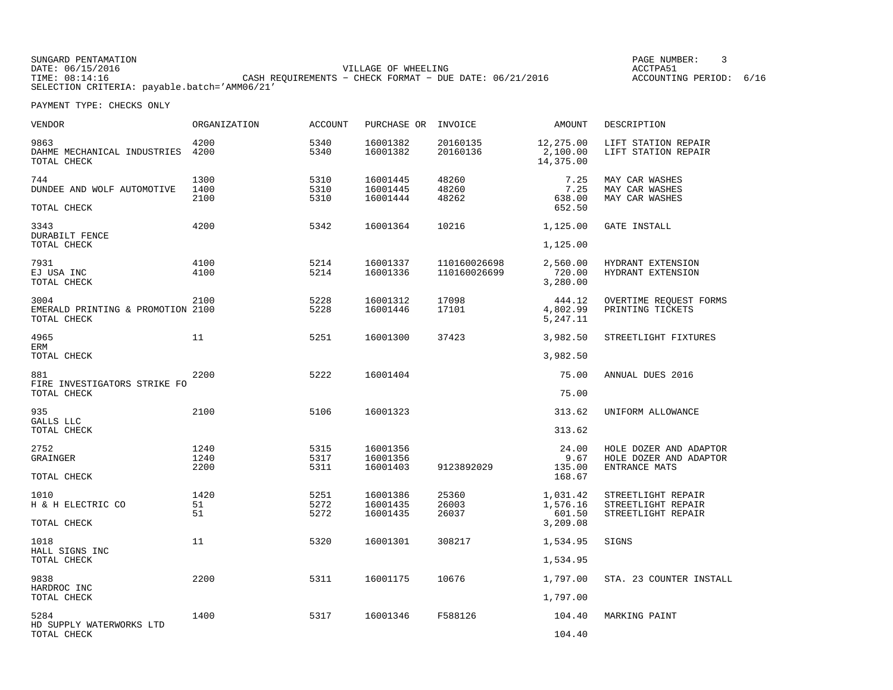SUNGARD PENTAMATION
DATE: 06/15/2016
TIME: 08:14:16
SELECTION CRITERIA: payable.batch='AMM06/21'

VILLAGE OF WHEELING
CASH REQUIREMENTS - CHECK FORMAT - DUE DATE: 06/21/2016

ACCTPA51
ACCOUNTING PERIOD: 6/16

PAYMENT TYPE: CHECKS ONLY

| VENDOR | ORGANIZATION | ACCOUNT | PURCHASE OR | INVOICE | AMOUNT | DESCRIPTION |
|---|---|---|---|---|---|---|
| 9863 | 4200 | 5340 | 16001382 | 20160135 | 12,275.00 | LIFT STATION REPAIR |
| DAHME MECHANICAL INDUSTRIES | 4200 | 5340 | 16001382 | 20160136 | 2,100.00 | LIFT STATION REPAIR |
| TOTAL CHECK | | | | | 14,375.00 | |
| 744 | 1300 | 5310 | 16001445 | 48260 | 7.25 | MAY CAR WASHES |
| DUNDEE AND WOLF AUTOMOTIVE | 1400 | 5310 | 16001445 | 48260 | 7.25 | MAY CAR WASHES |
| | 2100 | 5310 | 16001444 | 48262 | 638.00 | MAY CAR WASHES |
| TOTAL CHECK | | | | | 652.50 | |
| 3343 | 4200 | 5342 | 16001364 | 10216 | 1,125.00 | GATE INSTALL |
| DURABILT FENCE | | | | | | |
| TOTAL CHECK | | | | | 1,125.00 | |
| 7931 | 4100 | 5214 | 16001337 | 110160026698 | 2,560.00 | HYDRANT EXTENSION |
| EJ USA INC | 4100 | 5214 | 16001336 | 110160026699 | 720.00 | HYDRANT EXTENSION |
| TOTAL CHECK | | | | | 3,280.00 | |
| 3004 | 2100 | 5228 | 16001312 | 17098 | 444.12 | OVERTIME REQUEST FORMS |
| EMERALD PRINTING & PROMOTION | 2100 | 5228 | 16001446 | 17101 | 4,802.99 | PRINTING TICKETS |
| TOTAL CHECK | | | | | 5,247.11 | |
| 4965 | 11 | 5251 | 16001300 | 37423 | 3,982.50 | STREETLIGHT FIXTURES |
| ERM | | | | | | |
| TOTAL CHECK | | | | | 3,982.50 | |
| 881 | 2200 | 5222 | 16001404 | | 75.00 | ANNUAL DUES 2016 |
| FIRE INVESTIGATORS STRIKE FO | | | | | | |
| TOTAL CHECK | | | | | 75.00 | |
| 935 | 2100 | 5106 | 16001323 | | 313.62 | UNIFORM ALLOWANCE |
| GALLS LLC | | | | | | |
| TOTAL CHECK | | | | | 313.62 | |
| 2752 | 1240 | 5315 | 16001356 | | 24.00 | HOLE DOZER AND ADAPTOR |
| GRAINGER | 1240 | 5317 | 16001356 | | 9.67 | HOLE DOZER AND ADAPTOR |
| | 2200 | 5311 | 16001403 | 9123892029 | 135.00 | ENTRANCE MATS |
| TOTAL CHECK | | | | | 168.67 | |
| 1010 | 1420 | 5251 | 16001386 | 25360 | 1,031.42 | STREETLIGHT REPAIR |
| H & H ELECTRIC CO | 51 | 5272 | 16001435 | 26003 | 1,576.16 | STREETLIGHT REPAIR |
| | 51 | 5272 | 16001435 | 26037 | 601.50 | STREETLIGHT REPAIR |
| TOTAL CHECK | | | | | 3,209.08 | |
| 1018 | 11 | 5320 | 16001301 | 308217 | 1,534.95 | SIGNS |
| HALL SIGNS INC | | | | | | |
| TOTAL CHECK | | | | | 1,534.95 | |
| 9838 | 2200 | 5311 | 16001175 | 10676 | 1,797.00 | STA. 23 COUNTER INSTALL |
| HARDROC INC | | | | | | |
| TOTAL CHECK | | | | | 1,797.00 | |
| 5284 | 1400 | 5317 | 16001346 | F588126 | 104.40 | MARKING PAINT |
| HD SUPPLY WATERWORKS LTD | | | | | | |
| TOTAL CHECK | | | | | 104.40 | |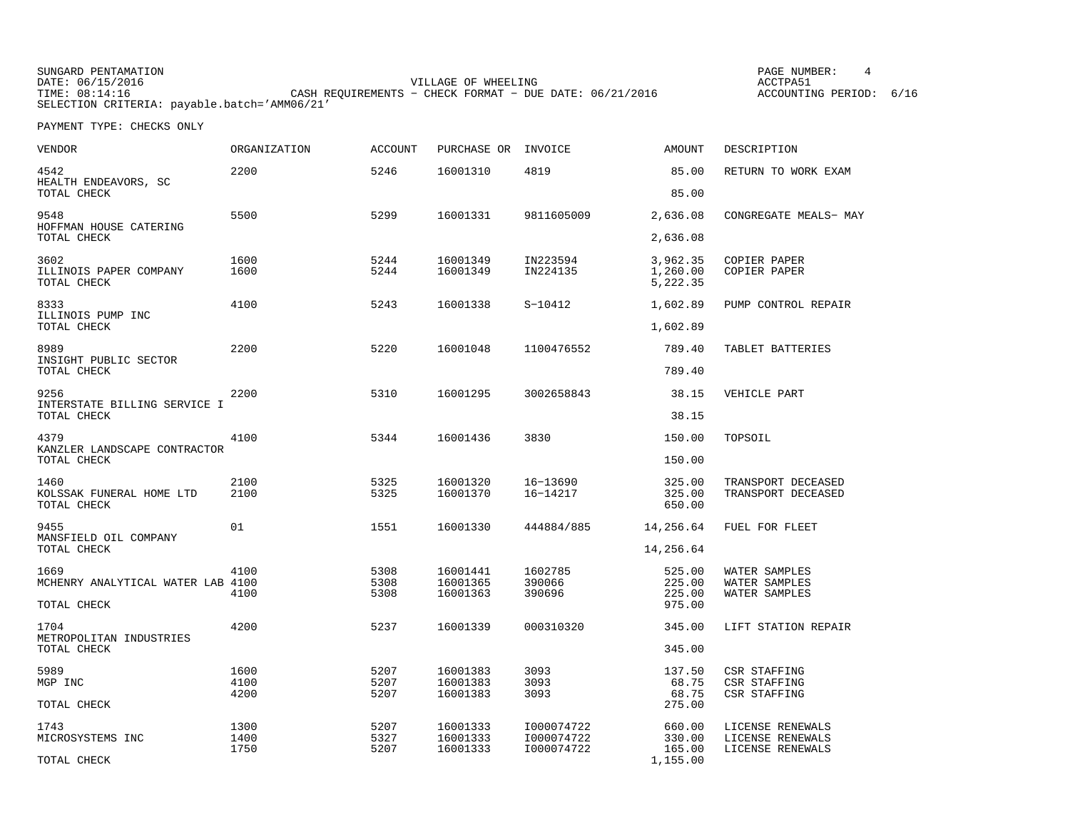SUNGARD PENTAMATION
DATE: 06/15/2016
TIME: 08:14:16
SELECTION CRITERIA: payable.batch='AMM06/21'

VILLAGE OF WHEELING
CASH REQUIREMENTS - CHECK FORMAT - DUE DATE: 06/21/2016

PAGE NUMBER: 4
ACCTPA51
ACCOUNTING PERIOD: 6/16

PAYMENT TYPE: CHECKS ONLY

| VENDOR | ORGANIZATION | ACCOUNT | PURCHASE OR | INVOICE | AMOUNT | DESCRIPTION |
|---|---|---|---|---|---|---|
| 4542 | 2200 | 5246 | 16001310 | 4819 | 85.00 | RETURN TO WORK EXAM |
| HEALTH ENDEAVORS, SC | | | | | | |
| TOTAL CHECK | | | | | 85.00 | |
| 9548 | 5500 | 5299 | 16001331 | 9811605009 | 2,636.08 | CONGREGATE MEALS- MAY |
| HOFFMAN HOUSE CATERING | | | | | | |
| TOTAL CHECK | | | | | 2,636.08 | |
| 3602 | 1600 | 5244 | 16001349 | IN223594 | 3,962.35 | COPIER PAPER |
| ILLINOIS PAPER COMPANY | 1600 | 5244 | 16001349 | IN224135 | 1,260.00 | COPIER PAPER |
| TOTAL CHECK | | | | | 5,222.35 | |
| 8333 | 4100 | 5243 | 16001338 | S-10412 | 1,602.89 | PUMP CONTROL REPAIR |
| ILLINOIS PUMP INC | | | | | | |
| TOTAL CHECK | | | | | 1,602.89 | |
| 8989 | 2200 | 5220 | 16001048 | 1100476552 | 789.40 | TABLET BATTERIES |
| INSIGHT PUBLIC SECTOR | | | | | | |
| TOTAL CHECK | | | | | 789.40 | |
| 9256 | 2200 | 5310 | 16001295 | 3002658843 | 38.15 | VEHICLE PART |
| INTERSTATE BILLING SERVICE I | | | | | | |
| TOTAL CHECK | | | | | 38.15 | |
| 4379 | 4100 | 5344 | 16001436 | 3830 | 150.00 | TOPSOIL |
| KANZLER LANDSCAPE CONTRACTOR | | | | | | |
| TOTAL CHECK | | | | | 150.00 | |
| 1460 | 2100 | 5325 | 16001320 | 16-13690 | 325.00 | TRANSPORT DECEASED |
| KOLSSAK FUNERAL HOME LTD | 2100 | 5325 | 16001370 | 16-14217 | 325.00 | TRANSPORT DECEASED |
| TOTAL CHECK | | | | | 650.00 | |
| 9455 | 01 | 1551 | 16001330 | 444884/885 | 14,256.64 | FUEL FOR FLEET |
| MANSFIELD OIL COMPANY | | | | | | |
| TOTAL CHECK | | | | | 14,256.64 | |
| 1669 | 4100 | 5308 | 16001441 | 1602785 | 525.00 | WATER SAMPLES |
| MCHENRY ANALYTICAL WATER LAB | 4100 | 5308 | 16001365 | 390066 | 225.00 | WATER SAMPLES |
| | 4100 | 5308 | 16001363 | 390696 | 225.00 | WATER SAMPLES |
| TOTAL CHECK | | | | | 975.00 | |
| 1704 | 4200 | 5237 | 16001339 | 000310320 | 345.00 | LIFT STATION REPAIR |
| METROPOLITAN INDUSTRIES | | | | | | |
| TOTAL CHECK | | | | | 345.00 | |
| 5989 | 1600 | 5207 | 16001383 | 3093 | 137.50 | CSR STAFFING |
| MGP INC | 4100 | 5207 | 16001383 | 3093 | 68.75 | CSR STAFFING |
| | 4200 | 5207 | 16001383 | 3093 | 68.75 | CSR STAFFING |
| TOTAL CHECK | | | | | 275.00 | |
| 1743 | 1300 | 5207 | 16001333 | I000074722 | 660.00 | LICENSE RENEWALS |
| MICROSYSTEMS INC | 1400 | 5327 | 16001333 | I000074722 | 330.00 | LICENSE RENEWALS |
| | 1750 | 5207 | 16001333 | I000074722 | 165.00 | LICENSE RENEWALS |
| TOTAL CHECK | | | | | 1,155.00 | |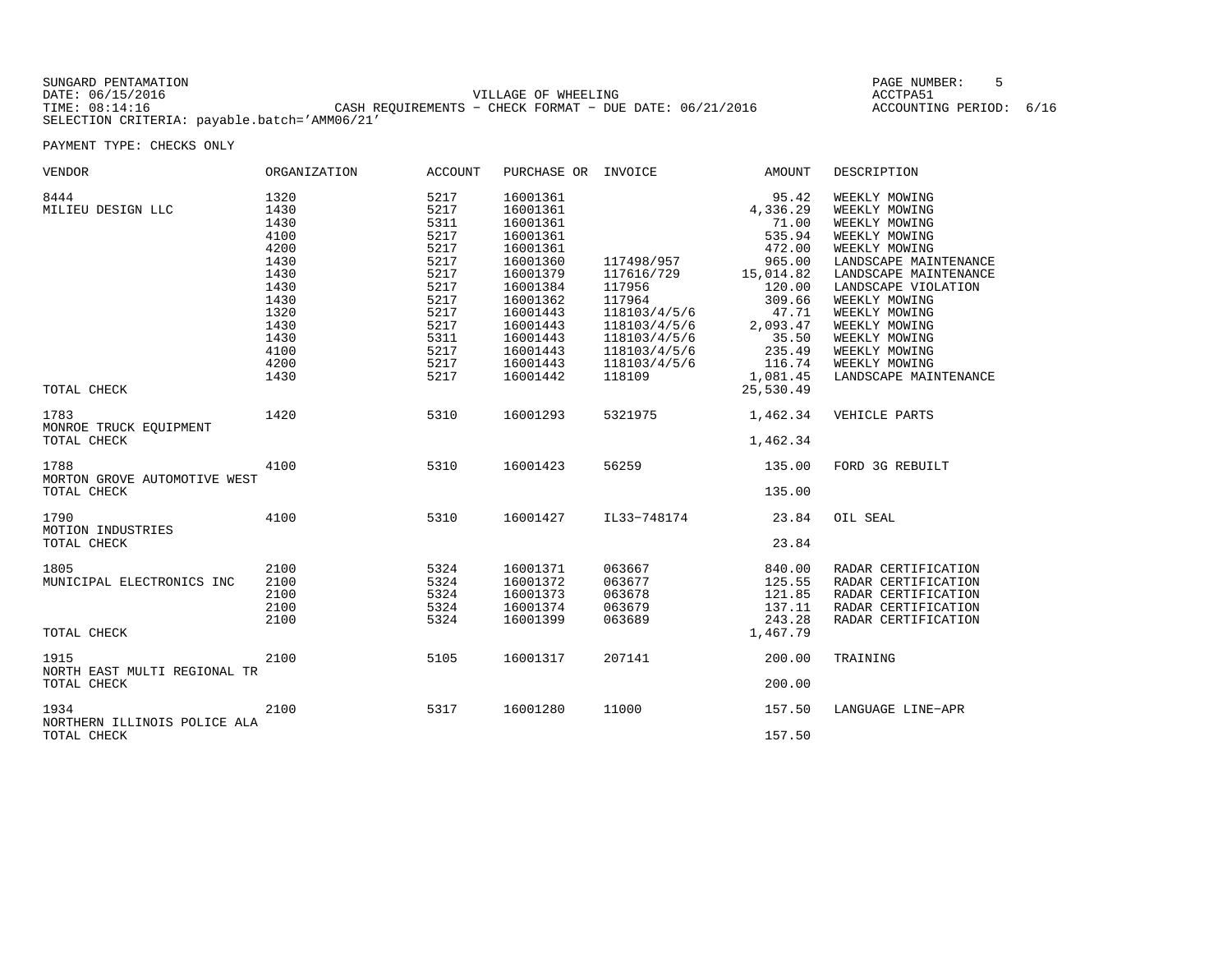SUNGARD PENTAMATION
DATE: 06/15/2016
TIME: 08:14:16
SELECTION CRITERIA: payable.batch='AMM06/21'

VILLAGE OF WHEELING
CASH REQUIREMENTS - CHECK FORMAT - DUE DATE: 06/21/2016

PAGE NUMBER: 5
ACCTPA51
ACCOUNTING PERIOD: 6/16

PAYMENT TYPE: CHECKS ONLY

| VENDOR | ORGANIZATION | ACCOUNT | PURCHASE OR | INVOICE | AMOUNT | DESCRIPTION |
|---|---|---|---|---|---|---|
| 8444 | 1320 | 5217 | 16001361 | | 95.42 | WEEKLY MOWING |
| MILIEU DESIGN LLC | 1430 | 5217 | 16001361 | | 4,336.29 | WEEKLY MOWING |
| | 1430 | 5311 | 16001361 | | 71.00 | WEEKLY MOWING |
| | 4100 | 5217 | 16001361 | | 535.94 | WEEKLY MOWING |
| | 4200 | 5217 | 16001361 | | 472.00 | WEEKLY MOWING |
| | 1430 | 5217 | 16001360 | 117498/957 | 965.00 | LANDSCAPE MAINTENANCE |
| | 1430 | 5217 | 16001379 | 117616/729 | 15,014.82 | LANDSCAPE MAINTENANCE |
| | 1430 | 5217 | 16001384 | 117956 | 120.00 | LANDSCAPE VIOLATION |
| | 1430 | 5217 | 16001362 | 117964 | 309.66 | WEEKLY MOWING |
| | 1320 | 5217 | 16001443 | 118103/4/5/6 | 47.71 | WEEKLY MOWING |
| | 1430 | 5217 | 16001443 | 118103/4/5/6 | 2,093.47 | WEEKLY MOWING |
| | 1430 | 5311 | 16001443 | 118103/4/5/6 | 35.50 | WEEKLY MOWING |
| | 4100 | 5217 | 16001443 | 118103/4/5/6 | 235.49 | WEEKLY MOWING |
| | 4200 | 5217 | 16001443 | 118103/4/5/6 | 116.74 | WEEKLY MOWING |
| | 1430 | 5217 | 16001442 | 118109 | 1,081.45 | LANDSCAPE MAINTENANCE |
| TOTAL CHECK | | | | | 25,530.49 | |
| 1783 | 1420 | 5310 | 16001293 | 5321975 | 1,462.34 | VEHICLE PARTS |
| MONROE TRUCK EQUIPMENT | | | | | | |
| TOTAL CHECK | | | | | 1,462.34 | |
| 1788 | 4100 | 5310 | 16001423 | 56259 | 135.00 | FORD 3G REBUILT |
| MORTON GROVE AUTOMOTIVE WEST | | | | | | |
| TOTAL CHECK | | | | | 135.00 | |
| 1790 | 4100 | 5310 | 16001427 | IL33-748174 | 23.84 | OIL SEAL |
| MOTION INDUSTRIES | | | | | | |
| TOTAL CHECK | | | | | 23.84 | |
| 1805 | 2100 | 5324 | 16001371 | 063667 | 840.00 | RADAR CERTIFICATION |
| MUNICIPAL ELECTRONICS INC | 2100 | 5324 | 16001372 | 063677 | 125.55 | RADAR CERTIFICATION |
| | 2100 | 5324 | 16001373 | 063678 | 121.85 | RADAR CERTIFICATION |
| | 2100 | 5324 | 16001374 | 063679 | 137.11 | RADAR CERTIFICATION |
| | 2100 | 5324 | 16001399 | 063689 | 243.28 | RADAR CERTIFICATION |
| TOTAL CHECK | | | | | 1,467.79 | |
| 1915 | 2100 | 5105 | 16001317 | 207141 | 200.00 | TRAINING |
| NORTH EAST MULTI REGIONAL TR | | | | | | |
| TOTAL CHECK | | | | | 200.00 | |
| 1934 | 2100 | 5317 | 16001280 | 11000 | 157.50 | LANGUAGE LINE-APR |
| NORTHERN ILLINOIS POLICE ALA | | | | | | |
| TOTAL CHECK | | | | | 157.50 | |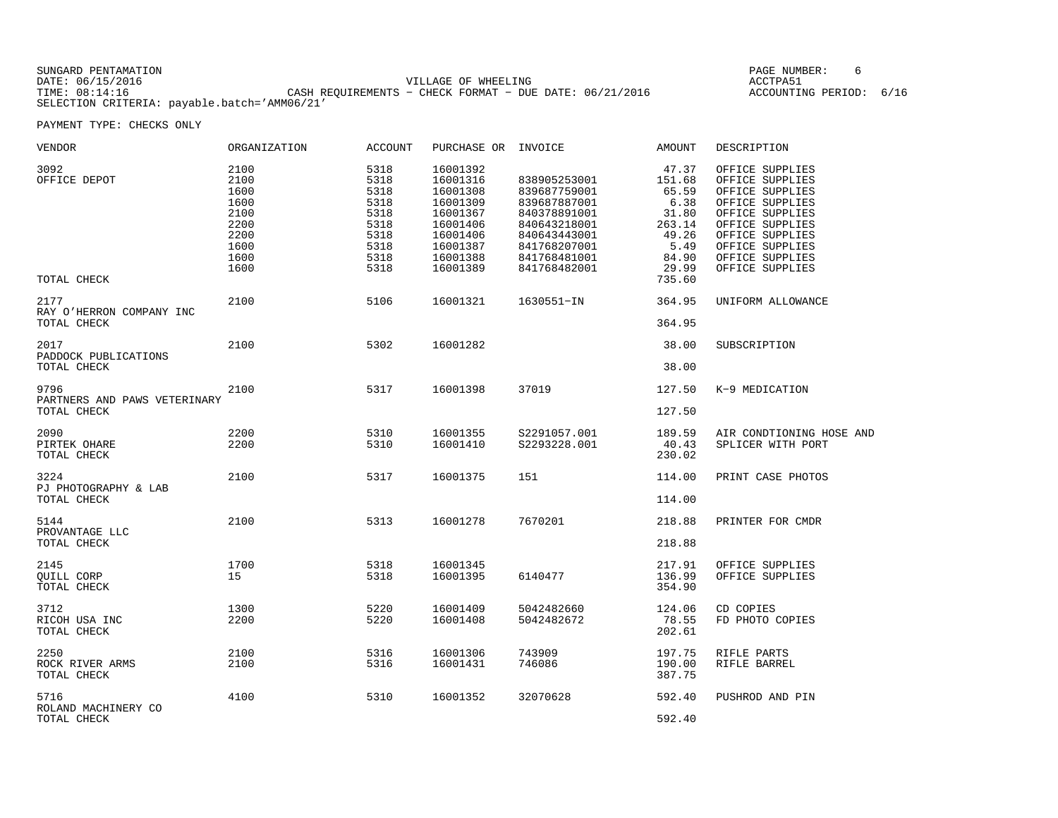SUNGARD PENTAMATION
DATE: 06/15/2016
TIME: 08:14:16

VILLAGE OF WHEELING
CASH REQUIREMENTS - CHECK FORMAT - DUE DATE: 06/21/2016

PAGE NUMBER: 6
ACCTPA51
ACCOUNTING PERIOD: 6/16

SELECTION CRITERIA: payable.batch='AMM06/21'

PAYMENT TYPE: CHECKS ONLY

| VENDOR | ORGANIZATION | ACCOUNT | PURCHASE OR | INVOICE | AMOUNT | DESCRIPTION |
|---|---|---|---|---|---|---|
| 3092 | 2100 | 5318 | 16001392 | | 47.37 | OFFICE SUPPLIES |
| OFFICE DEPOT | 2100 | 5318 | 16001316 | 838905253001 | 151.68 | OFFICE SUPPLIES |
| | 1600 | 5318 | 16001308 | 839687759001 | 65.59 | OFFICE SUPPLIES |
| | 1600 | 5318 | 16001309 | 839687887001 | 6.38 | OFFICE SUPPLIES |
| | 2100 | 5318 | 16001367 | 840378891001 | 31.80 | OFFICE SUPPLIES |
| | 2200 | 5318 | 16001406 | 840643218001 | 263.14 | OFFICE SUPPLIES |
| | 2200 | 5318 | 16001406 | 840643443001 | 49.26 | OFFICE SUPPLIES |
| | 1600 | 5318 | 16001387 | 841768207001 | 5.49 | OFFICE SUPPLIES |
| | 1600 | 5318 | 16001388 | 841768481001 | 84.90 | OFFICE SUPPLIES |
| | 1600 | 5318 | 16001389 | 841768482001 | 29.99 | OFFICE SUPPLIES |
| TOTAL CHECK | | | | | 735.60 | |
| 2177 | 2100 | 5106 | 16001321 | 1630551-IN | 364.95 | UNIFORM ALLOWANCE |
| RAY O'HERRON COMPANY INC | | | | | | |
| TOTAL CHECK | | | | | 364.95 | |
| 2017 | 2100 | 5302 | 16001282 | | 38.00 | SUBSCRIPTION |
| PADDOCK PUBLICATIONS | | | | | | |
| TOTAL CHECK | | | | | 38.00 | |
| 9796 | 2100 | 5317 | 16001398 | 37019 | 127.50 | K-9 MEDICATION |
| PARTNERS AND PAWS VETERINARY | | | | | | |
| TOTAL CHECK | | | | | 127.50 | |
| 2090 | 2200 | 5310 | 16001355 | S2291057.001 | 189.59 | AIR CONDTIONING HOSE AND |
| PIRTEK OHARE | 2200 | 5310 | 16001410 | S2293228.001 | 40.43 | SPLICER WITH PORT |
| TOTAL CHECK | | | | | 230.02 | |
| 3224 | 2100 | 5317 | 16001375 | 151 | 114.00 | PRINT CASE PHOTOS |
| PJ PHOTOGRAPHY & LAB | | | | | | |
| TOTAL CHECK | | | | | 114.00 | |
| 5144 | 2100 | 5313 | 16001278 | 7670201 | 218.88 | PRINTER FOR CMDR |
| PROVANTAGE LLC | | | | | | |
| TOTAL CHECK | | | | | 218.88 | |
| 2145 | 1700 | 5318 | 16001345 | | 217.91 | OFFICE SUPPLIES |
| QUILL CORP | 15 | 5318 | 16001395 | 6140477 | 136.99 | OFFICE SUPPLIES |
| TOTAL CHECK | | | | | 354.90 | |
| 3712 | 1300 | 5220 | 16001409 | 5042482660 | 124.06 | CD COPIES |
| RICOH USA INC | 2200 | 5220 | 16001408 | 5042482672 | 78.55 | FD PHOTO COPIES |
| TOTAL CHECK | | | | | 202.61 | |
| 2250 | 2100 | 5316 | 16001306 | 743909 | 197.75 | RIFLE PARTS |
| ROCK RIVER ARMS | 2100 | 5316 | 16001431 | 746086 | 190.00 | RIFLE BARREL |
| TOTAL CHECK | | | | | 387.75 | |
| 5716 | 4100 | 5310 | 16001352 | 32070628 | 592.40 | PUSHROD AND PIN |
| ROLAND MACHINERY CO | | | | | | |
| TOTAL CHECK | | | | | 592.40 | |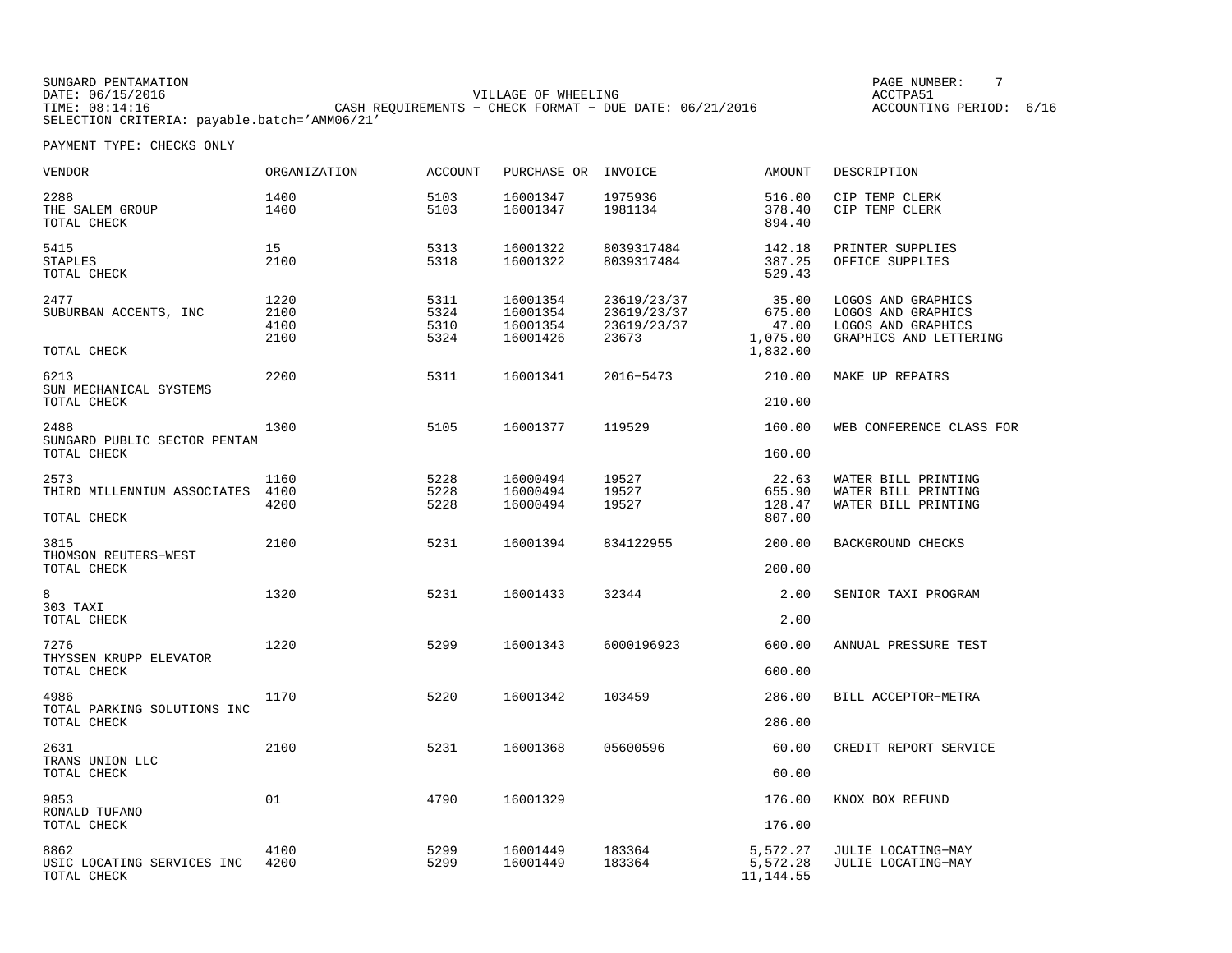SUNGARD PENTAMATION
DATE: 06/15/2016
TIME: 08:14:16
SELECTION CRITERIA: payable.batch='AMM06/21'

VILLAGE OF WHEELING
CASH REQUIREMENTS - CHECK FORMAT - DUE DATE: 06/21/2016

PAGE NUMBER: 7
ACCTPA51
ACCOUNTING PERIOD: 6/16

PAYMENT TYPE: CHECKS ONLY

| VENDOR | ORGANIZATION | ACCOUNT | PURCHASE OR | INVOICE | AMOUNT | DESCRIPTION |
|---|---|---|---|---|---|---|
| 2288 | 1400 | 5103 | 16001347 | 1975936 | 516.00 | CIP TEMP CLERK |
| THE SALEM GROUP | 1400 | 5103 | 16001347 | 1981134 | 378.40 | CIP TEMP CLERK |
| TOTAL CHECK | | | | | 894.40 | |
| 5415 | 15 | 5313 | 16001322 | 8039317484 | 142.18 | PRINTER SUPPLIES |
| STAPLES | 2100 | 5318 | 16001322 | 8039317484 | 387.25 | OFFICE SUPPLIES |
| TOTAL CHECK | | | | | 529.43 | |
| 2477 | 1220 | 5311 | 16001354 | 23619/23/37 | 35.00 | LOGOS AND GRAPHICS |
| SUBURBAN ACCENTS, INC | 2100 | 5324 | 16001354 | 23619/23/37 | 675.00 | LOGOS AND GRAPHICS |
| | 4100 | 5310 | 16001354 | 23619/23/37 | 47.00 | LOGOS AND GRAPHICS |
| | 2100 | 5324 | 16001426 | 23673 | 1,075.00 | GRAPHICS AND LETTERING |
| TOTAL CHECK | | | | | 1,832.00 | |
| 6213 | 2200 | 5311 | 16001341 | 2016-5473 | 210.00 | MAKE UP REPAIRS |
| SUN MECHANICAL SYSTEMS | | | | | | |
| TOTAL CHECK | | | | | 210.00 | |
| 2488 | 1300 | 5105 | 16001377 | 119529 | 160.00 | WEB CONFERENCE CLASS FOR |
| SUNGARD PUBLIC SECTOR PENTAM | | | | | | |
| TOTAL CHECK | | | | | 160.00 | |
| 2573 | 1160 | 5228 | 16000494 | 19527 | 22.63 | WATER BILL PRINTING |
| THIRD MILLENNIUM ASSOCIATES | 4100 | 5228 | 16000494 | 19527 | 655.90 | WATER BILL PRINTING |
| | 4200 | 5228 | 16000494 | 19527 | 128.47 | WATER BILL PRINTING |
| TOTAL CHECK | | | | | 807.00 | |
| 3815 | 2100 | 5231 | 16001394 | 834122955 | 200.00 | BACKGROUND CHECKS |
| THOMSON REUTERS-WEST | | | | | | |
| TOTAL CHECK | | | | | 200.00 | |
| 8 | 1320 | 5231 | 16001433 | 32344 | 2.00 | SENIOR TAXI PROGRAM |
| 303 TAXI | | | | | | |
| TOTAL CHECK | | | | | 2.00 | |
| 7276 | 1220 | 5299 | 16001343 | 6000196923 | 600.00 | ANNUAL PRESSURE TEST |
| THYSSEN KRUPP ELEVATOR | | | | | | |
| TOTAL CHECK | | | | | 600.00 | |
| 4986 | 1170 | 5220 | 16001342 | 103459 | 286.00 | BILL ACCEPTOR-METRA |
| TOTAL PARKING SOLUTIONS INC | | | | | | |
| TOTAL CHECK | | | | | 286.00 | |
| 2631 | 2100 | 5231 | 16001368 | 05600596 | 60.00 | CREDIT REPORT SERVICE |
| TRANS UNION LLC | | | | | | |
| TOTAL CHECK | | | | | 60.00 | |
| 9853 | 01 | 4790 | 16001329 | | 176.00 | KNOX BOX REFUND |
| RONALD TUFANO | | | | | | |
| TOTAL CHECK | | | | | 176.00 | |
| 8862 | 4100 | 5299 | 16001449 | 183364 | 5,572.27 | JULIE LOCATING-MAY |
| USIC LOCATING SERVICES INC | 4200 | 5299 | 16001449 | 183364 | 5,572.28 | JULIE LOCATING-MAY |
| TOTAL CHECK | | | | | 11,144.55 | |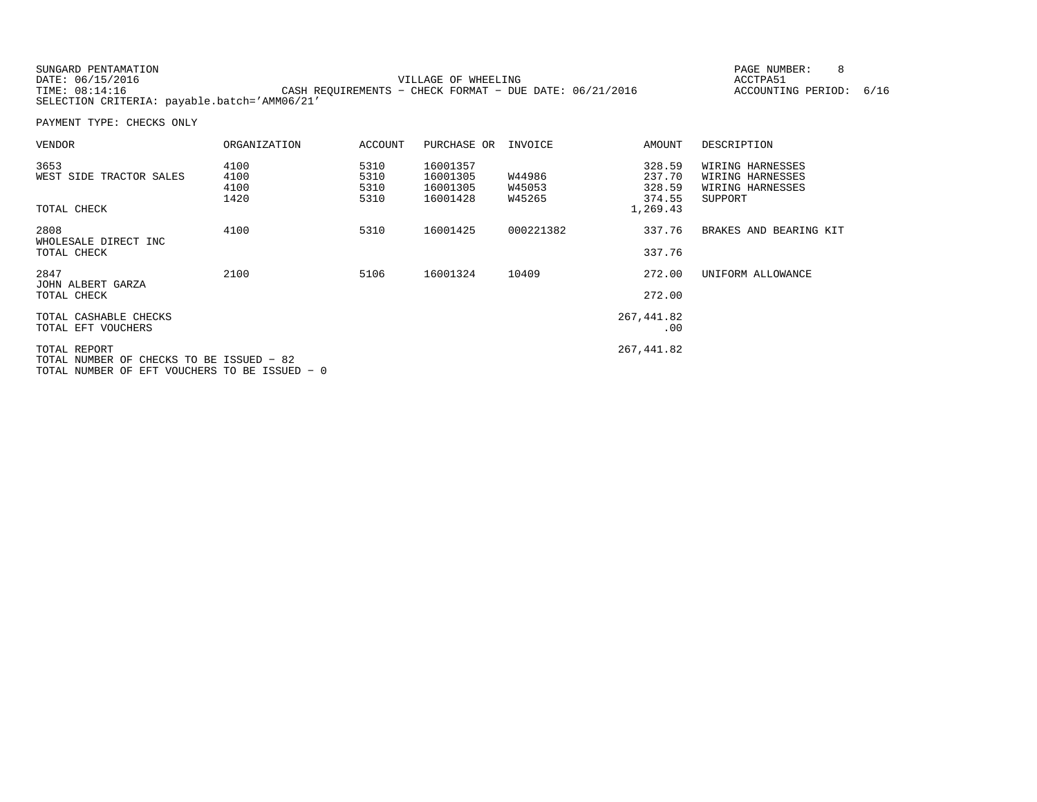SUNGARD PENTAMATION
DATE: 06/15/2016
TIME: 08:14:16
SELECTION CRITERIA: payable.batch='AMM06/21'

VILLAGE OF WHEELING
CASH REQUIREMENTS - CHECK FORMAT - DUE DATE: 06/21/2016

ACCTPA51
ACCOUNTING PERIOD: 6/16

PAYMENT TYPE: CHECKS ONLY

| VENDOR | ORGANIZATION | ACCOUNT | PURCHASE OR | INVOICE | AMOUNT | DESCRIPTION |
|---|---|---|---|---|---|---|
| 3653 | 4100 | 5310 | 16001357 | | 328.59 | WIRING HARNESSES |
| WEST SIDE TRACTOR SALES | 4100 | 5310 | 16001305 | W44986 | 237.70 | WIRING HARNESSES |
| | 4100 | 5310 | 16001305 | W45053 | 328.59 | WIRING HARNESSES |
| | 1420 | 5310 | 16001428 | W45265 | 374.55 | SUPPORT |
| TOTAL CHECK | | | | | 1,269.43 | |
| 2808 | 4100 | 5310 | 16001425 | 000221382 | 337.76 | BRAKES AND BEARING KIT |
| WHOLESALE DIRECT INC | | | | | | |
| TOTAL CHECK | | | | | 337.76 | |
| 2847 | 2100 | 5106 | 16001324 | 10409 | 272.00 | UNIFORM ALLOWANCE |
| JOHN ALBERT GARZA | | | | | | |
| TOTAL CHECK | | | | | 272.00 | |
| TOTAL CASHABLE CHECKS | | | | | 267,441.82 | |
| TOTAL EFT VOUCHERS | | | | | .00 | |
| TOTAL REPORT | | | | | 267,441.82 | |

TOTAL NUMBER OF CHECKS TO BE ISSUED - 82
TOTAL NUMBER OF EFT VOUCHERS TO BE ISSUED - 0